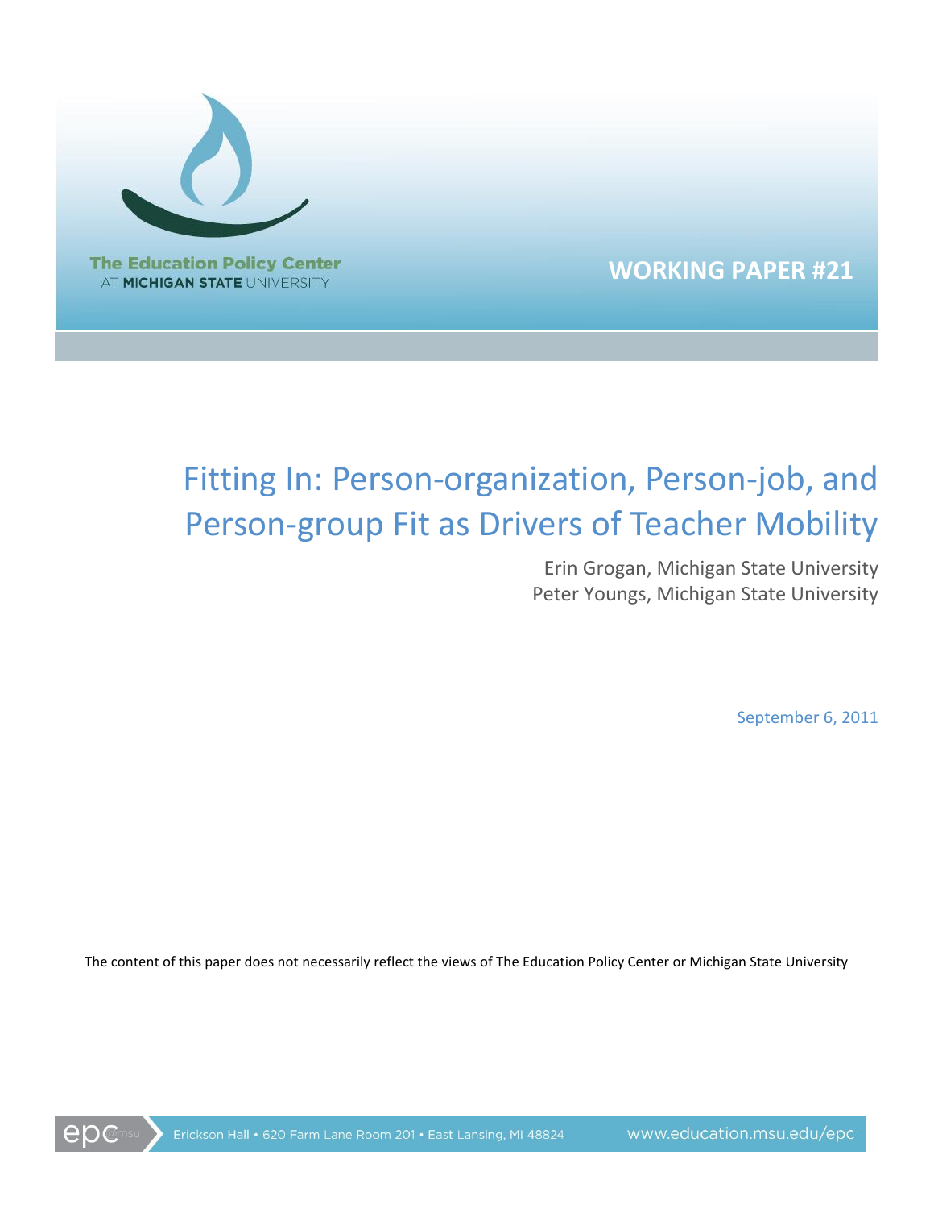The Education Policy Center
AT MICHIGAN STATE UNIVERSITY

**WORKING PAPER #21**

# Fitting In: Person-organization, Person-job, and Person-group Fit as Drivers of Teacher Mobility

Erin Grogan, Michigan State University
Peter Youngs, Michigan State University

September 6, 2011

The content of this paper does not necessarily reflect the views of The Education Policy Center or Michigan State University

epc@msu Erickson Hall • 620 Farm Lane Room 201 • East Lansing, MI 48824 www.education.msu.edu/epc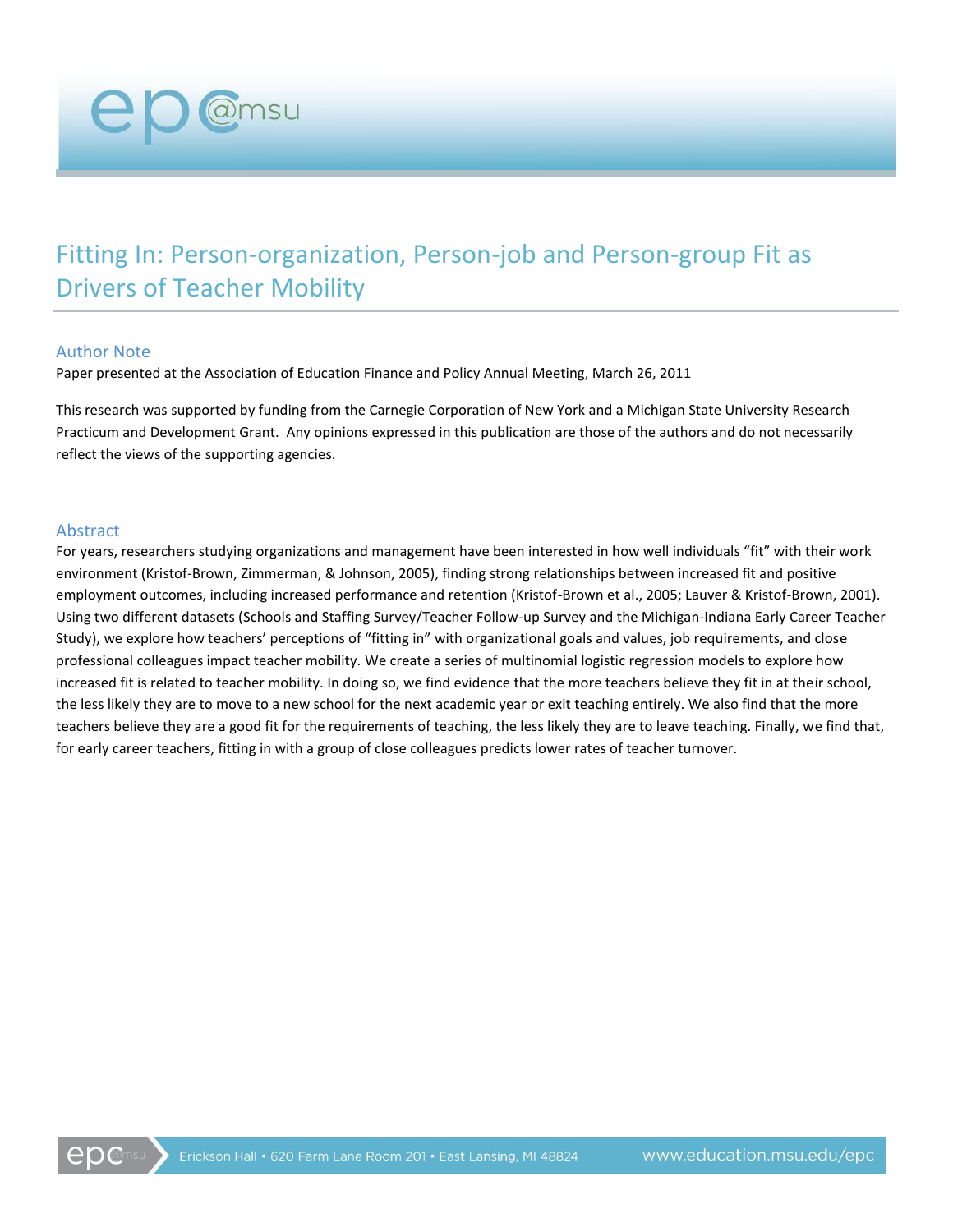# Fitting In: Person-organization, Person-job and Person-group Fit as Drivers of Teacher Mobility

## Author Note

Paper presented at the Association of Education Finance and Policy Annual Meeting, March 26, 2011

This research was supported by funding from the Carnegie Corporation of New York and a Michigan State University Research Practicum and Development Grant. Any opinions expressed in this publication are those of the authors and do not necessarily reflect the views of the supporting agencies.

## Abstract

For years, researchers studying organizations and management have been interested in how well individuals "fit" with their work environment (Kristof-Brown, Zimmerman, & Johnson, 2005), finding strong relationships between increased fit and positive employment outcomes, including increased performance and retention (Kristof-Brown et al., 2005; Lauver & Kristof-Brown, 2001). Using two different datasets (Schools and Staffing Survey/Teacher Follow-up Survey and the Michigan-Indiana Early Career Teacher Study), we explore how teachers' perceptions of "fitting in" with organizational goals and values, job requirements, and close professional colleagues impact teacher mobility. We create a series of multinomial logistic regression models to explore how increased fit is related to teacher mobility. In doing so, we find evidence that the more teachers believe they fit in at their school, the less likely they are to move to a new school for the next academic year or exit teaching entirely. We also find that the more teachers believe they are a good fit for the requirements of teaching, the less likely they are to leave teaching. Finally, we find that, for early career teachers, fitting in with a group of close colleagues predicts lower rates of teacher turnover.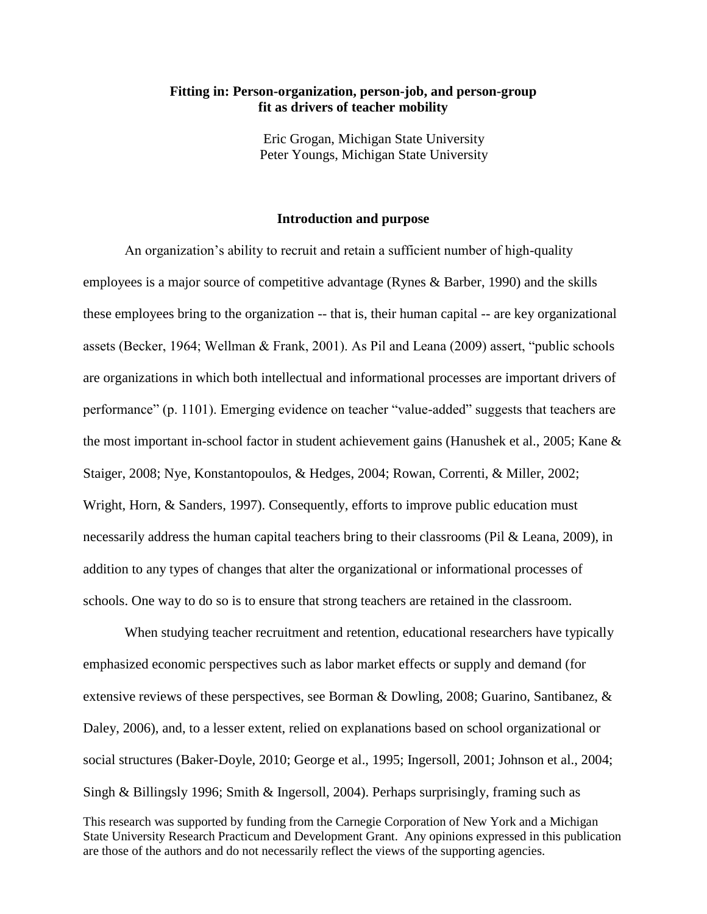# Fitting in: Person-organization, person-job, and person-group fit as drivers of teacher mobility

Eric Grogan, Michigan State University
Peter Youngs, Michigan State University

## Introduction and purpose

An organization's ability to recruit and retain a sufficient number of high-quality employees is a major source of competitive advantage (Rynes & Barber, 1990) and the skills these employees bring to the organization -- that is, their human capital -- are key organizational assets (Becker, 1964; Wellman & Frank, 2001). As Pil and Leana (2009) assert, "public schools are organizations in which both intellectual and informational processes are important drivers of performance" (p. 1101). Emerging evidence on teacher "value-added" suggests that teachers are the most important in-school factor in student achievement gains (Hanushek et al., 2005; Kane & Staiger, 2008; Nye, Konstantopoulos, & Hedges, 2004; Rowan, Correnti, & Miller, 2002; Wright, Horn, & Sanders, 1997). Consequently, efforts to improve public education must necessarily address the human capital teachers bring to their classrooms (Pil & Leana, 2009), in addition to any types of changes that alter the organizational or informational processes of schools. One way to do so is to ensure that strong teachers are retained in the classroom.

When studying teacher recruitment and retention, educational researchers have typically emphasized economic perspectives such as labor market effects or supply and demand (for extensive reviews of these perspectives, see Borman & Dowling, 2008; Guarino, Santibanez, & Daley, 2006), and, to a lesser extent, relied on explanations based on school organizational or social structures (Baker-Doyle, 2010; George et al., 1995; Ingersoll, 2001; Johnson et al., 2004; Singh & Billingsly 1996; Smith & Ingersoll, 2004). Perhaps surprisingly, framing such as

This research was supported by funding from the Carnegie Corporation of New York and a Michigan State University Research Practicum and Development Grant. Any opinions expressed in this publication are those of the authors and do not necessarily reflect the views of the supporting agencies.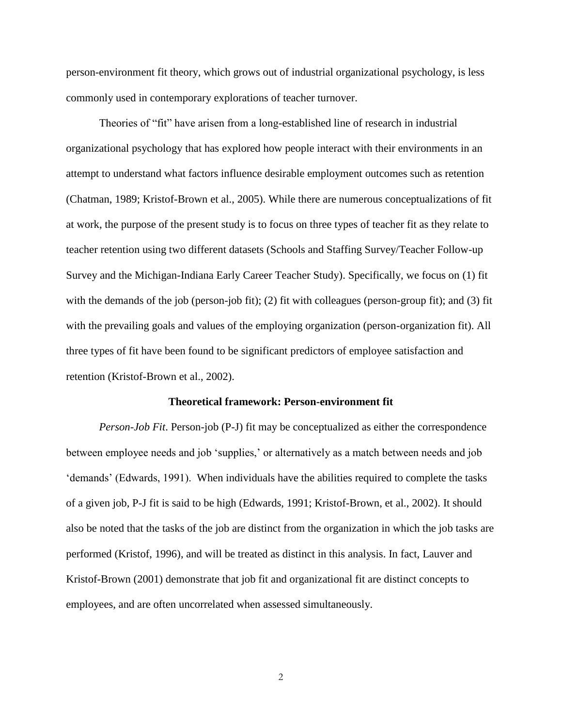person-environment fit theory, which grows out of industrial organizational psychology, is less commonly used in contemporary explorations of teacher turnover.

Theories of "fit" have arisen from a long-established line of research in industrial organizational psychology that has explored how people interact with their environments in an attempt to understand what factors influence desirable employment outcomes such as retention (Chatman, 1989; Kristof-Brown et al., 2005). While there are numerous conceptualizations of fit at work, the purpose of the present study is to focus on three types of teacher fit as they relate to teacher retention using two different datasets (Schools and Staffing Survey/Teacher Follow-up Survey and the Michigan-Indiana Early Career Teacher Study). Specifically, we focus on (1) fit with the demands of the job (person-job fit); (2) fit with colleagues (person-group fit); and (3) fit with the prevailing goals and values of the employing organization (person-organization fit). All three types of fit have been found to be significant predictors of employee satisfaction and retention (Kristof-Brown et al., 2002).

## Theoretical framework: Person-environment fit

*Person-Job Fit*. Person-job (P-J) fit may be conceptualized as either the correspondence between employee needs and job 'supplies,' or alternatively as a match between needs and job 'demands' (Edwards, 1991). When individuals have the abilities required to complete the tasks of a given job, P-J fit is said to be high (Edwards, 1991; Kristof-Brown, et al., 2002). It should also be noted that the tasks of the job are distinct from the organization in which the job tasks are performed (Kristof, 1996), and will be treated as distinct in this analysis. In fact, Lauver and Kristof-Brown (2001) demonstrate that job fit and organizational fit are distinct concepts to employees, and are often uncorrelated when assessed simultaneously.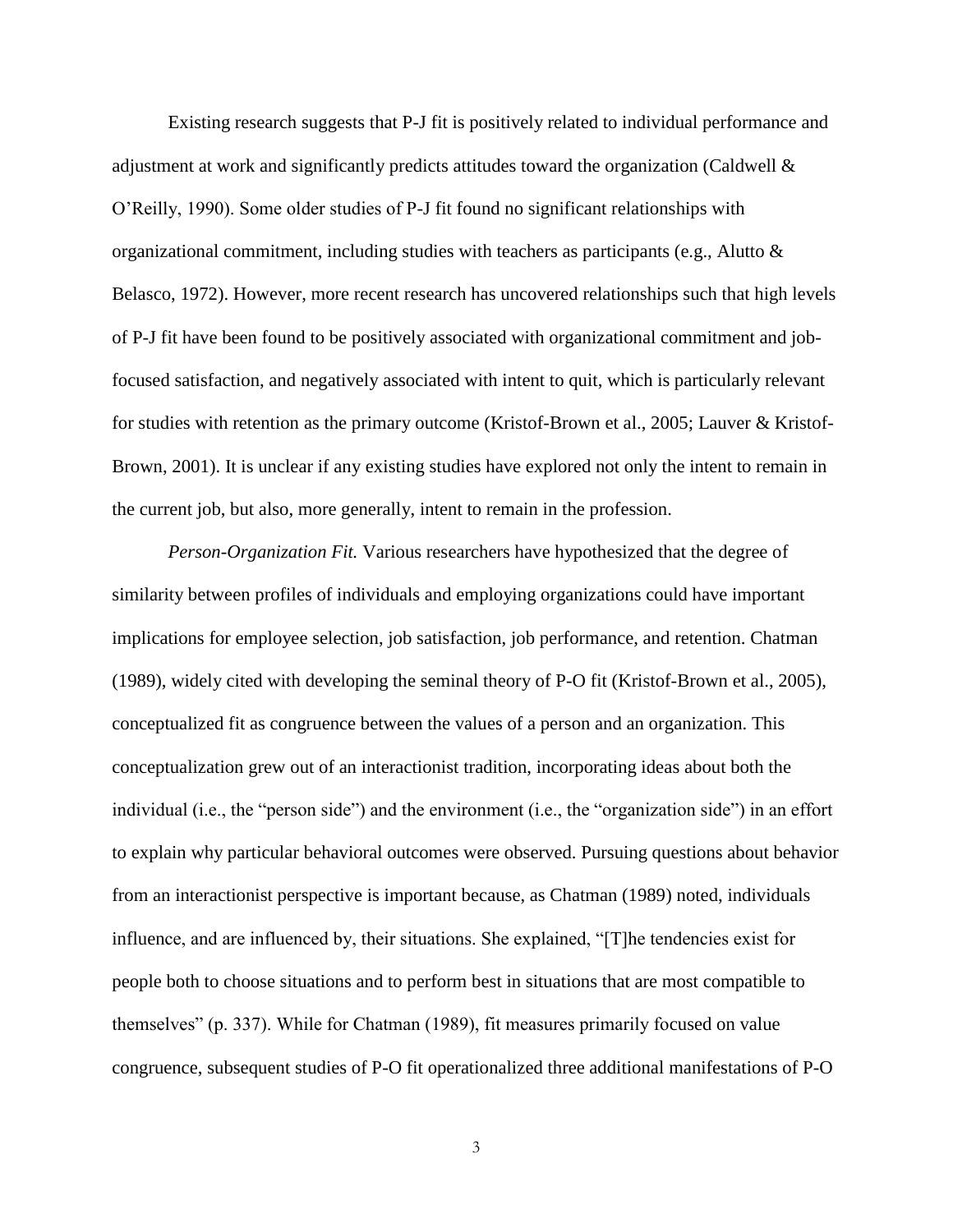Existing research suggests that P-J fit is positively related to individual performance and adjustment at work and significantly predicts attitudes toward the organization (Caldwell & O'Reilly, 1990). Some older studies of P-J fit found no significant relationships with organizational commitment, including studies with teachers as participants (e.g., Alutto & Belasco, 1972). However, more recent research has uncovered relationships such that high levels of P-J fit have been found to be positively associated with organizational commitment and job-focused satisfaction, and negatively associated with intent to quit, which is particularly relevant for studies with retention as the primary outcome (Kristof-Brown et al., 2005; Lauver & Kristof-Brown, 2001). It is unclear if any existing studies have explored not only the intent to remain in the current job, but also, more generally, intent to remain in the profession.

*Person-Organization Fit.* Various researchers have hypothesized that the degree of similarity between profiles of individuals and employing organizations could have important implications for employee selection, job satisfaction, job performance, and retention. Chatman (1989), widely cited with developing the seminal theory of P-O fit (Kristof-Brown et al., 2005), conceptualized fit as congruence between the values of a person and an organization. This conceptualization grew out of an interactionist tradition, incorporating ideas about both the individual (i.e., the "person side") and the environment (i.e., the "organization side") in an effort to explain why particular behavioral outcomes were observed. Pursuing questions about behavior from an interactionist perspective is important because, as Chatman (1989) noted, individuals influence, and are influenced by, their situations. She explained, "[T]he tendencies exist for people both to choose situations and to perform best in situations that are most compatible to themselves" (p. 337). While for Chatman (1989), fit measures primarily focused on value congruence, subsequent studies of P-O fit operationalized three additional manifestations of P-O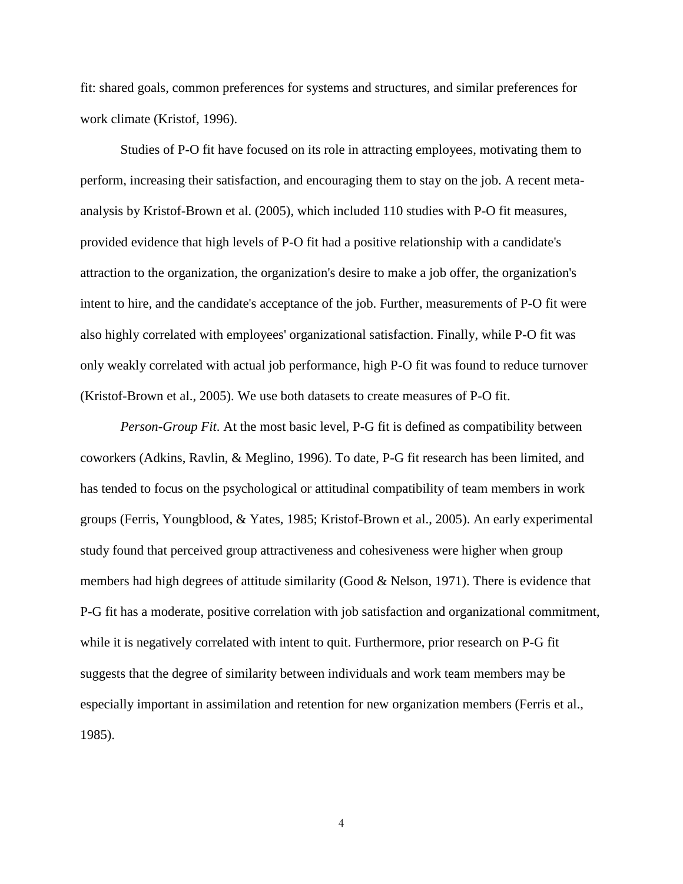fit: shared goals, common preferences for systems and structures, and similar preferences for work climate (Kristof, 1996).

Studies of P-O fit have focused on its role in attracting employees, motivating them to perform, increasing their satisfaction, and encouraging them to stay on the job. A recent meta-analysis by Kristof-Brown et al. (2005), which included 110 studies with P-O fit measures, provided evidence that high levels of P-O fit had a positive relationship with a candidate's attraction to the organization, the organization's desire to make a job offer, the organization's intent to hire, and the candidate's acceptance of the job. Further, measurements of P-O fit were also highly correlated with employees' organizational satisfaction. Finally, while P-O fit was only weakly correlated with actual job performance, high P-O fit was found to reduce turnover (Kristof-Brown et al., 2005). We use both datasets to create measures of P-O fit.

*Person-Group Fit*. At the most basic level, P-G fit is defined as compatibility between coworkers (Adkins, Ravlin, & Meglino, 1996). To date, P-G fit research has been limited, and has tended to focus on the psychological or attitudinal compatibility of team members in work groups (Ferris, Youngblood, & Yates, 1985; Kristof-Brown et al., 2005). An early experimental study found that perceived group attractiveness and cohesiveness were higher when group members had high degrees of attitude similarity (Good & Nelson, 1971). There is evidence that P-G fit has a moderate, positive correlation with job satisfaction and organizational commitment, while it is negatively correlated with intent to quit. Furthermore, prior research on P-G fit suggests that the degree of similarity between individuals and work team members may be especially important in assimilation and retention for new organization members (Ferris et al., 1985).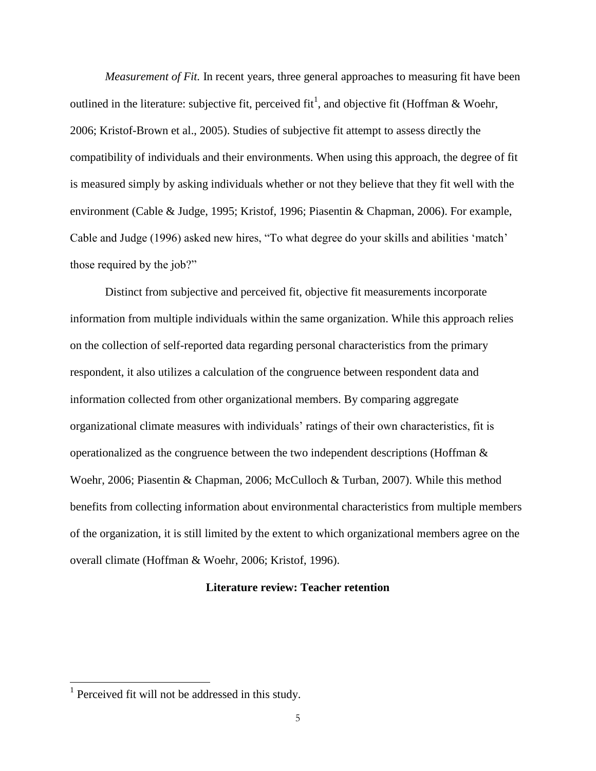*Measurement of Fit.* In recent years, three general approaches to measuring fit have been outlined in the literature: subjective fit, perceived fit[1], and objective fit (Hoffman & Woehr, 2006; Kristof-Brown et al., 2005). Studies of subjective fit attempt to assess directly the compatibility of individuals and their environments. When using this approach, the degree of fit is measured simply by asking individuals whether or not they believe that they fit well with the environment (Cable & Judge, 1995; Kristof, 1996; Piasentin & Chapman, 2006). For example, Cable and Judge (1996) asked new hires, "To what degree do your skills and abilities 'match' those required by the job?"

Distinct from subjective and perceived fit, objective fit measurements incorporate information from multiple individuals within the same organization. While this approach relies on the collection of self-reported data regarding personal characteristics from the primary respondent, it also utilizes a calculation of the congruence between respondent data and information collected from other organizational members. By comparing aggregate organizational climate measures with individuals' ratings of their own characteristics, fit is operationalized as the congruence between the two independent descriptions (Hoffman & Woehr, 2006; Piasentin & Chapman, 2006; McCulloch & Turban, 2007). While this method benefits from collecting information about environmental characteristics from multiple members of the organization, it is still limited by the extent to which organizational members agree on the overall climate (Hoffman & Woehr, 2006; Kristof, 1996).

## Literature review: Teacher retention

[1] Perceived fit will not be addressed in this study.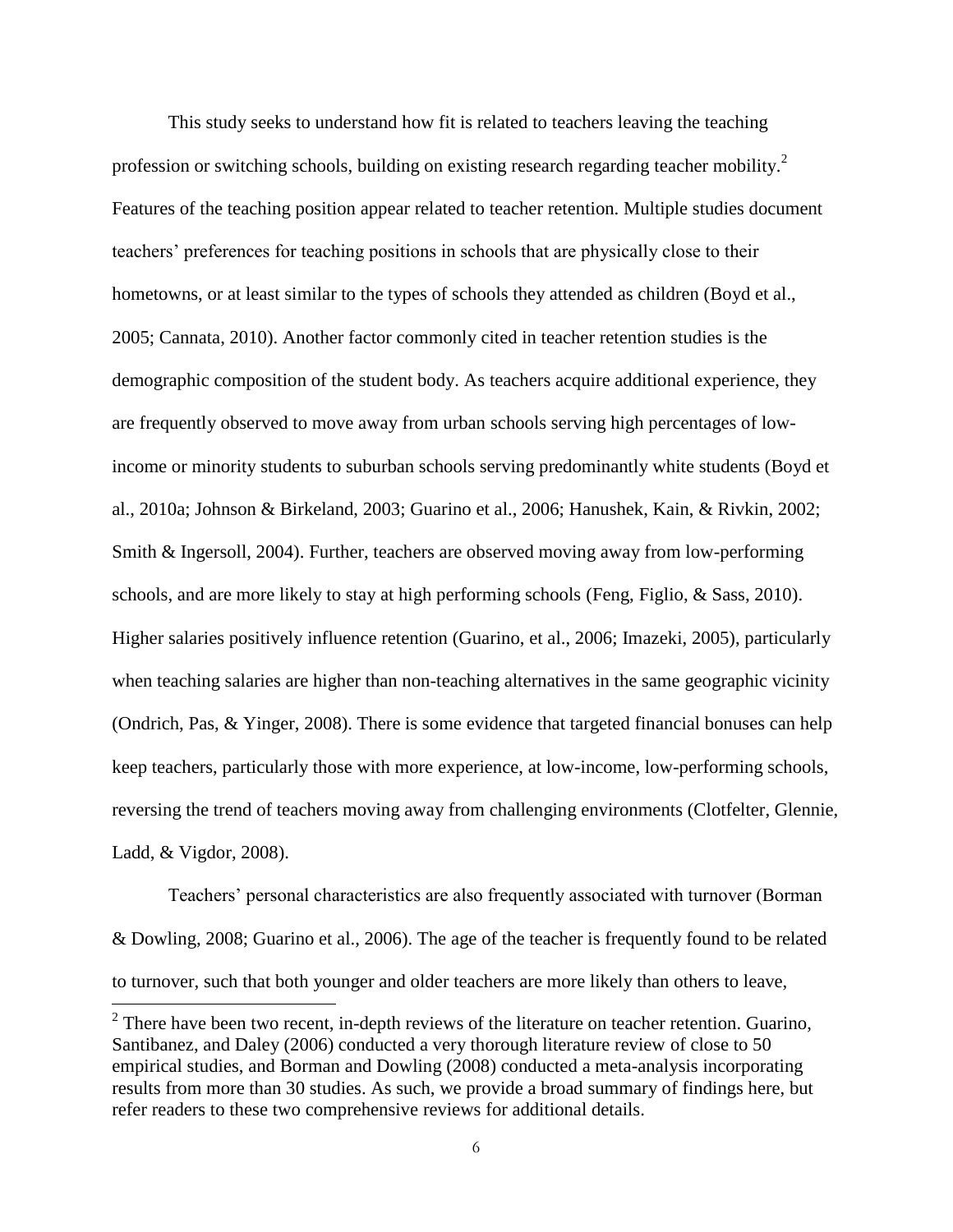This study seeks to understand how fit is related to teachers leaving the teaching profession or switching schools, building on existing research regarding teacher mobility.[2] Features of the teaching position appear related to teacher retention. Multiple studies document teachers' preferences for teaching positions in schools that are physically close to their hometowns, or at least similar to the types of schools they attended as children (Boyd et al., 2005; Cannata, 2010). Another factor commonly cited in teacher retention studies is the demographic composition of the student body. As teachers acquire additional experience, they are frequently observed to move away from urban schools serving high percentages of low-income or minority students to suburban schools serving predominantly white students (Boyd et al., 2010a; Johnson & Birkeland, 2003; Guarino et al., 2006; Hanushek, Kain, & Rivkin, 2002; Smith & Ingersoll, 2004). Further, teachers are observed moving away from low-performing schools, and are more likely to stay at high performing schools (Feng, Figlio, & Sass, 2010). Higher salaries positively influence retention (Guarino, et al., 2006; Imazeki, 2005), particularly when teaching salaries are higher than non-teaching alternatives in the same geographic vicinity (Ondrich, Pas, & Yinger, 2008). There is some evidence that targeted financial bonuses can help keep teachers, particularly those with more experience, at low-income, low-performing schools, reversing the trend of teachers moving away from challenging environments (Clotfelter, Glennie, Ladd, & Vigdor, 2008).

Teachers' personal characteristics are also frequently associated with turnover (Borman & Dowling, 2008; Guarino et al., 2006). The age of the teacher is frequently found to be related to turnover, such that both younger and older teachers are more likely than others to leave,

[2] There have been two recent, in-depth reviews of the literature on teacher retention. Guarino, Santibanez, and Daley (2006) conducted a very thorough literature review of close to 50 empirical studies, and Borman and Dowling (2008) conducted a meta-analysis incorporating results from more than 30 studies. As such, we provide a broad summary of findings here, but refer readers to these two comprehensive reviews for additional details.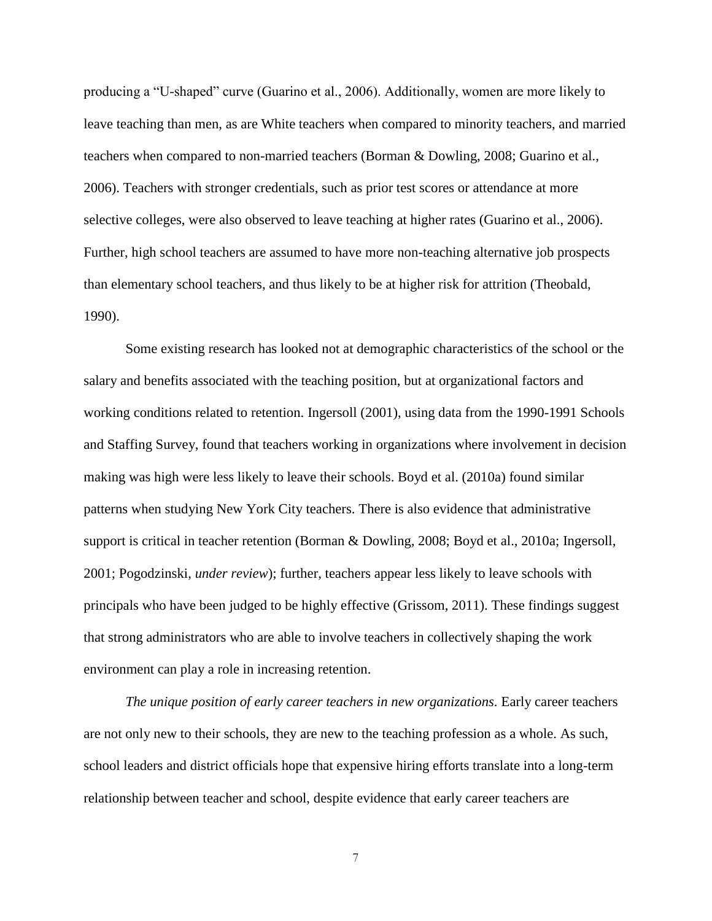producing a "U-shaped" curve (Guarino et al., 2006). Additionally, women are more likely to leave teaching than men, as are White teachers when compared to minority teachers, and married teachers when compared to non-married teachers (Borman & Dowling, 2008; Guarino et al., 2006). Teachers with stronger credentials, such as prior test scores or attendance at more selective colleges, were also observed to leave teaching at higher rates (Guarino et al., 2006). Further, high school teachers are assumed to have more non-teaching alternative job prospects than elementary school teachers, and thus likely to be at higher risk for attrition (Theobald, 1990).

Some existing research has looked not at demographic characteristics of the school or the salary and benefits associated with the teaching position, but at organizational factors and working conditions related to retention. Ingersoll (2001), using data from the 1990-1991 Schools and Staffing Survey, found that teachers working in organizations where involvement in decision making was high were less likely to leave their schools. Boyd et al. (2010a) found similar patterns when studying New York City teachers. There is also evidence that administrative support is critical in teacher retention (Borman & Dowling, 2008; Boyd et al., 2010a; Ingersoll, 2001; Pogodzinski, *under review*); further, teachers appear less likely to leave schools with principals who have been judged to be highly effective (Grissom, 2011). These findings suggest that strong administrators who are able to involve teachers in collectively shaping the work environment can play a role in increasing retention.

*The unique position of early career teachers in new organizations.* Early career teachers are not only new to their schools, they are new to the teaching profession as a whole. As such, school leaders and district officials hope that expensive hiring efforts translate into a long-term relationship between teacher and school, despite evidence that early career teachers are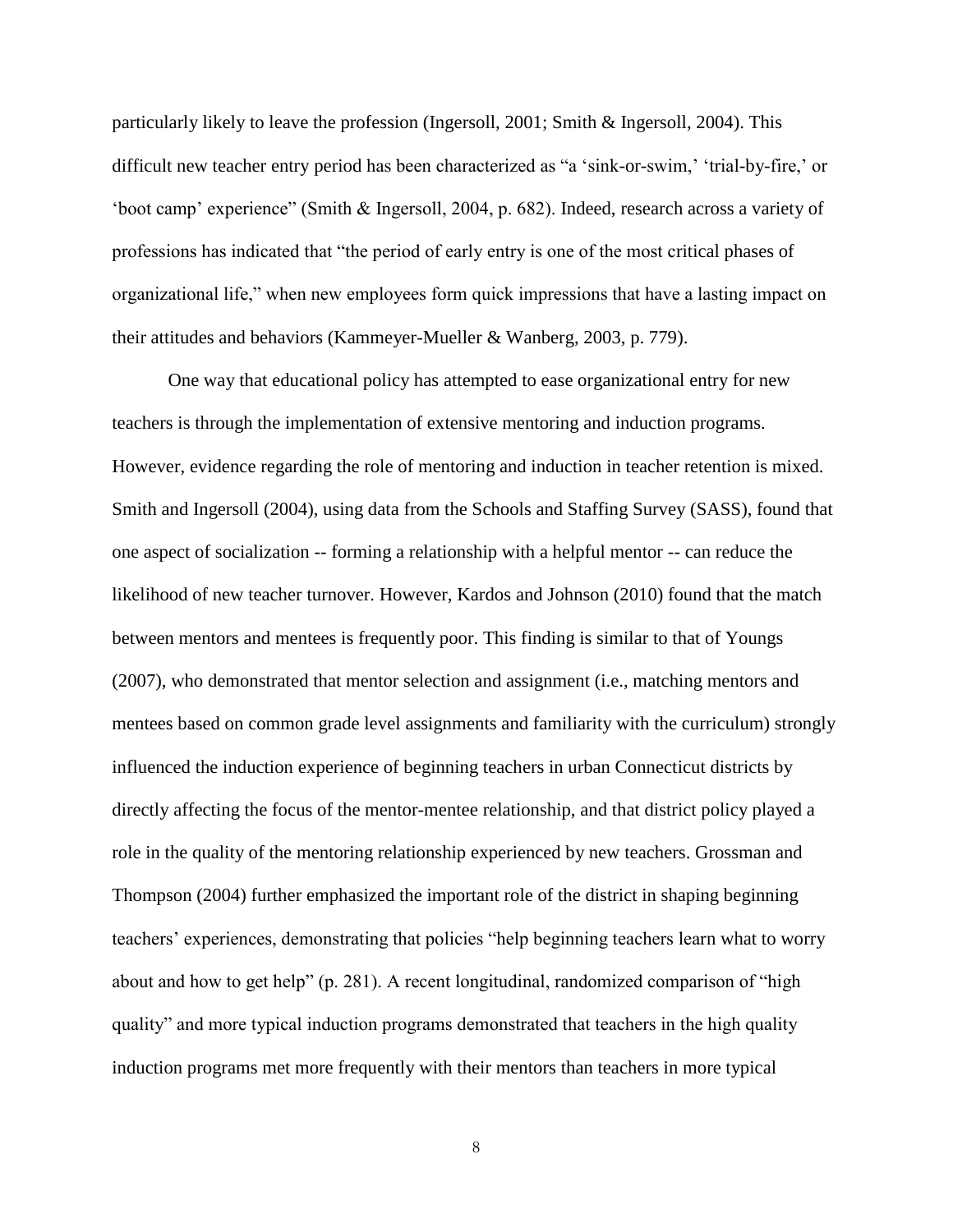particularly likely to leave the profession (Ingersoll, 2001; Smith & Ingersoll, 2004). This difficult new teacher entry period has been characterized as "a 'sink-or-swim,' 'trial-by-fire,' or 'boot camp' experience" (Smith & Ingersoll, 2004, p. 682). Indeed, research across a variety of professions has indicated that "the period of early entry is one of the most critical phases of organizational life," when new employees form quick impressions that have a lasting impact on their attitudes and behaviors (Kammeyer-Mueller & Wanberg, 2003, p. 779).

One way that educational policy has attempted to ease organizational entry for new teachers is through the implementation of extensive mentoring and induction programs. However, evidence regarding the role of mentoring and induction in teacher retention is mixed. Smith and Ingersoll (2004), using data from the Schools and Staffing Survey (SASS), found that one aspect of socialization -- forming a relationship with a helpful mentor -- can reduce the likelihood of new teacher turnover. However, Kardos and Johnson (2010) found that the match between mentors and mentees is frequently poor. This finding is similar to that of Youngs (2007), who demonstrated that mentor selection and assignment (i.e., matching mentors and mentees based on common grade level assignments and familiarity with the curriculum) strongly influenced the induction experience of beginning teachers in urban Connecticut districts by directly affecting the focus of the mentor-mentee relationship, and that district policy played a role in the quality of the mentoring relationship experienced by new teachers. Grossman and Thompson (2004) further emphasized the important role of the district in shaping beginning teachers' experiences, demonstrating that policies "help beginning teachers learn what to worry about and how to get help" (p. 281). A recent longitudinal, randomized comparison of "high quality" and more typical induction programs demonstrated that teachers in the high quality induction programs met more frequently with their mentors than teachers in more typical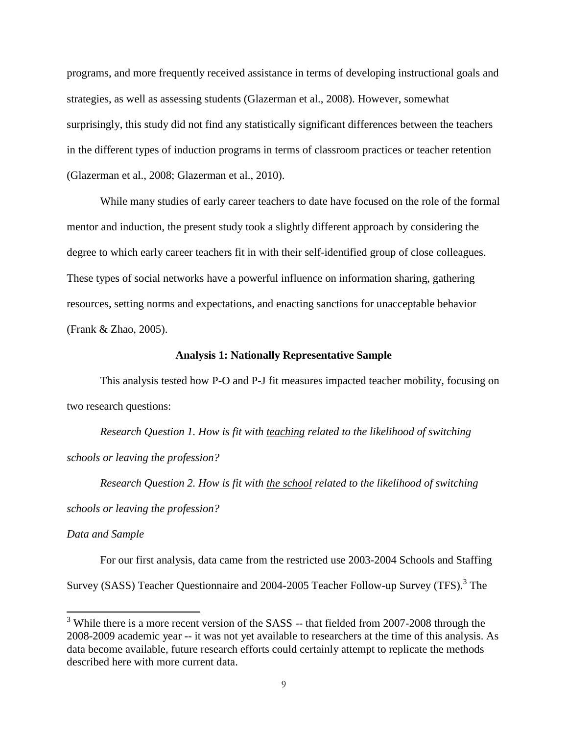programs, and more frequently received assistance in terms of developing instructional goals and strategies, as well as assessing students (Glazerman et al., 2008). However, somewhat surprisingly, this study did not find any statistically significant differences between the teachers in the different types of induction programs in terms of classroom practices or teacher retention (Glazerman et al., 2008; Glazerman et al., 2010).

While many studies of early career teachers to date have focused on the role of the formal mentor and induction, the present study took a slightly different approach by considering the degree to which early career teachers fit in with their self-identified group of close colleagues. These types of social networks have a powerful influence on information sharing, gathering resources, setting norms and expectations, and enacting sanctions for unacceptable behavior (Frank & Zhao, 2005).

## Analysis 1: Nationally Representative Sample

This analysis tested how P-O and P-J fit measures impacted teacher mobility, focusing on two research questions:

*Research Question 1. How is fit with <u>teaching</u> related to the likelihood of switching schools or leaving the profession?*

*Research Question 2. How is fit with <u>the school</u> related to the likelihood of switching schools or leaving the profession?*

*Data and Sample*

For our first analysis, data came from the restricted use 2003-2004 Schools and Staffing Survey (SASS) Teacher Questionnaire and 2004-2005 Teacher Follow-up Survey (TFS).[3] The

[3] While there is a more recent version of the SASS -- that fielded from 2007-2008 through the 2008-2009 academic year -- it was not yet available to researchers at the time of this analysis. As data become available, future research efforts could certainly attempt to replicate the methods described here with more current data.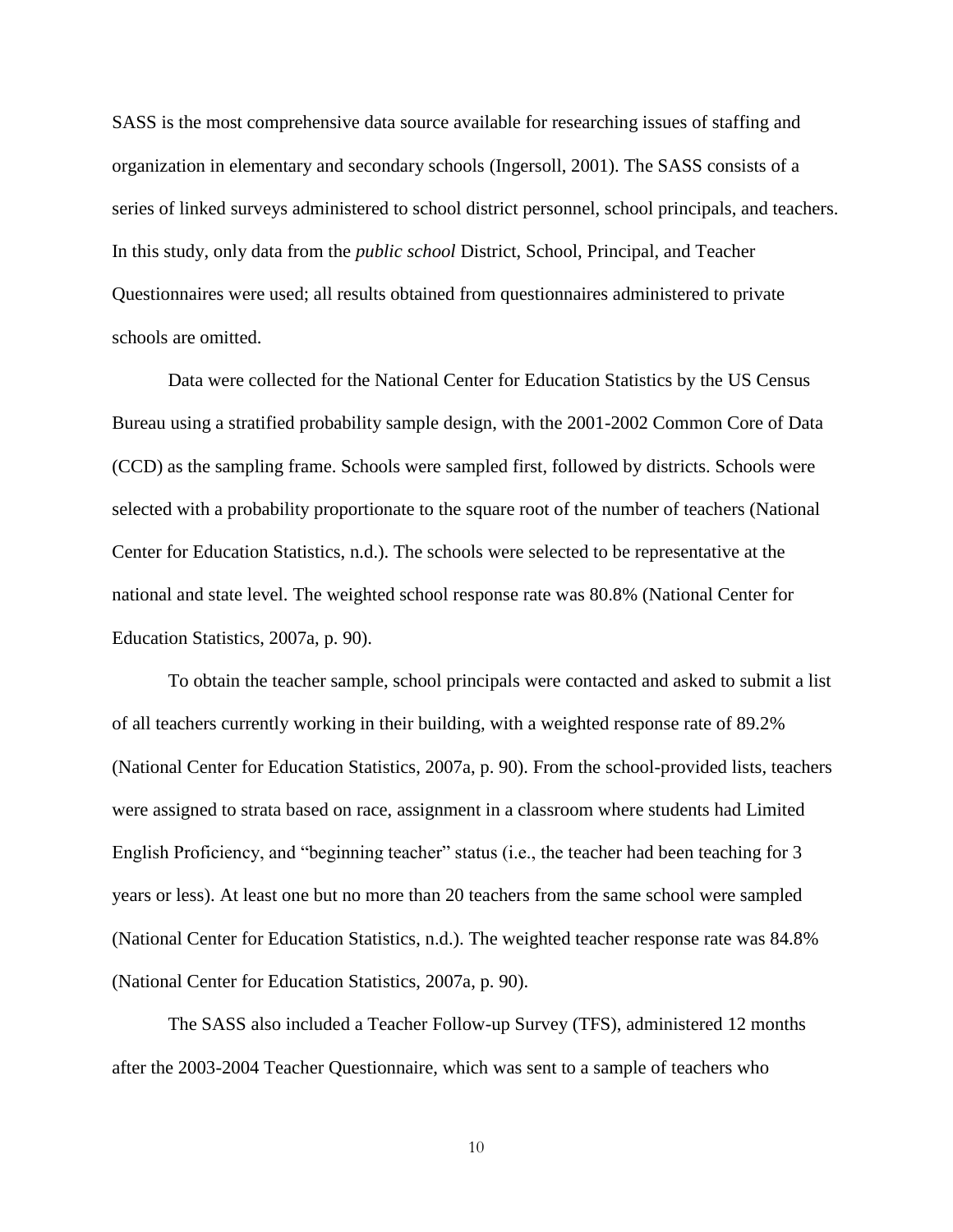SASS is the most comprehensive data source available for researching issues of staffing and organization in elementary and secondary schools (Ingersoll, 2001). The SASS consists of a series of linked surveys administered to school district personnel, school principals, and teachers. In this study, only data from the *public school* District, School, Principal, and Teacher Questionnaires were used; all results obtained from questionnaires administered to private schools are omitted.

Data were collected for the National Center for Education Statistics by the US Census Bureau using a stratified probability sample design, with the 2001-2002 Common Core of Data (CCD) as the sampling frame. Schools were sampled first, followed by districts. Schools were selected with a probability proportionate to the square root of the number of teachers (National Center for Education Statistics, n.d.). The schools were selected to be representative at the national and state level. The weighted school response rate was 80.8% (National Center for Education Statistics, 2007a, p. 90).

To obtain the teacher sample, school principals were contacted and asked to submit a list of all teachers currently working in their building, with a weighted response rate of 89.2% (National Center for Education Statistics, 2007a, p. 90). From the school-provided lists, teachers were assigned to strata based on race, assignment in a classroom where students had Limited English Proficiency, and "beginning teacher" status (i.e., the teacher had been teaching for 3 years or less). At least one but no more than 20 teachers from the same school were sampled (National Center for Education Statistics, n.d.). The weighted teacher response rate was 84.8% (National Center for Education Statistics, 2007a, p. 90).

The SASS also included a Teacher Follow-up Survey (TFS), administered 12 months after the 2003-2004 Teacher Questionnaire, which was sent to a sample of teachers who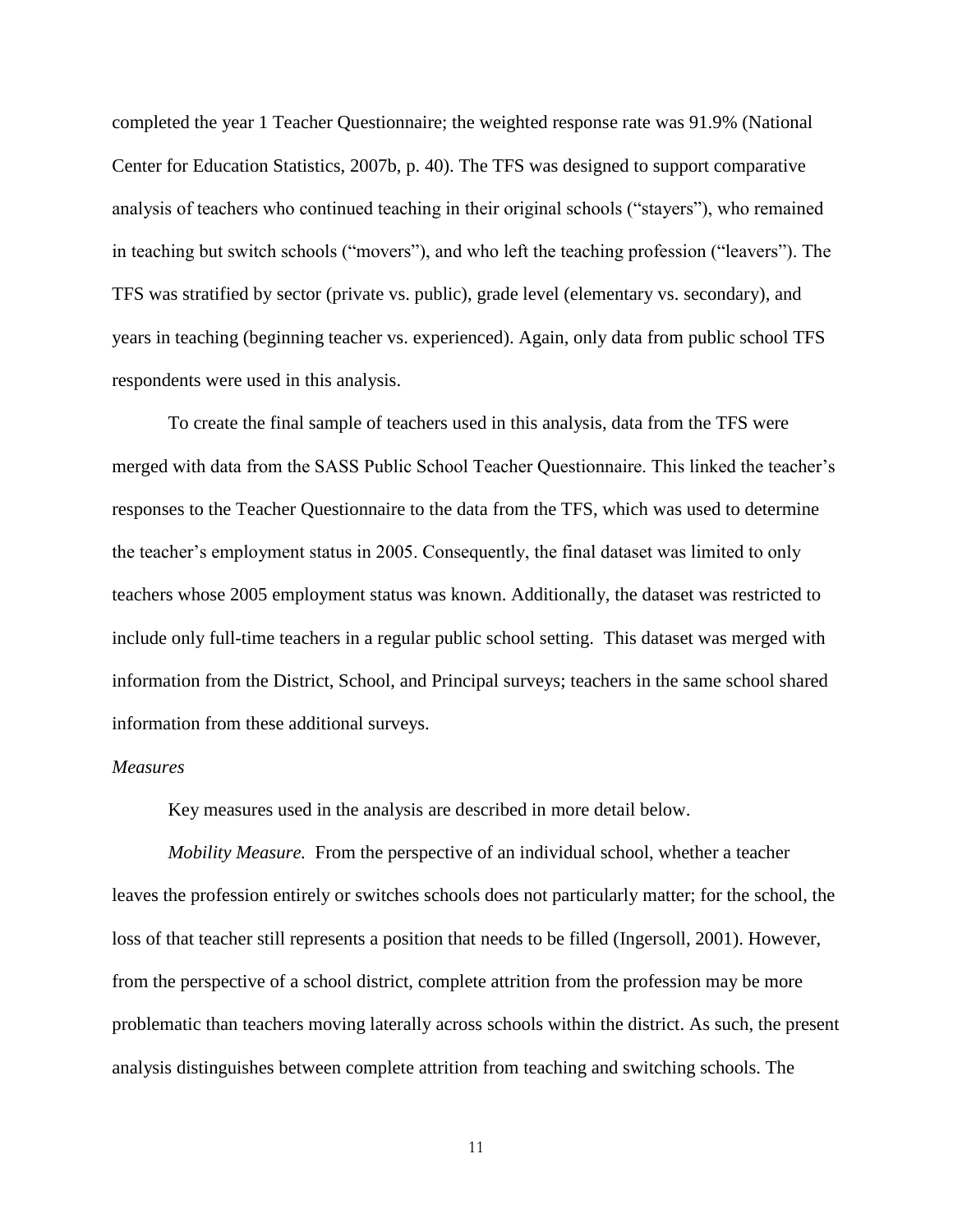completed the year 1 Teacher Questionnaire; the weighted response rate was 91.9% (National Center for Education Statistics, 2007b, p. 40). The TFS was designed to support comparative analysis of teachers who continued teaching in their original schools ("stayers"), who remained in teaching but switch schools ("movers"), and who left the teaching profession ("leavers"). The TFS was stratified by sector (private vs. public), grade level (elementary vs. secondary), and years in teaching (beginning teacher vs. experienced). Again, only data from public school TFS respondents were used in this analysis.

To create the final sample of teachers used in this analysis, data from the TFS were merged with data from the SASS Public School Teacher Questionnaire. This linked the teacher's responses to the Teacher Questionnaire to the data from the TFS, which was used to determine the teacher's employment status in 2005. Consequently, the final dataset was limited to only teachers whose 2005 employment status was known. Additionally, the dataset was restricted to include only full-time teachers in a regular public school setting. This dataset was merged with information from the District, School, and Principal surveys; teachers in the same school shared information from these additional surveys.

*Measures*

Key measures used in the analysis are described in more detail below.

*Mobility Measure.* From the perspective of an individual school, whether a teacher leaves the profession entirely or switches schools does not particularly matter; for the school, the loss of that teacher still represents a position that needs to be filled (Ingersoll, 2001). However, from the perspective of a school district, complete attrition from the profession may be more problematic than teachers moving laterally across schools within the district. As such, the present analysis distinguishes between complete attrition from teaching and switching schools. The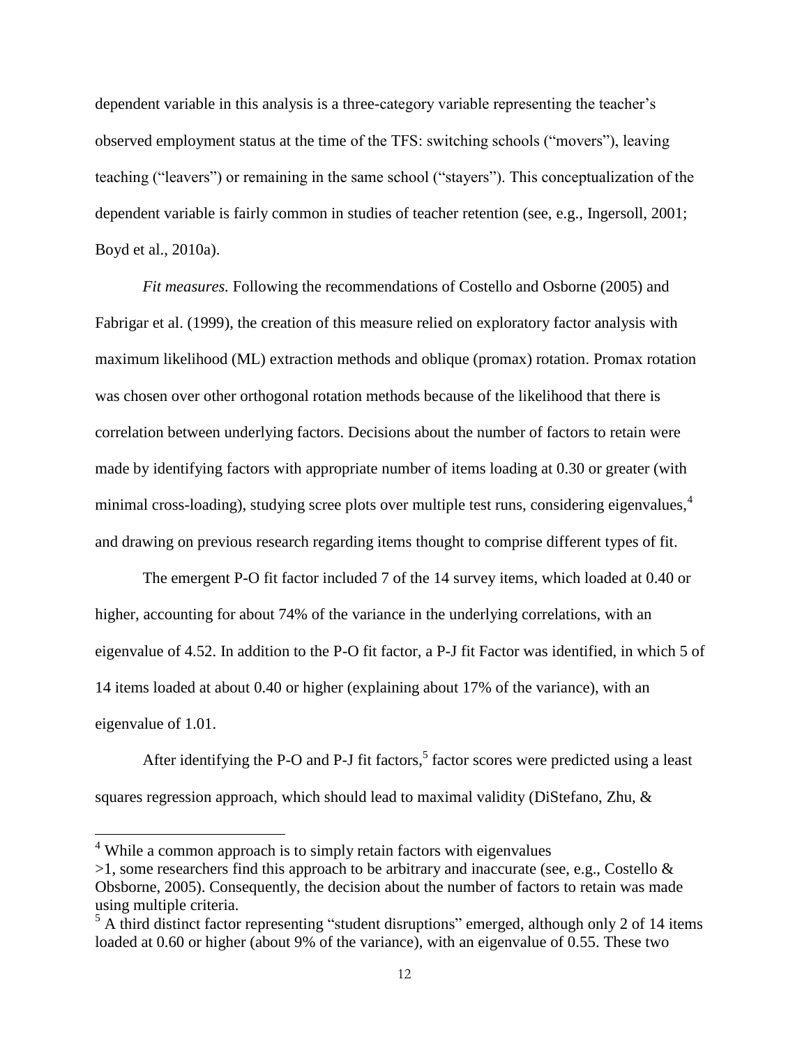dependent variable in this analysis is a three-category variable representing the teacher's observed employment status at the time of the TFS: switching schools ("movers"), leaving teaching ("leavers") or remaining in the same school ("stayers"). This conceptualization of the dependent variable is fairly common in studies of teacher retention (see, e.g., Ingersoll, 2001; Boyd et al., 2010a).

*Fit measures.* Following the recommendations of Costello and Osborne (2005) and Fabrigar et al. (1999), the creation of this measure relied on exploratory factor analysis with maximum likelihood (ML) extraction methods and oblique (promax) rotation. Promax rotation was chosen over other orthogonal rotation methods because of the likelihood that there is correlation between underlying factors. Decisions about the number of factors to retain were made by identifying factors with appropriate number of items loading at 0.30 or greater (with minimal cross-loading), studying scree plots over multiple test runs, considering eigenvalues,[4] and drawing on previous research regarding items thought to comprise different types of fit.

The emergent P-O fit factor included 7 of the 14 survey items, which loaded at 0.40 or higher, accounting for about 74% of the variance in the underlying correlations, with an eigenvalue of 4.52. In addition to the P-O fit factor, a P-J fit Factor was identified, in which 5 of 14 items loaded at about 0.40 or higher (explaining about 17% of the variance), with an eigenvalue of 1.01.

After identifying the P-O and P-J fit factors,[5] factor scores were predicted using a least squares regression approach, which should lead to maximal validity (DiStefano, Zhu, &

---

[4] While a common approach is to simply retain factors with eigenvalues >1, some researchers find this approach to be arbitrary and inaccurate (see, e.g., Costello & Obsborne, 2005). Consequently, the decision about the number of factors to retain was made using multiple criteria.

[5] A third distinct factor representing "student disruptions" emerged, although only 2 of 14 items loaded at 0.60 or higher (about 9% of the variance), with an eigenvalue of 0.55. These two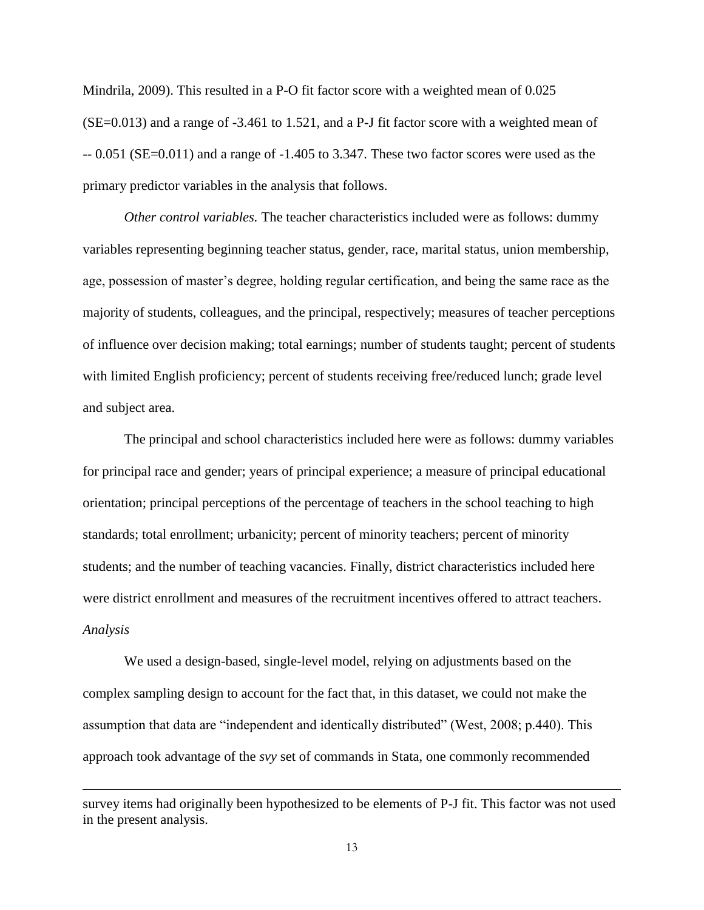Mindrila, 2009). This resulted in a P-O fit factor score with a weighted mean of 0.025 (SE=0.013) and a range of -3.461 to 1.521, and a P-J fit factor score with a weighted mean of -- 0.051 (SE=0.011) and a range of -1.405 to 3.347. These two factor scores were used as the primary predictor variables in the analysis that follows.

*Other control variables.* The teacher characteristics included were as follows: dummy variables representing beginning teacher status, gender, race, marital status, union membership, age, possession of master's degree, holding regular certification, and being the same race as the majority of students, colleagues, and the principal, respectively; measures of teacher perceptions of influence over decision making; total earnings; number of students taught; percent of students with limited English proficiency; percent of students receiving free/reduced lunch; grade level and subject area.

The principal and school characteristics included here were as follows: dummy variables for principal race and gender; years of principal experience; a measure of principal educational orientation; principal perceptions of the percentage of teachers in the school teaching to high standards; total enrollment; urbanicity; percent of minority teachers; percent of minority students; and the number of teaching vacancies. Finally, district characteristics included here were district enrollment and measures of the recruitment incentives offered to attract teachers.

*Analysis*

We used a design-based, single-level model, relying on adjustments based on the complex sampling design to account for the fact that, in this dataset, we could not make the assumption that data are "independent and identically distributed" (West, 2008; p.440). This approach took advantage of the *svy* set of commands in Stata, one commonly recommended

---

survey items had originally been hypothesized to be elements of P-J fit. This factor was not used in the present analysis.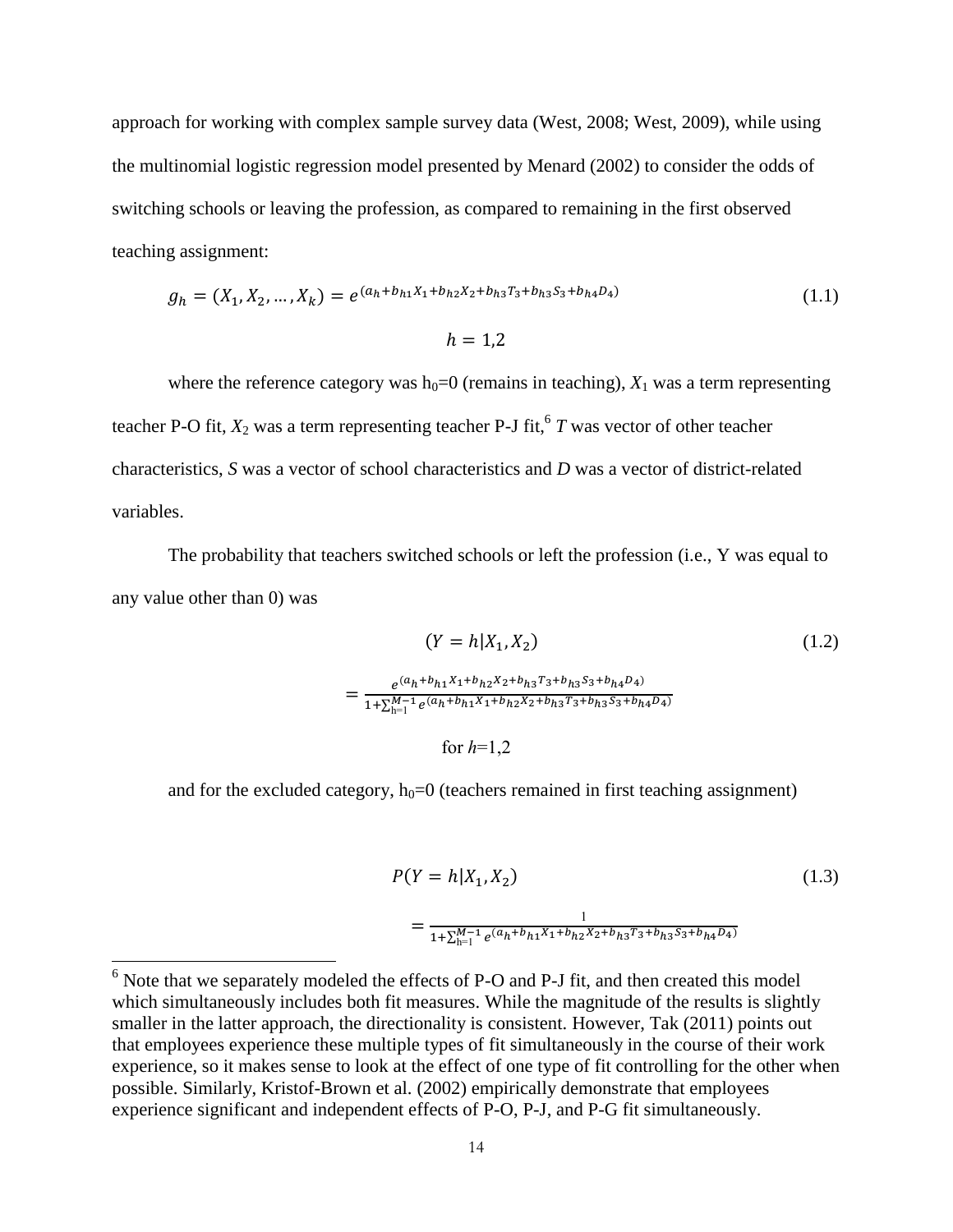approach for working with complex sample survey data (West, 2008; West, 2009), while using the multinomial logistic regression model presented by Menard (2002) to consider the odds of switching schools or leaving the profession, as compared to remaining in the first observed teaching assignment:

$$g_h = (X_1, X_2, \ldots, X_k) = e^{(a_h + b_{h1}X_1 + b_{h2}X_2 + b_{h3}T_3 + b_{h3}S_3 + b_{h4}D_4)} \tag{1.1}$$

$$h = 1{,}2$$

where the reference category was $h_0$=0 (remains in teaching), $X_1$ was a term representing teacher P-O fit, $X_2$ was a term representing teacher P-J fit,[6] *T* was vector of other teacher characteristics, *S* was a vector of school characteristics and *D* was a vector of district-related variables.

The probability that teachers switched schools or left the profession (i.e., Y was equal to any value other than 0) was

$$(Y = h|X_1, X_2) \tag{1.2}$$

$$= \frac{e^{(a_h + b_{h1}X_1 + b_{h2}X_2 + b_{h3}T_3 + b_{h3}S_3 + b_{h4}D_4)}}{1 + \sum_{h=1}^{M-1} e^{(a_h + b_{h1}X_1 + b_{h2}X_2 + b_{h3}T_3 + b_{h3}S_3 + b_{h4}D_4)}}$$

for $h$=1,2

and for the excluded category, $h_0$=0 (teachers remained in first teaching assignment)

$$P(Y = h|X_1, X_2) \tag{1.3}$$

$$= \frac{1}{1 + \sum_{h=1}^{M-1} e^{(a_h + b_{h1}X_1 + b_{h2}X_2 + b_{h3}T_3 + b_{h3}S_3 + b_{h4}D_4)}}$$

[6] Note that we separately modeled the effects of P-O and P-J fit, and then created this model which simultaneously includes both fit measures. While the magnitude of the results is slightly smaller in the latter approach, the directionality is consistent. However, Tak (2011) points out that employees experience these multiple types of fit simultaneously in the course of their work experience, so it makes sense to look at the effect of one type of fit controlling for the other when possible. Similarly, Kristof-Brown et al. (2002) empirically demonstrate that employees experience significant and independent effects of P-O, P-J, and P-G fit simultaneously.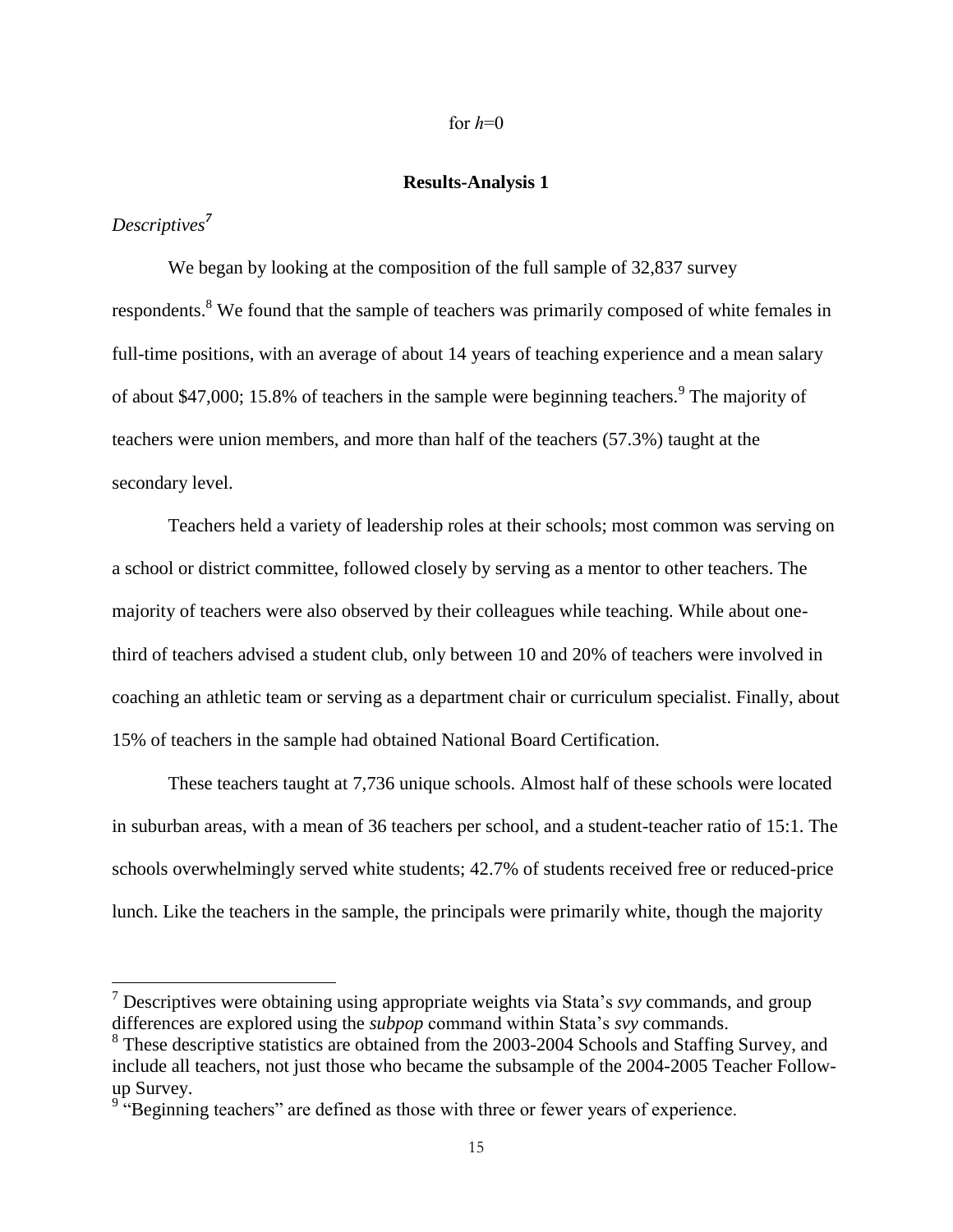for $h$=0

## Results-Analysis 1

### *Descriptives*[7]

We began by looking at the composition of the full sample of 32,837 survey respondents.[8] We found that the sample of teachers was primarily composed of white females in full-time positions, with an average of about 14 years of teaching experience and a mean salary of about $47,000; 15.8% of teachers in the sample were beginning teachers.[9] The majority of teachers were union members, and more than half of the teachers (57.3%) taught at the secondary level.

Teachers held a variety of leadership roles at their schools; most common was serving on a school or district committee, followed closely by serving as a mentor to other teachers. The majority of teachers were also observed by their colleagues while teaching. While about one-third of teachers advised a student club, only between 10 and 20% of teachers were involved in coaching an athletic team or serving as a department chair or curriculum specialist. Finally, about 15% of teachers in the sample had obtained National Board Certification.

These teachers taught at 7,736 unique schools. Almost half of these schools were located in suburban areas, with a mean of 36 teachers per school, and a student-teacher ratio of 15:1. The schools overwhelmingly served white students; 42.7% of students received free or reduced-price lunch. Like the teachers in the sample, the principals were primarily white, though the majority

---

[7] Descriptives were obtaining using appropriate weights via Stata's *svy* commands, and group differences are explored using the *subpop* command within Stata's *svy* commands.

[8] These descriptive statistics are obtained from the 2003-2004 Schools and Staffing Survey, and include all teachers, not just those who became the subsample of the 2004-2005 Teacher Follow-up Survey.

[9] "Beginning teachers" are defined as those with three or fewer years of experience.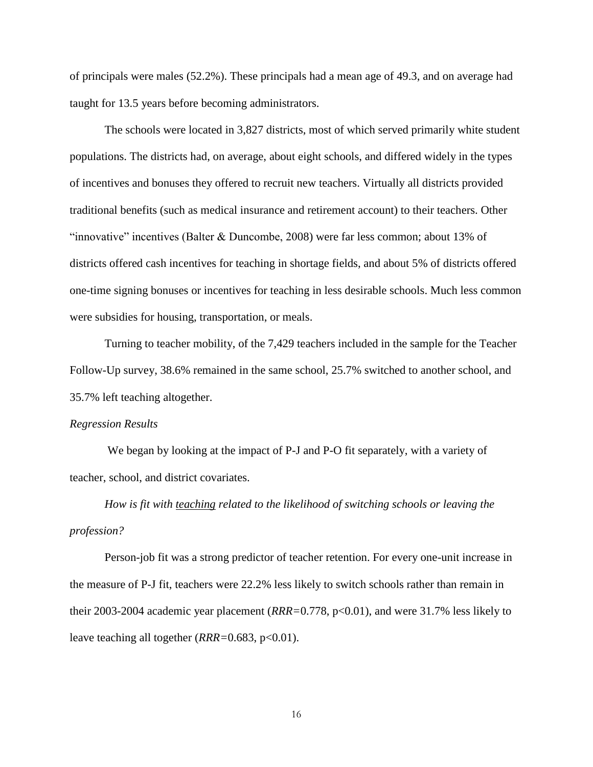of principals were males (52.2%). These principals had a mean age of 49.3, and on average had taught for 13.5 years before becoming administrators.

The schools were located in 3,827 districts, most of which served primarily white student populations. The districts had, on average, about eight schools, and differed widely in the types of incentives and bonuses they offered to recruit new teachers. Virtually all districts provided traditional benefits (such as medical insurance and retirement account) to their teachers. Other "innovative" incentives (Balter & Duncombe, 2008) were far less common; about 13% of districts offered cash incentives for teaching in shortage fields, and about 5% of districts offered one-time signing bonuses or incentives for teaching in less desirable schools. Much less common were subsidies for housing, transportation, or meals.

Turning to teacher mobility, of the 7,429 teachers included in the sample for the Teacher Follow-Up survey, 38.6% remained in the same school, 25.7% switched to another school, and 35.7% left teaching altogether.

*Regression Results*

We began by looking at the impact of P-J and P-O fit separately, with a variety of teacher, school, and district covariates.

*How is fit with <u>teaching</u> related to the likelihood of switching schools or leaving the profession?*

Person-job fit was a strong predictor of teacher retention. For every one-unit increase in the measure of P-J fit, teachers were 22.2% less likely to switch schools rather than remain in their 2003-2004 academic year placement (*RRR*=0.778, $p<0.01$), and were 31.7% less likely to leave teaching all together (*RRR*=0.683, $p<0.01$).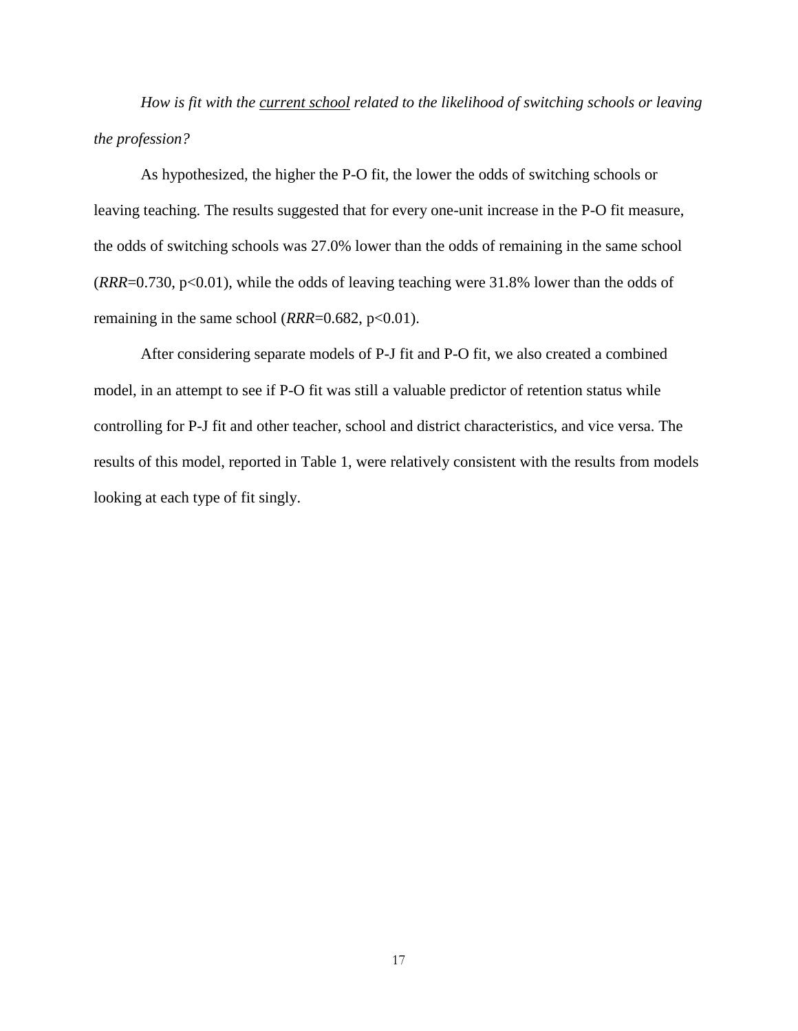*How is fit with the current school related to the likelihood of switching schools or leaving the profession?*

As hypothesized, the higher the P-O fit, the lower the odds of switching schools or leaving teaching. The results suggested that for every one-unit increase in the P-O fit measure, the odds of switching schools was 27.0% lower than the odds of remaining in the same school (*RRR*=0.730, $p<0.01$), while the odds of leaving teaching were 31.8% lower than the odds of remaining in the same school (*RRR*=0.682, $p<0.01$).

After considering separate models of P-J fit and P-O fit, we also created a combined model, in an attempt to see if P-O fit was still a valuable predictor of retention status while controlling for P-J fit and other teacher, school and district characteristics, and vice versa. The results of this model, reported in Table 1, were relatively consistent with the results from models looking at each type of fit singly.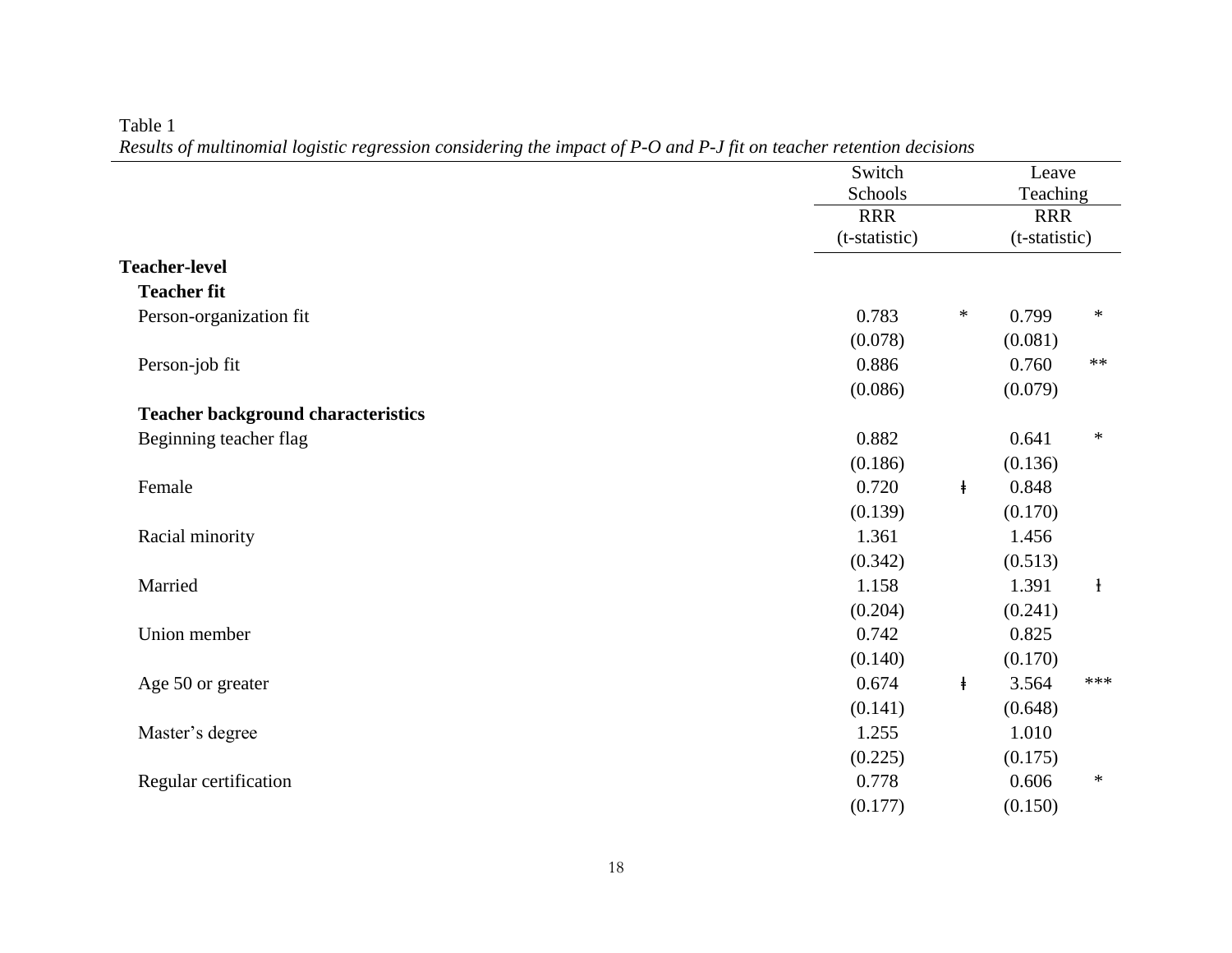Table 1

*Results of multinomial logistic regression considering the impact of P-O and P-J fit on teacher retention decisions*

| | Switch Schools | | Leave Teaching | |
|---|---|---|---|---|
| | RRR (t-statistic) | | RRR (t-statistic) | |
| **Teacher-level** | | | | |
| **Teacher fit** | | | | |
| Person-organization fit | 0.783 | * | 0.799 | * |
| | (0.078) | | (0.081) | |
| Person-job fit | 0.886 | | 0.760 | ** |
| | (0.086) | | (0.079) | |
| **Teacher background characteristics** | | | | |
| Beginning teacher flag | 0.882 | | 0.641 | * |
| | (0.186) | | (0.136) | |
| Female | 0.720 | ɫ | 0.848 | |
| | (0.139) | | (0.170) | |
| Racial minority | 1.361 | | 1.456 | |
| | (0.342) | | (0.513) | |
| Married | 1.158 | | 1.391 | ɫ |
| | (0.204) | | (0.241) | |
| Union member | 0.742 | | 0.825 | |
| | (0.140) | | (0.170) | |
| Age 50 or greater | 0.674 | ɫ | 3.564 | *** |
| | (0.141) | | (0.648) | |
| Master's degree | 1.255 | | 1.010 | |
| | (0.225) | | (0.175) | |
| Regular certification | 0.778 | | 0.606 | * |
| | (0.177) | | (0.150) | |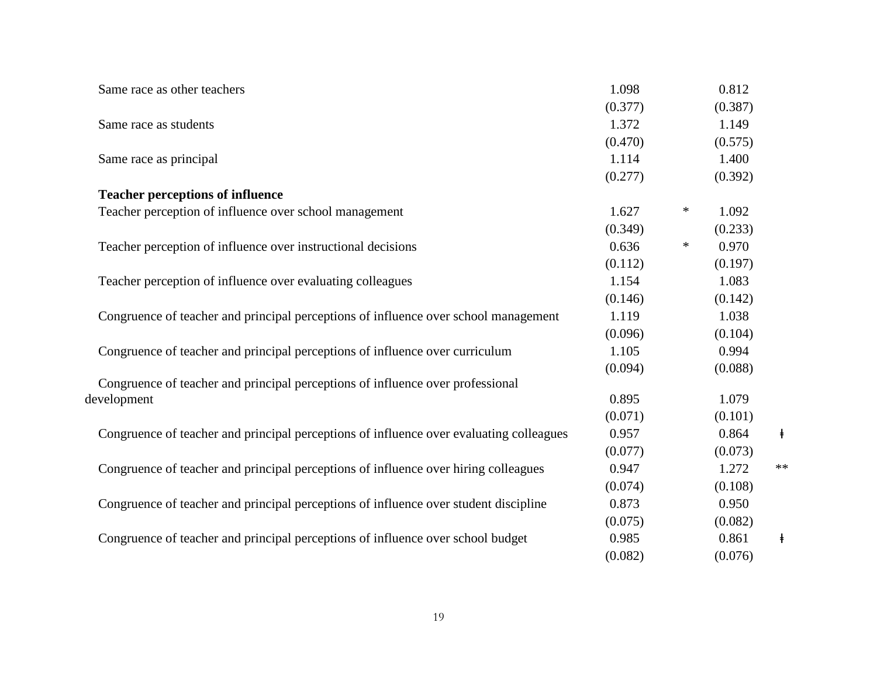| | | | | |
|---|---|---|---|---|
| Same race as other teachers | 1.098 | | 0.812 | |
| | (0.377) | | (0.387) | |
| Same race as students | 1.372 | | 1.149 | |
| | (0.470) | | (0.575) | |
| Same race as principal | 1.114 | | 1.400 | |
| | (0.277) | | (0.392) | |
| **Teacher perceptions of influence** | | | | |
| Teacher perception of influence over school management | 1.627 | * | 1.092 | |
| | (0.349) | | (0.233) | |
| Teacher perception of influence over instructional decisions | 0.636 | * | 0.970 | |
| | (0.112) | | (0.197) | |
| Teacher perception of influence over evaluating colleagues | 1.154 | | 1.083 | |
| | (0.146) | | (0.142) | |
| Congruence of teacher and principal perceptions of influence over school management | 1.119 | | 1.038 | |
| | (0.096) | | (0.104) | |
| Congruence of teacher and principal perceptions of influence over curriculum | 1.105 | | 0.994 | |
| | (0.094) | | (0.088) | |
| Congruence of teacher and principal perceptions of influence over professional development | 0.895 | | 1.079 | |
| | (0.071) | | (0.101) | |
| Congruence of teacher and principal perceptions of influence over evaluating colleagues | 0.957 | | 0.864 | ɫ |
| | (0.077) | | (0.073) | |
| Congruence of teacher and principal perceptions of influence over hiring colleagues | 0.947 | | 1.272 | ** |
| | (0.074) | | (0.108) | |
| Congruence of teacher and principal perceptions of influence over student discipline | 0.873 | | 0.950 | |
| | (0.075) | | (0.082) | |
| Congruence of teacher and principal perceptions of influence over school budget | 0.985 | | 0.861 | ɫ |
| | (0.082) | | (0.076) | |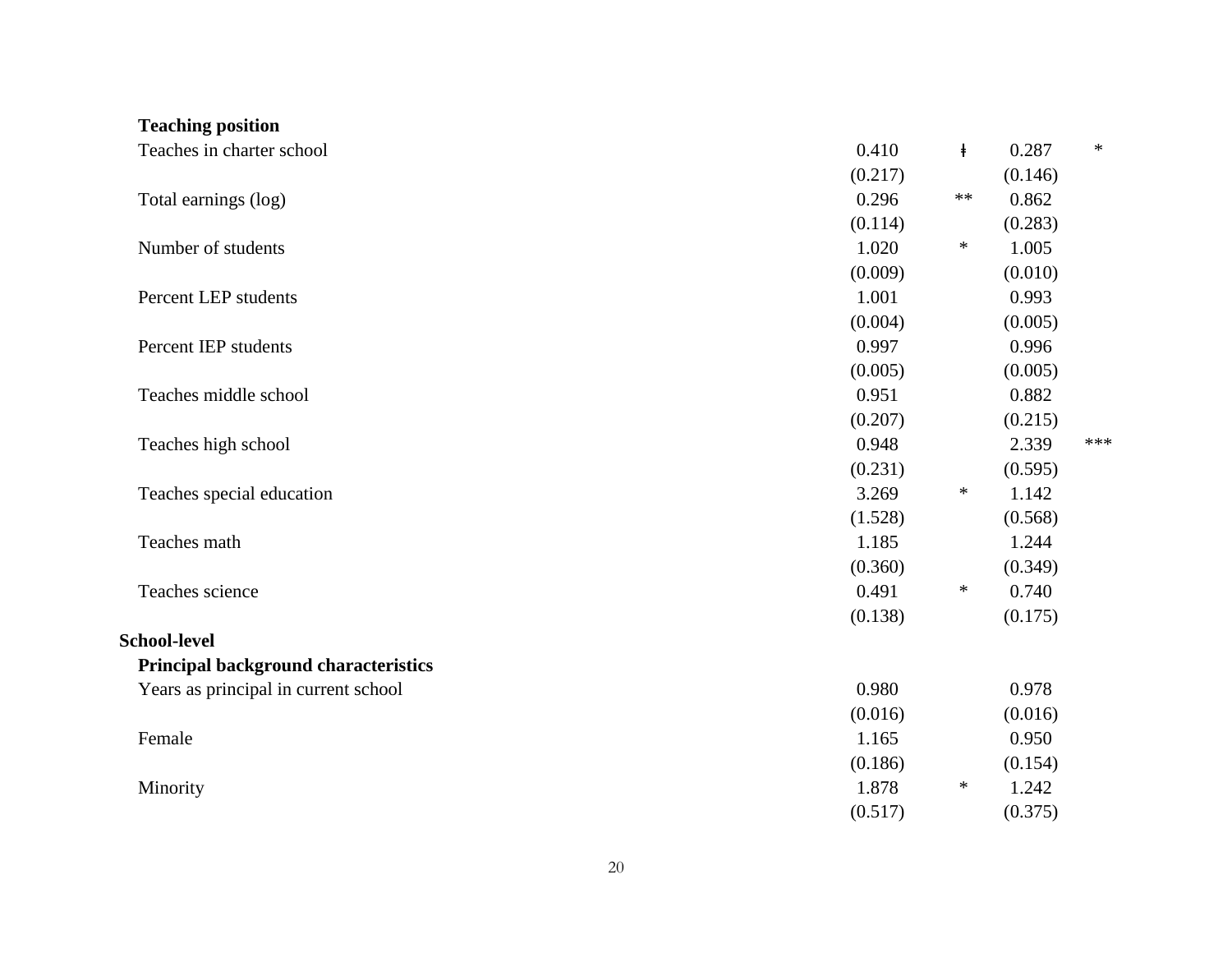| | | | | |
|---|---|---|---|---|
| **Teaching position** | | | | |
| Teaches in charter school | 0.410 | ǂ | 0.287 | * |
| | (0.217) | | (0.146) | |
| Total earnings (log) | 0.296 | ** | 0.862 | |
| | (0.114) | | (0.283) | |
| Number of students | 1.020 | * | 1.005 | |
| | (0.009) | | (0.010) | |
| Percent LEP students | 1.001 | | 0.993 | |
| | (0.004) | | (0.005) | |
| Percent IEP students | 0.997 | | 0.996 | |
| | (0.005) | | (0.005) | |
| Teaches middle school | 0.951 | | 0.882 | |
| | (0.207) | | (0.215) | |
| Teaches high school | 0.948 | | 2.339 | *** |
| | (0.231) | | (0.595) | |
| Teaches special education | 3.269 | * | 1.142 | |
| | (1.528) | | (0.568) | |
| Teaches math | 1.185 | | 1.244 | |
| | (0.360) | | (0.349) | |
| Teaches science | 0.491 | * | 0.740 | |
| | (0.138) | | (0.175) | |
| **School-level** | | | | |
| **Principal background characteristics** | | | | |
| Years as principal in current school | 0.980 | | 0.978 | |
| | (0.016) | | (0.016) | |
| Female | 1.165 | | 0.950 | |
| | (0.186) | | (0.154) | |
| Minority | 1.878 | * | 1.242 | |
| | (0.517) | | (0.375) | |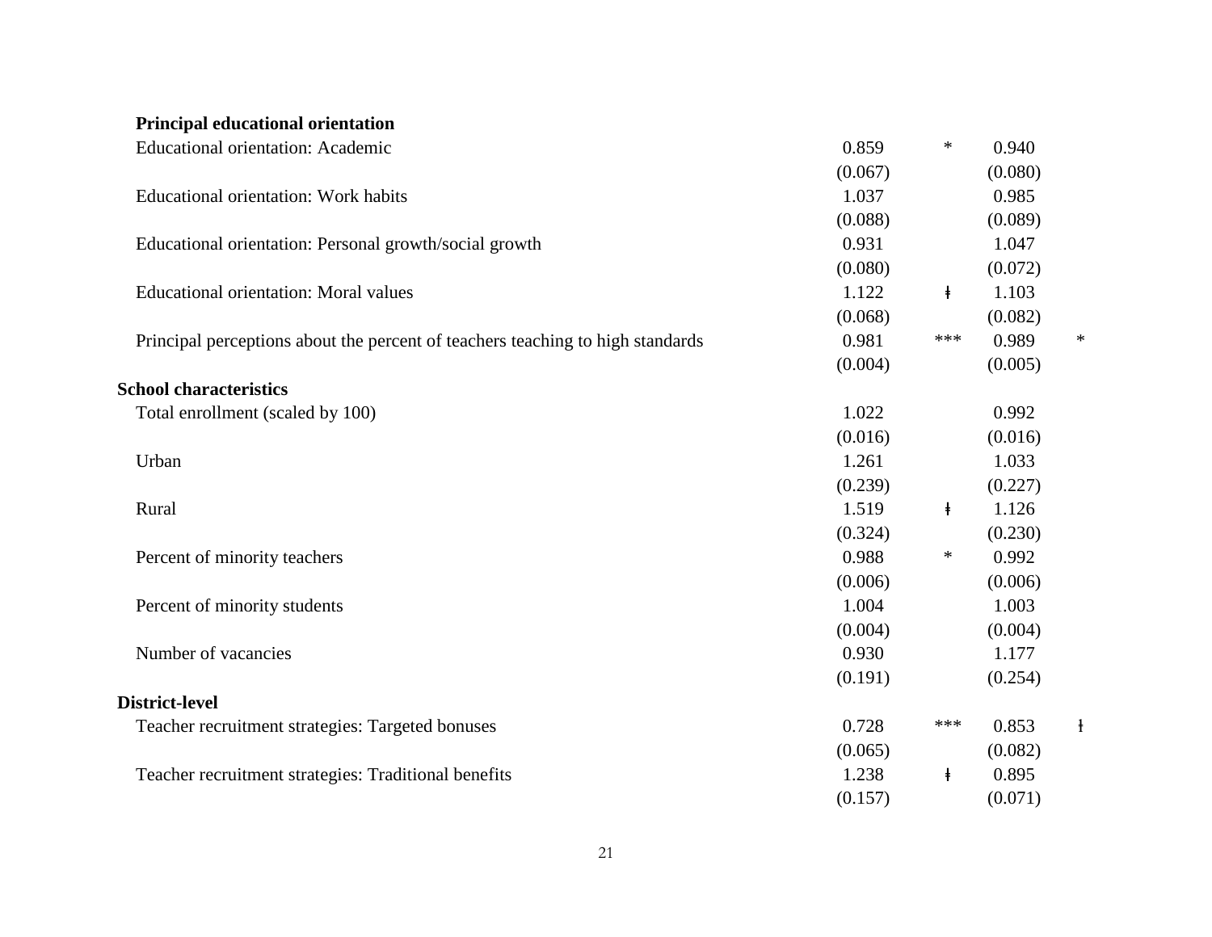| | | | | |
|---|---|---|---|---|
| **Principal educational orientation** | | | | |
| Educational orientation: Academic | 0.859 | * | 0.940 | |
| | (0.067) | | (0.080) | |
| Educational orientation: Work habits | 1.037 | | 0.985 | |
| | (0.088) | | (0.089) | |
| Educational orientation: Personal growth/social growth | 0.931 | | 1.047 | |
| | (0.080) | | (0.072) | |
| Educational orientation: Moral values | 1.122 | ǂ | 1.103 | |
| | (0.068) | | (0.082) | |
| Principal perceptions about the percent of teachers teaching to high standards | 0.981 | *** | 0.989 | * |
| | (0.004) | | (0.005) | |
| **School characteristics** | | | | |
| Total enrollment (scaled by 100) | 1.022 | | 0.992 | |
| | (0.016) | | (0.016) | |
| Urban | 1.261 | | 1.033 | |
| | (0.239) | | (0.227) | |
| Rural | 1.519 | ǂ | 1.126 | |
| | (0.324) | | (0.230) | |
| Percent of minority teachers | 0.988 | * | 0.992 | |
| | (0.006) | | (0.006) | |
| Percent of minority students | 1.004 | | 1.003 | |
| | (0.004) | | (0.004) | |
| Number of vacancies | 0.930 | | 1.177 | |
| | (0.191) | | (0.254) | |
| **District-level** | | | | |
| Teacher recruitment strategies: Targeted bonuses | 0.728 | *** | 0.853 | ǂ |
| | (0.065) | | (0.082) | |
| Teacher recruitment strategies: Traditional benefits | 1.238 | ǂ | 0.895 | |
| | (0.157) | | (0.071) | |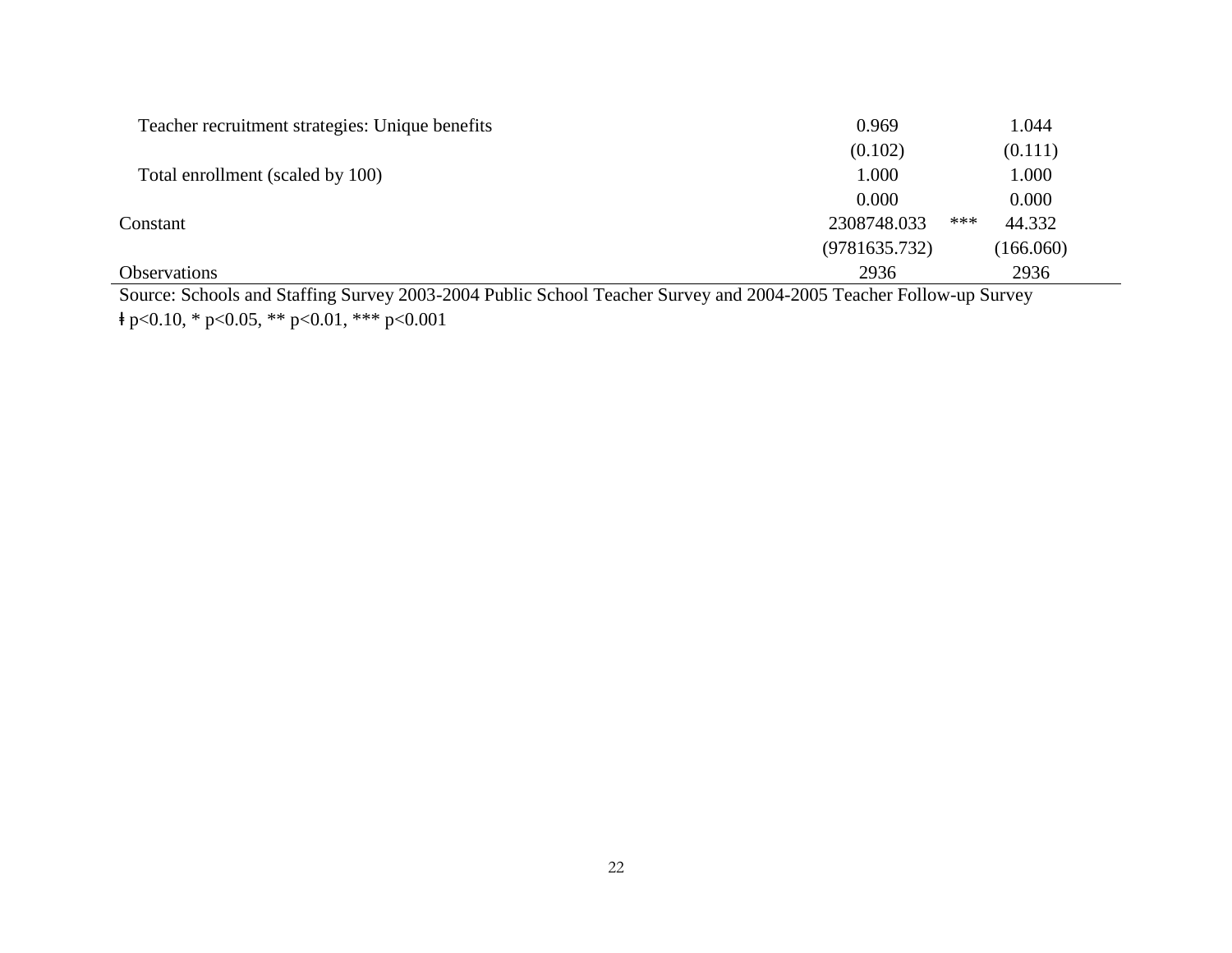| | | | |
|---|---|---|---|
| Teacher recruitment strategies: Unique benefits | 0.969 | | 1.044 |
| | (0.102) | | (0.111) |
| Total enrollment (scaled by 100) | 1.000 | | 1.000 |
| | 0.000 | | 0.000 |
| Constant | 2308748.033 | *** | 44.332 |
| | (9781635.732) | | (166.060) |
| Observations | 2936 | | 2936 |

Source: Schools and Staffing Survey 2003-2004 Public School Teacher Survey and 2004-2005 Teacher Follow-up Survey

ƚ $p<0.10$, * $p<0.05$, ** $p<0.01$, *** $p<0.001$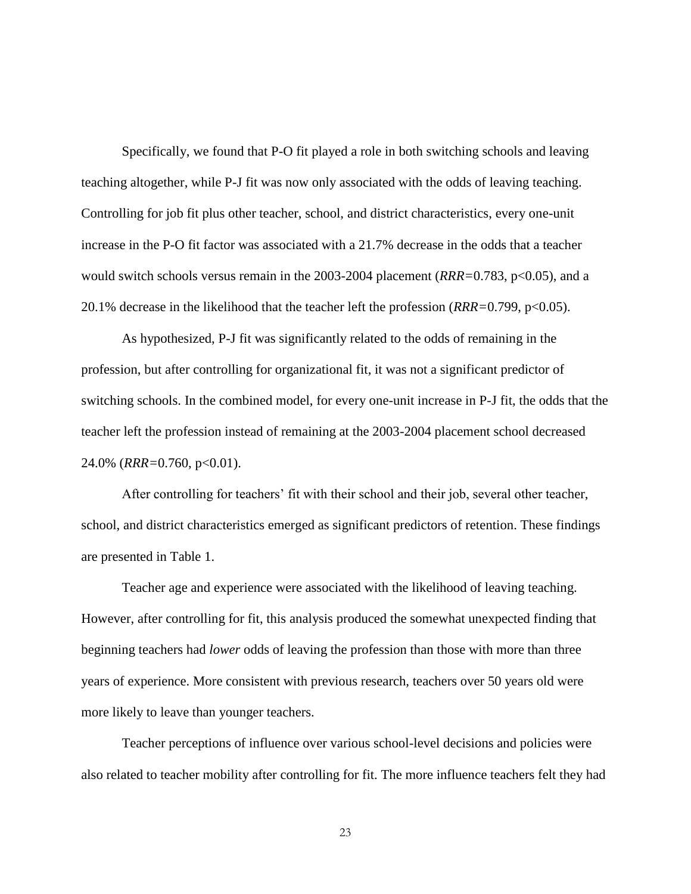Specifically, we found that P-O fit played a role in both switching schools and leaving teaching altogether, while P-J fit was now only associated with the odds of leaving teaching. Controlling for job fit plus other teacher, school, and district characteristics, every one-unit increase in the P-O fit factor was associated with a 21.7% decrease in the odds that a teacher would switch schools versus remain in the 2003-2004 placement (*RRR*=0.783, $p<0.05$), and a 20.1% decrease in the likelihood that the teacher left the profession (*RRR*=0.799, $p<0.05$).

As hypothesized, P-J fit was significantly related to the odds of remaining in the profession, but after controlling for organizational fit, it was not a significant predictor of switching schools. In the combined model, for every one-unit increase in P-J fit, the odds that the teacher left the profession instead of remaining at the 2003-2004 placement school decreased 24.0% (*RRR*=0.760, $p<0.01$).

After controlling for teachers' fit with their school and their job, several other teacher, school, and district characteristics emerged as significant predictors of retention. These findings are presented in Table 1.

Teacher age and experience were associated with the likelihood of leaving teaching. However, after controlling for fit, this analysis produced the somewhat unexpected finding that beginning teachers had *lower* odds of leaving the profession than those with more than three years of experience. More consistent with previous research, teachers over 50 years old were more likely to leave than younger teachers.

Teacher perceptions of influence over various school-level decisions and policies were also related to teacher mobility after controlling for fit. The more influence teachers felt they had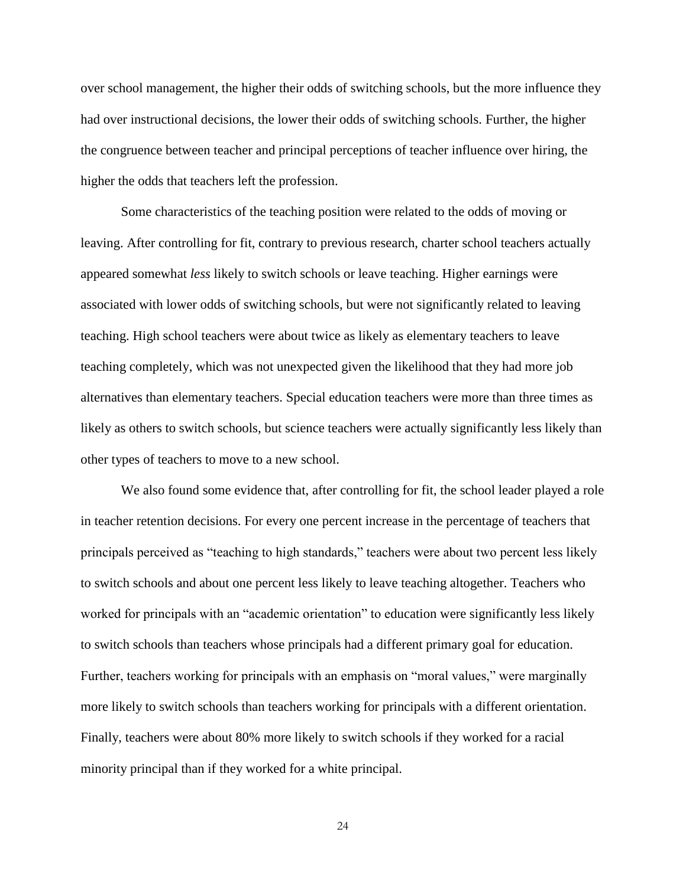over school management, the higher their odds of switching schools, but the more influence they had over instructional decisions, the lower their odds of switching schools. Further, the higher the congruence between teacher and principal perceptions of teacher influence over hiring, the higher the odds that teachers left the profession.

Some characteristics of the teaching position were related to the odds of moving or leaving. After controlling for fit, contrary to previous research, charter school teachers actually appeared somewhat *less* likely to switch schools or leave teaching. Higher earnings were associated with lower odds of switching schools, but were not significantly related to leaving teaching. High school teachers were about twice as likely as elementary teachers to leave teaching completely, which was not unexpected given the likelihood that they had more job alternatives than elementary teachers. Special education teachers were more than three times as likely as others to switch schools, but science teachers were actually significantly less likely than other types of teachers to move to a new school.

We also found some evidence that, after controlling for fit, the school leader played a role in teacher retention decisions. For every one percent increase in the percentage of teachers that principals perceived as "teaching to high standards," teachers were about two percent less likely to switch schools and about one percent less likely to leave teaching altogether. Teachers who worked for principals with an "academic orientation" to education were significantly less likely to switch schools than teachers whose principals had a different primary goal for education. Further, teachers working for principals with an emphasis on "moral values," were marginally more likely to switch schools than teachers working for principals with a different orientation. Finally, teachers were about 80% more likely to switch schools if they worked for a racial minority principal than if they worked for a white principal.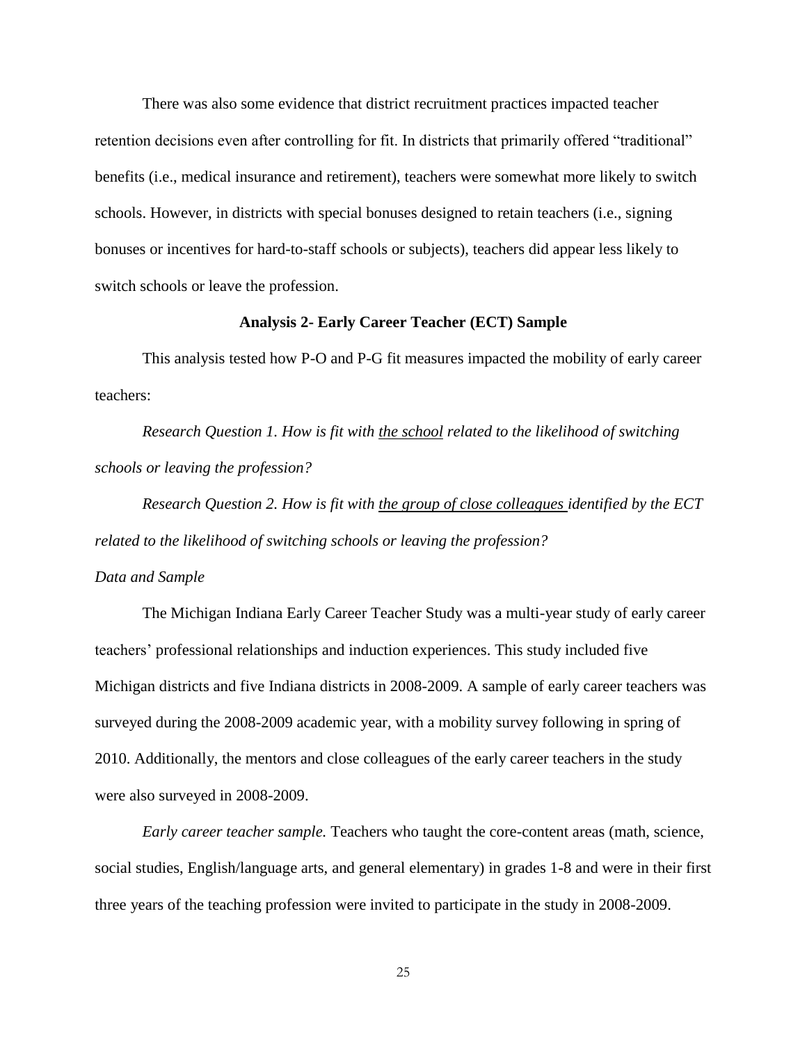There was also some evidence that district recruitment practices impacted teacher retention decisions even after controlling for fit. In districts that primarily offered "traditional" benefits (i.e., medical insurance and retirement), teachers were somewhat more likely to switch schools. However, in districts with special bonuses designed to retain teachers (i.e., signing bonuses or incentives for hard-to-staff schools or subjects), teachers did appear less likely to switch schools or leave the profession.

## Analysis 2- Early Career Teacher (ECT) Sample

This analysis tested how P-O and P-G fit measures impacted the mobility of early career teachers:

*Research Question 1. How is fit with <u>the school</u> related to the likelihood of switching schools or leaving the profession?*

*Research Question 2. How is fit with <u>the group of close colleagues</u> identified by the ECT related to the likelihood of switching schools or leaving the profession?*

### *Data and Sample*

The Michigan Indiana Early Career Teacher Study was a multi-year study of early career teachers' professional relationships and induction experiences. This study included five Michigan districts and five Indiana districts in 2008-2009. A sample of early career teachers was surveyed during the 2008-2009 academic year, with a mobility survey following in spring of 2010. Additionally, the mentors and close colleagues of the early career teachers in the study were also surveyed in 2008-2009.

*Early career teacher sample.* Teachers who taught the core-content areas (math, science, social studies, English/language arts, and general elementary) in grades 1-8 and were in their first three years of the teaching profession were invited to participate in the study in 2008-2009.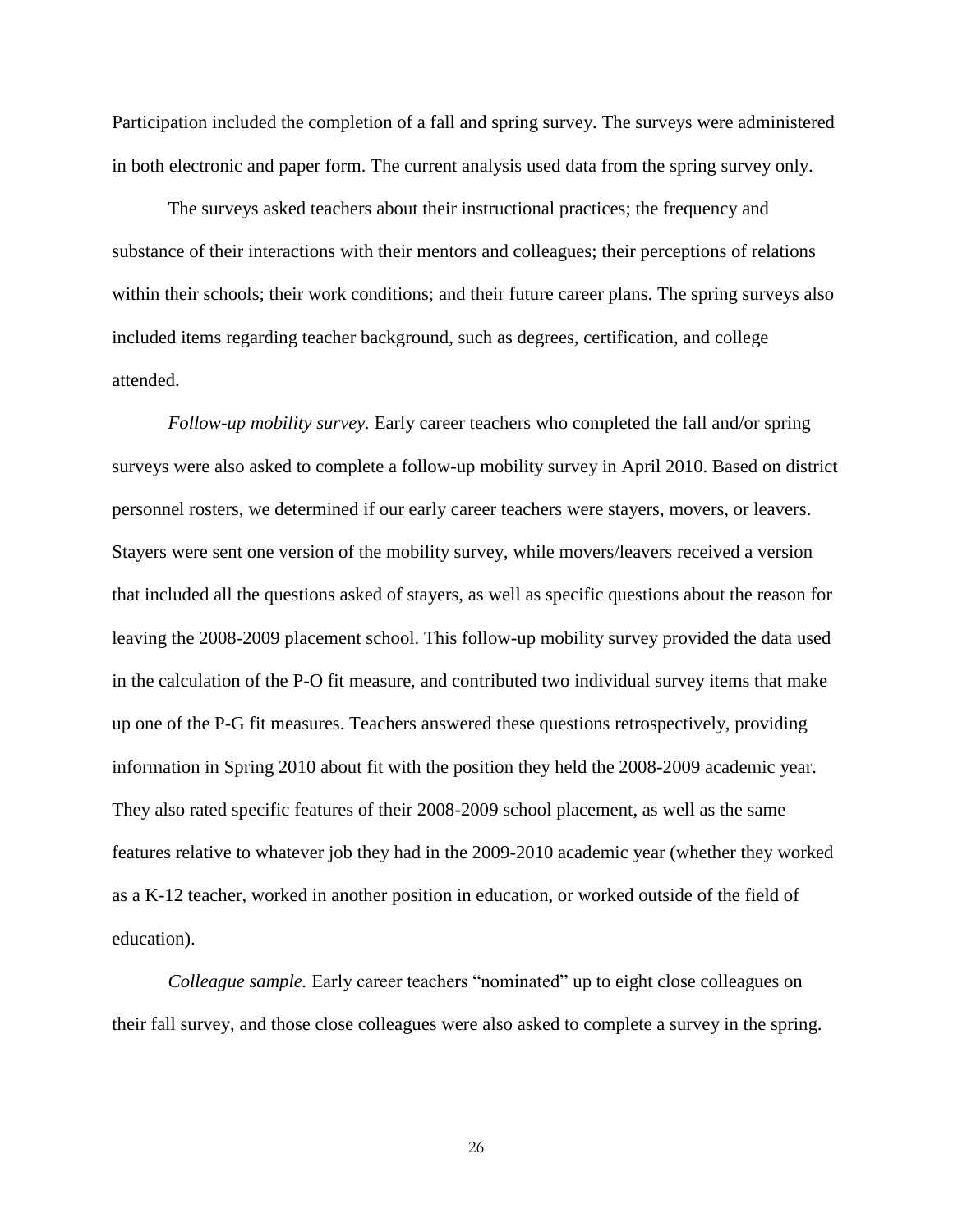Participation included the completion of a fall and spring survey. The surveys were administered in both electronic and paper form. The current analysis used data from the spring survey only.

The surveys asked teachers about their instructional practices; the frequency and substance of their interactions with their mentors and colleagues; their perceptions of relations within their schools; their work conditions; and their future career plans. The spring surveys also included items regarding teacher background, such as degrees, certification, and college attended.

*Follow-up mobility survey.* Early career teachers who completed the fall and/or spring surveys were also asked to complete a follow-up mobility survey in April 2010. Based on district personnel rosters, we determined if our early career teachers were stayers, movers, or leavers. Stayers were sent one version of the mobility survey, while movers/leavers received a version that included all the questions asked of stayers, as well as specific questions about the reason for leaving the 2008-2009 placement school. This follow-up mobility survey provided the data used in the calculation of the P-O fit measure, and contributed two individual survey items that make up one of the P-G fit measures. Teachers answered these questions retrospectively, providing information in Spring 2010 about fit with the position they held the 2008-2009 academic year. They also rated specific features of their 2008-2009 school placement, as well as the same features relative to whatever job they had in the 2009-2010 academic year (whether they worked as a K-12 teacher, worked in another position in education, or worked outside of the field of education).

*Colleague sample.* Early career teachers "nominated" up to eight close colleagues on their fall survey, and those close colleagues were also asked to complete a survey in the spring.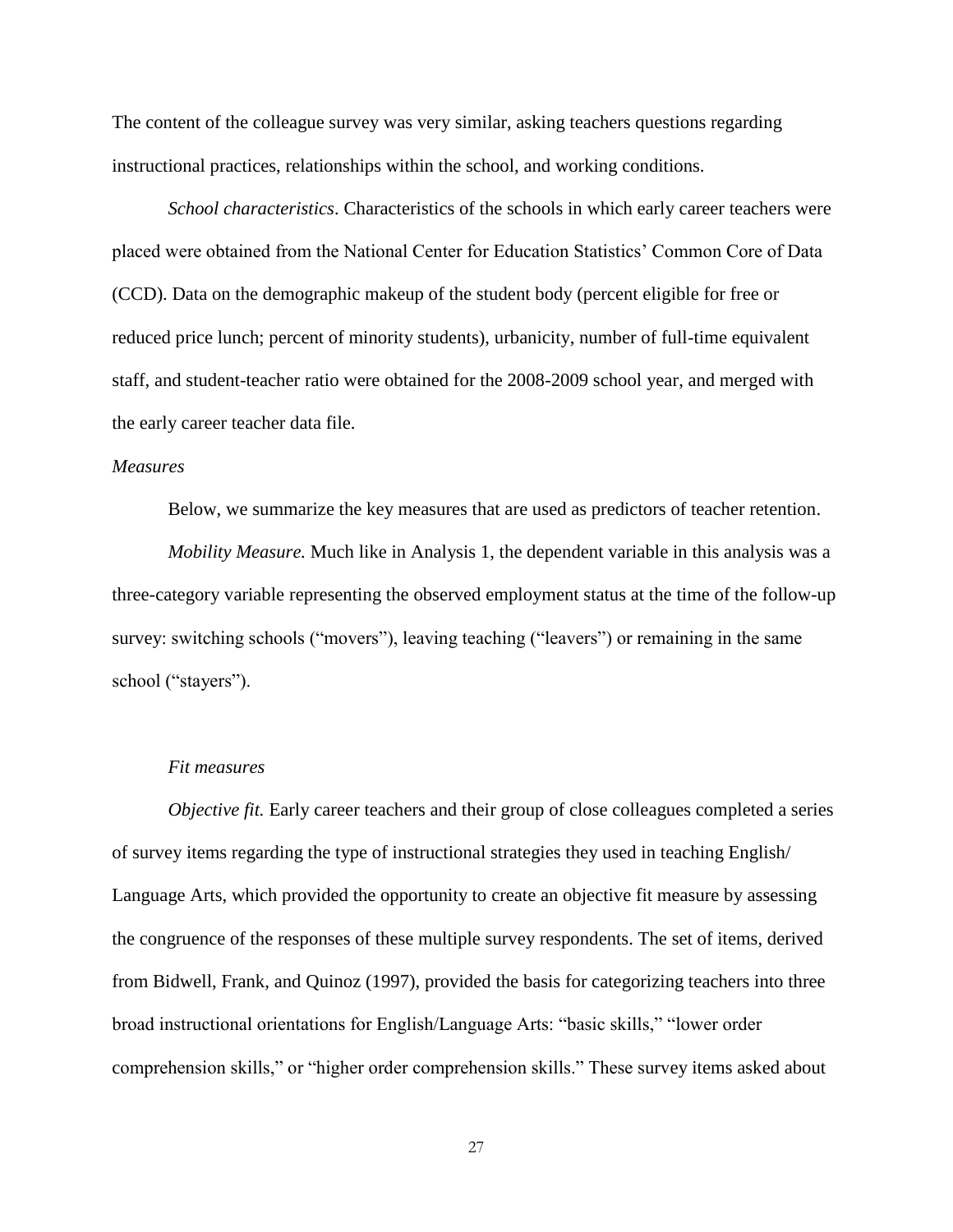The content of the colleague survey was very similar, asking teachers questions regarding instructional practices, relationships within the school, and working conditions.

*School characteristics*. Characteristics of the schools in which early career teachers were placed were obtained from the National Center for Education Statistics' Common Core of Data (CCD). Data on the demographic makeup of the student body (percent eligible for free or reduced price lunch; percent of minority students), urbanicity, number of full-time equivalent staff, and student-teacher ratio were obtained for the 2008-2009 school year, and merged with the early career teacher data file.

*Measures*

Below, we summarize the key measures that are used as predictors of teacher retention.

*Mobility Measure.* Much like in Analysis 1, the dependent variable in this analysis was a three-category variable representing the observed employment status at the time of the follow-up survey: switching schools ("movers"), leaving teaching ("leavers") or remaining in the same school ("stayers").

*Fit measures*

*Objective fit.* Early career teachers and their group of close colleagues completed a series of survey items regarding the type of instructional strategies they used in teaching English/ Language Arts, which provided the opportunity to create an objective fit measure by assessing the congruence of the responses of these multiple survey respondents. The set of items, derived from Bidwell, Frank, and Quinoz (1997), provided the basis for categorizing teachers into three broad instructional orientations for English/Language Arts: "basic skills," "lower order comprehension skills," or "higher order comprehension skills." These survey items asked about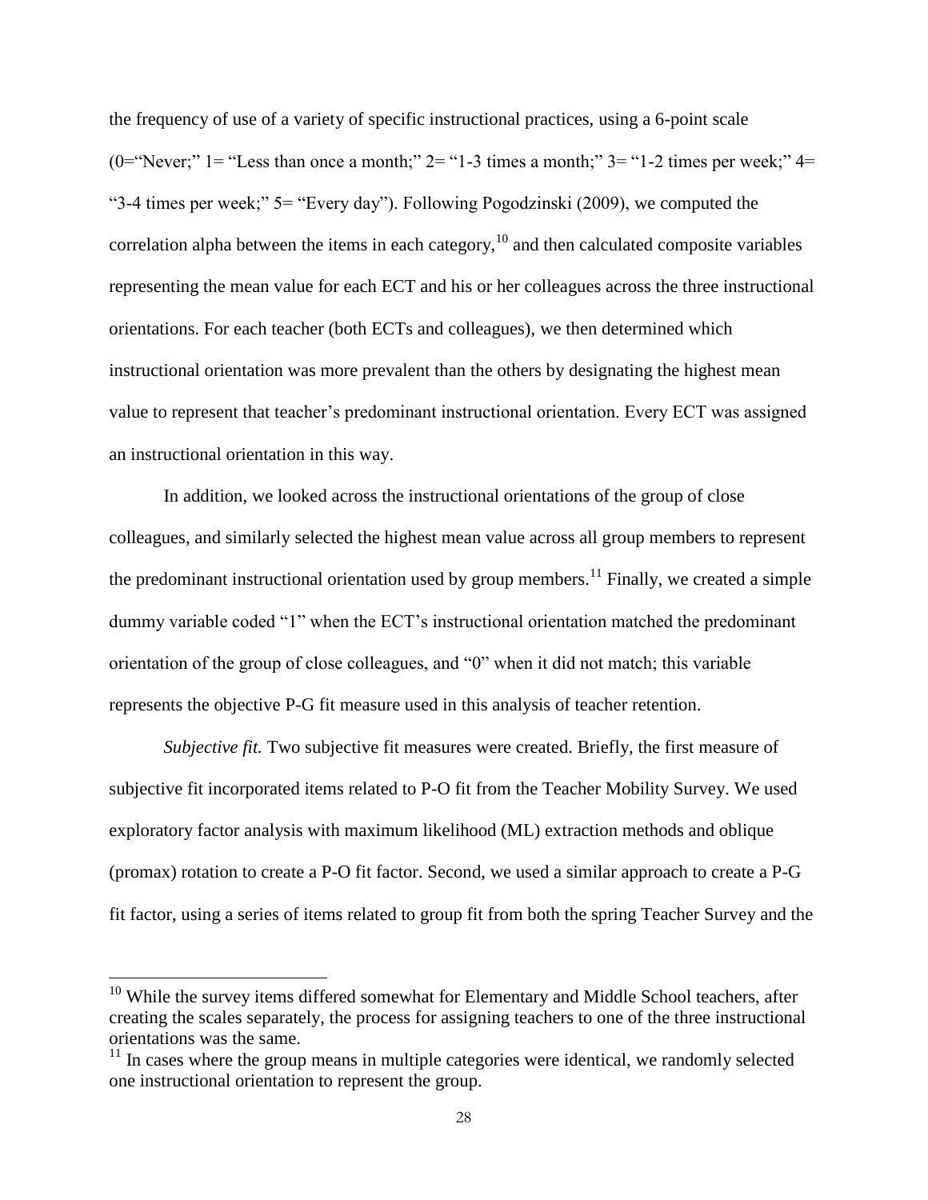the frequency of use of a variety of specific instructional practices, using a 6-point scale (0="Never;" 1= "Less than once a month;" 2= "1-3 times a month;" 3= "1-2 times per week;" 4= "3-4 times per week;" 5= "Every day"). Following Pogodzinski (2009), we computed the correlation alpha between the items in each category,[10] and then calculated composite variables representing the mean value for each ECT and his or her colleagues across the three instructional orientations. For each teacher (both ECTs and colleagues), we then determined which instructional orientation was more prevalent than the others by designating the highest mean value to represent that teacher's predominant instructional orientation. Every ECT was assigned an instructional orientation in this way.

In addition, we looked across the instructional orientations of the group of close colleagues, and similarly selected the highest mean value across all group members to represent the predominant instructional orientation used by group members.[11] Finally, we created a simple dummy variable coded "1" when the ECT's instructional orientation matched the predominant orientation of the group of close colleagues, and "0" when it did not match; this variable represents the objective P-G fit measure used in this analysis of teacher retention.

*Subjective fit.* Two subjective fit measures were created. Briefly, the first measure of subjective fit incorporated items related to P-O fit from the Teacher Mobility Survey. We used exploratory factor analysis with maximum likelihood (ML) extraction methods and oblique (promax) rotation to create a P-O fit factor. Second, we used a similar approach to create a P-G fit factor, using a series of items related to group fit from both the spring Teacher Survey and the

[10] While the survey items differed somewhat for Elementary and Middle School teachers, after creating the scales separately, the process for assigning teachers to one of the three instructional orientations was the same.

[11] In cases where the group means in multiple categories were identical, we randomly selected one instructional orientation to represent the group.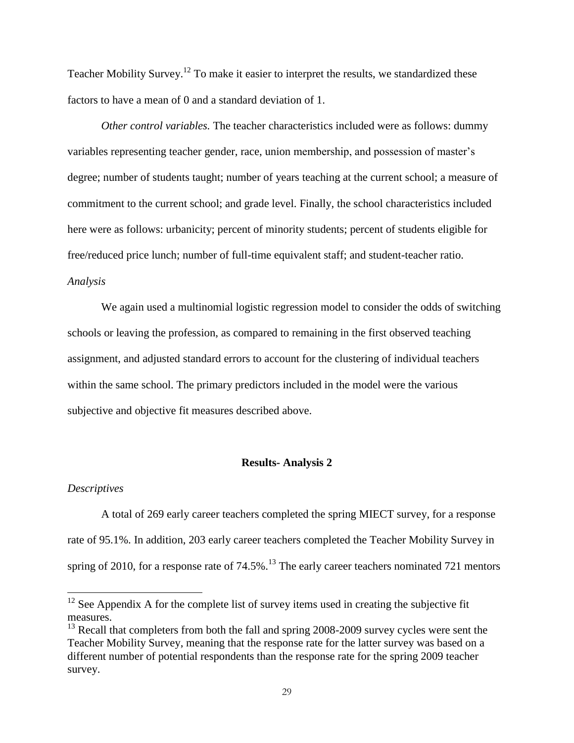Teacher Mobility Survey.[12] To make it easier to interpret the results, we standardized these factors to have a mean of 0 and a standard deviation of 1.

*Other control variables.* The teacher characteristics included were as follows: dummy variables representing teacher gender, race, union membership, and possession of master's degree; number of students taught; number of years teaching at the current school; a measure of commitment to the current school; and grade level. Finally, the school characteristics included here were as follows: urbanicity; percent of minority students; percent of students eligible for free/reduced price lunch; number of full-time equivalent staff; and student-teacher ratio.

*Analysis*

We again used a multinomial logistic regression model to consider the odds of switching schools or leaving the profession, as compared to remaining in the first observed teaching assignment, and adjusted standard errors to account for the clustering of individual teachers within the same school. The primary predictors included in the model were the various subjective and objective fit measures described above.

## Results- Analysis 2

*Descriptives*

A total of 269 early career teachers completed the spring MIECT survey, for a response rate of 95.1%. In addition, 203 early career teachers completed the Teacher Mobility Survey in spring of 2010, for a response rate of 74.5%.[13] The early career teachers nominated 721 mentors

[12] See Appendix A for the complete list of survey items used in creating the subjective fit measures.

[13] Recall that completers from both the fall and spring 2008-2009 survey cycles were sent the Teacher Mobility Survey, meaning that the response rate for the latter survey was based on a different number of potential respondents than the response rate for the spring 2009 teacher survey.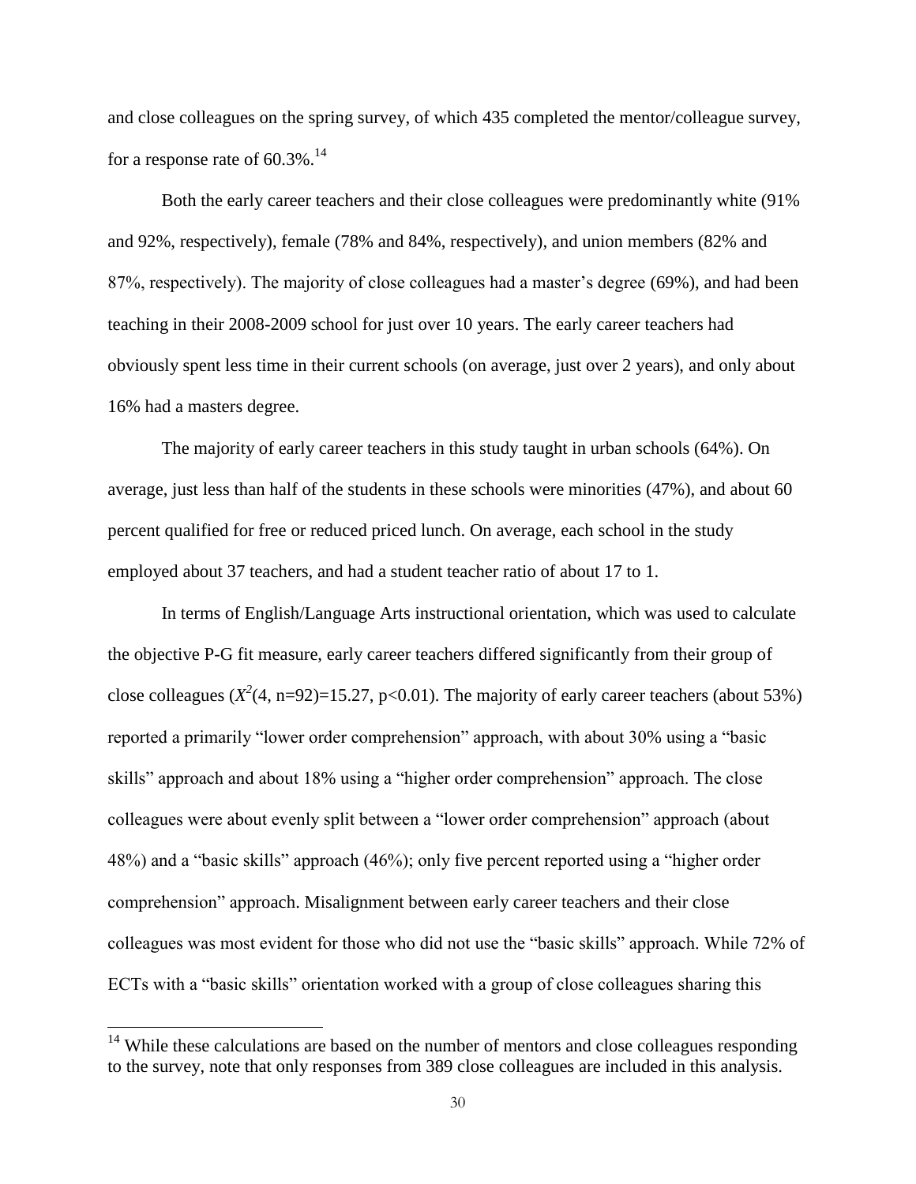and close colleagues on the spring survey, of which 435 completed the mentor/colleague survey, for a response rate of 60.3%.[14]

Both the early career teachers and their close colleagues were predominantly white (91% and 92%, respectively), female (78% and 84%, respectively), and union members (82% and 87%, respectively). The majority of close colleagues had a master's degree (69%), and had been teaching in their 2008-2009 school for just over 10 years. The early career teachers had obviously spent less time in their current schools (on average, just over 2 years), and only about 16% had a masters degree.

The majority of early career teachers in this study taught in urban schools (64%). On average, just less than half of the students in these schools were minorities (47%), and about 60 percent qualified for free or reduced priced lunch. On average, each school in the study employed about 37 teachers, and had a student teacher ratio of about 17 to 1.

In terms of English/Language Arts instructional orientation, which was used to calculate the objective P-G fit measure, early career teachers differed significantly from their group of close colleagues ($X^2(4, n=92)=15.27$, $p<0.01$). The majority of early career teachers (about 53%) reported a primarily "lower order comprehension" approach, with about 30% using a "basic skills" approach and about 18% using a "higher order comprehension" approach. The close colleagues were about evenly split between a "lower order comprehension" approach (about 48%) and a "basic skills" approach (46%); only five percent reported using a "higher order comprehension" approach. Misalignment between early career teachers and their close colleagues was most evident for those who did not use the "basic skills" approach. While 72% of ECTs with a "basic skills" orientation worked with a group of close colleagues sharing this

[14] While these calculations are based on the number of mentors and close colleagues responding to the survey, note that only responses from 389 close colleagues are included in this analysis.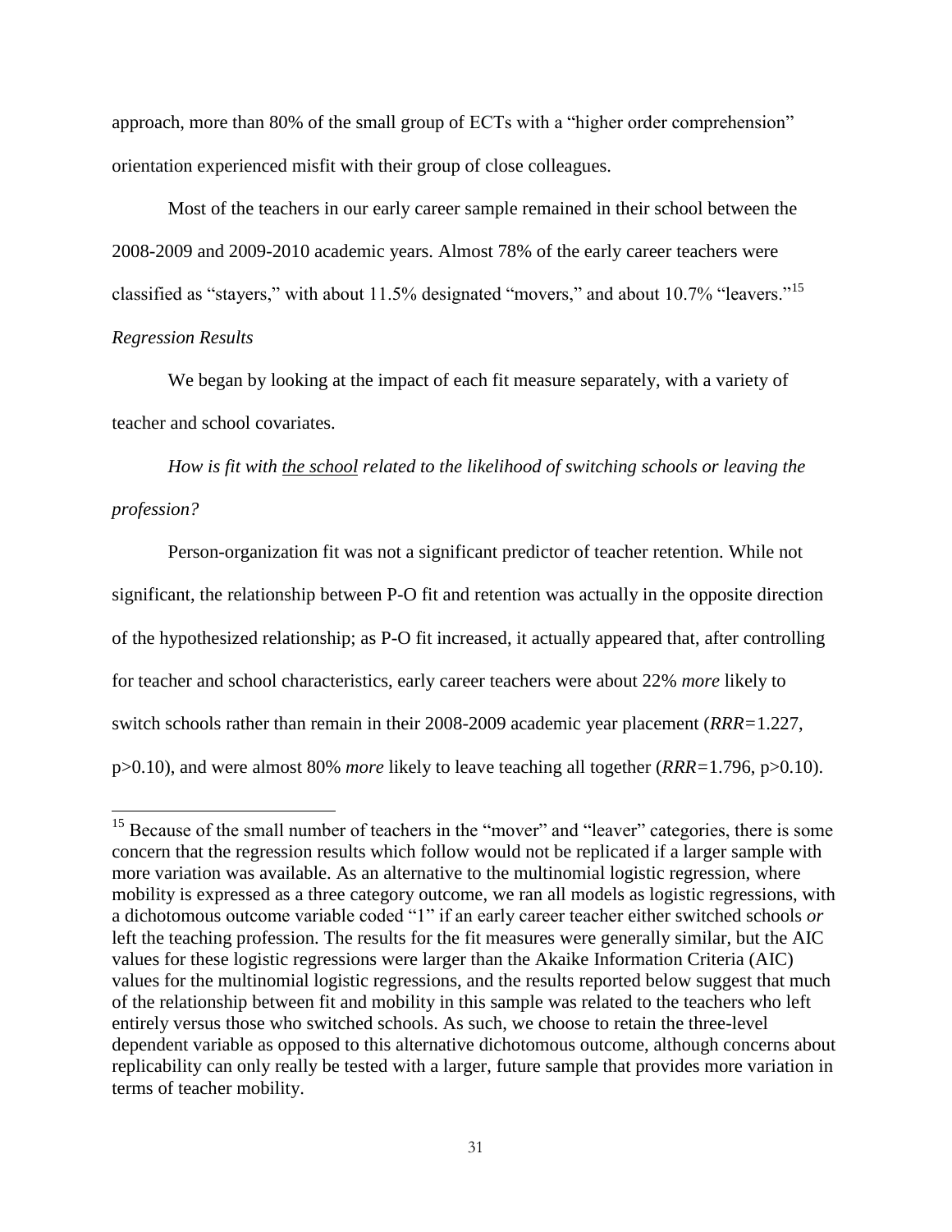approach, more than 80% of the small group of ECTs with a "higher order comprehension" orientation experienced misfit with their group of close colleagues.

Most of the teachers in our early career sample remained in their school between the 2008-2009 and 2009-2010 academic years. Almost 78% of the early career teachers were classified as "stayers," with about 11.5% designated "movers," and about 10.7% "leavers."[15]

*Regression Results*

We began by looking at the impact of each fit measure separately, with a variety of teacher and school covariates.

*How is fit with* <u>*the school*</u> *related to the likelihood of switching schools or leaving the profession?*

Person-organization fit was not a significant predictor of teacher retention. While not significant, the relationship between P-O fit and retention was actually in the opposite direction of the hypothesized relationship; as P-O fit increased, it actually appeared that, after controlling for teacher and school characteristics, early career teachers were about 22% *more* likely to switch schools rather than remain in their 2008-2009 academic year placement (*RRR*=1.227, $p>0.10$), and were almost 80% *more* likely to leave teaching all together (*RRR*=1.796, $p>0.10$).

---

[15] Because of the small number of teachers in the "mover" and "leaver" categories, there is some concern that the regression results which follow would not be replicated if a larger sample with more variation was available. As an alternative to the multinomial logistic regression, where mobility is expressed as a three category outcome, we ran all models as logistic regressions, with a dichotomous outcome variable coded "1" if an early career teacher either switched schools *or* left the teaching profession. The results for the fit measures were generally similar, but the AIC values for these logistic regressions were larger than the Akaike Information Criteria (AIC) values for the multinomial logistic regressions, and the results reported below suggest that much of the relationship between fit and mobility in this sample was related to the teachers who left entirely versus those who switched schools. As such, we choose to retain the three-level dependent variable as opposed to this alternative dichotomous outcome, although concerns about replicability can only really be tested with a larger, future sample that provides more variation in terms of teacher mobility.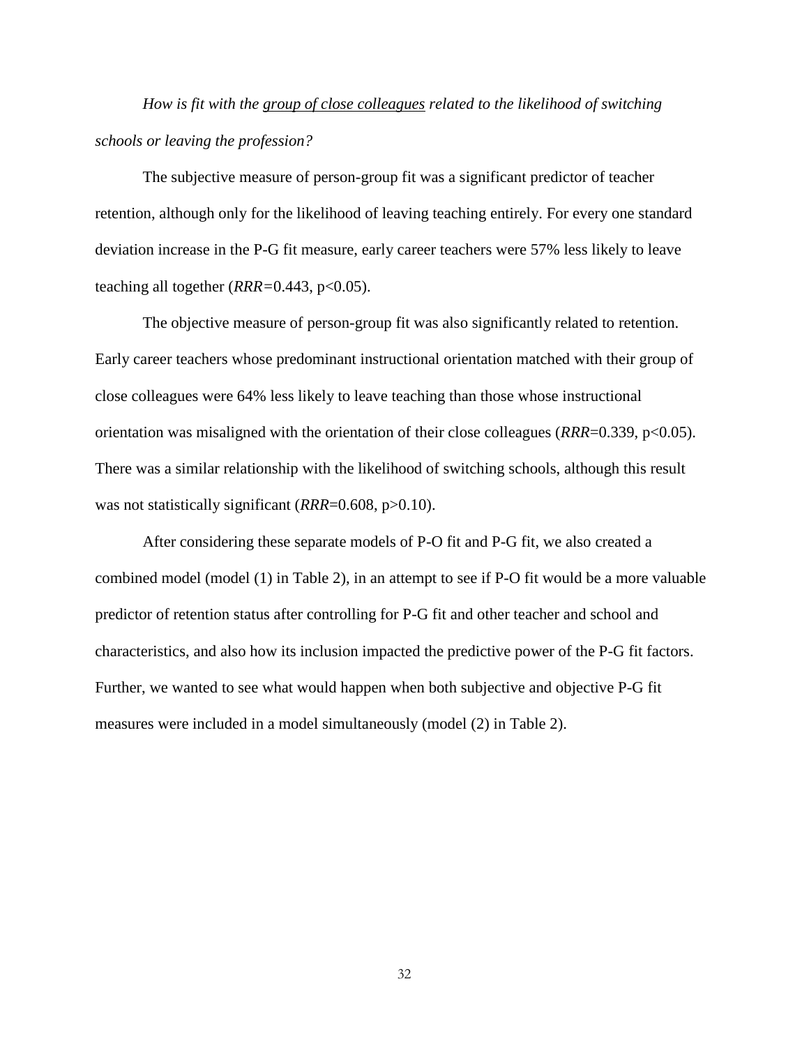*How is fit with the <u>group of close colleagues</u> related to the likelihood of switching schools or leaving the profession?*

The subjective measure of person-group fit was a significant predictor of teacher retention, although only for the likelihood of leaving teaching entirely. For every one standard deviation increase in the P-G fit measure, early career teachers were 57% less likely to leave teaching all together (*RRR*=0.443, $p<0.05$).

The objective measure of person-group fit was also significantly related to retention. Early career teachers whose predominant instructional orientation matched with their group of close colleagues were 64% less likely to leave teaching than those whose instructional orientation was misaligned with the orientation of their close colleagues (*RRR*=0.339, $p<0.05$). There was a similar relationship with the likelihood of switching schools, although this result was not statistically significant (*RRR*=0.608, $p>0.10$).

After considering these separate models of P-O fit and P-G fit, we also created a combined model (model (1) in Table 2), in an attempt to see if P-O fit would be a more valuable predictor of retention status after controlling for P-G fit and other teacher and school and characteristics, and also how its inclusion impacted the predictive power of the P-G fit factors. Further, we wanted to see what would happen when both subjective and objective P-G fit measures were included in a model simultaneously (model (2) in Table 2).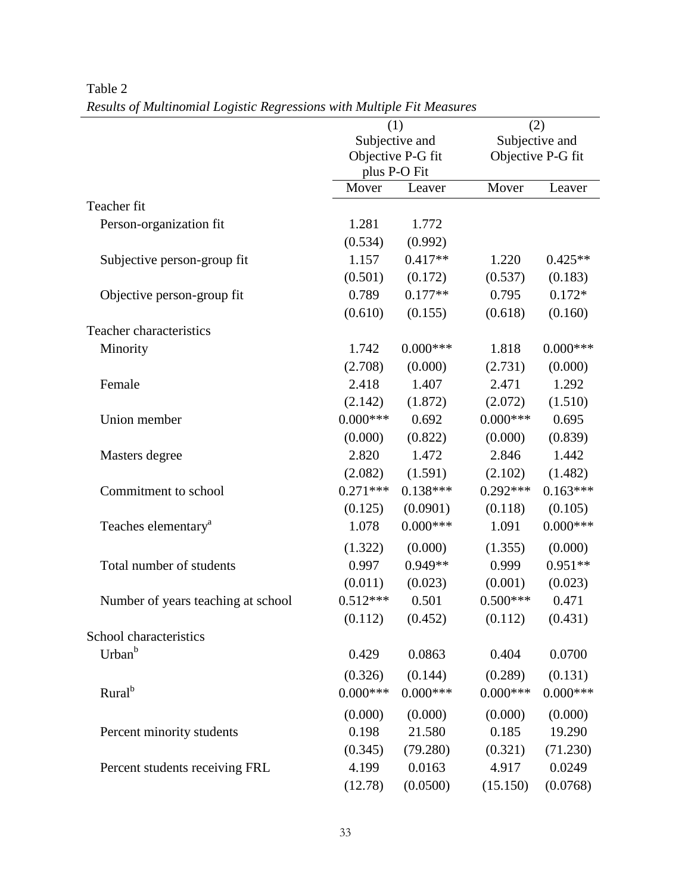Table 2

*Results of Multinomial Logistic Regressions with Multiple Fit Measures*

| | (1) Subjective and Objective P-G fit plus P-O Fit | | (2) Subjective and Objective P-G fit | |
|---|---|---|---|---|
| | Mover | Leaver | Mover | Leaver |
| Teacher fit | | | | |
| Person-organization fit | 1.281 | 1.772 | | |
| | (0.534) | (0.992) | | |
| Subjective person-group fit | 1.157 | 0.417** | 1.220 | 0.425** |
| | (0.501) | (0.172) | (0.537) | (0.183) |
| Objective person-group fit | 0.789 | 0.177** | 0.795 | 0.172* |
| | (0.610) | (0.155) | (0.618) | (0.160) |
| Teacher characteristics | | | | |
| Minority | 1.742 | 0.000*** | 1.818 | 0.000*** |
| | (2.708) | (0.000) | (2.731) | (0.000) |
| Female | 2.418 | 1.407 | 2.471 | 1.292 |
| | (2.142) | (1.872) | (2.072) | (1.510) |
| Union member | 0.000*** | 0.692 | 0.000*** | 0.695 |
| | (0.000) | (0.822) | (0.000) | (0.839) |
| Masters degree | 2.820 | 1.472 | 2.846 | 1.442 |
| | (2.082) | (1.591) | (2.102) | (1.482) |
| Commitment to school | 0.271*** | 0.138*** | 0.292*** | 0.163*** |
| | (0.125) | (0.0901) | (0.118) | (0.105) |
| Teaches elementary[a] | 1.078 | 0.000*** | 1.091 | 0.000*** |
| | (1.322) | (0.000) | (1.355) | (0.000) |
| Total number of students | 0.997 | 0.949** | 0.999 | 0.951** |
| | (0.011) | (0.023) | (0.001) | (0.023) |
| Number of years teaching at school | 0.512*** | 0.501 | 0.500*** | 0.471 |
| | (0.112) | (0.452) | (0.112) | (0.431) |
| School characteristics | | | | |
| Urban[b] | 0.429 | 0.0863 | 0.404 | 0.0700 |
| | (0.326) | (0.144) | (0.289) | (0.131) |
| Rural[b] | 0.000*** | 0.000*** | 0.000*** | 0.000*** |
| | (0.000) | (0.000) | (0.000) | (0.000) |
| Percent minority students | 0.198 | 21.580 | 0.185 | 19.290 |
| | (0.345) | (79.280) | (0.321) | (71.230) |
| Percent students receiving FRL | 4.199 | 0.0163 | 4.917 | 0.0249 |
| | (12.78) | (0.0500) | (15.150) | (0.0768) |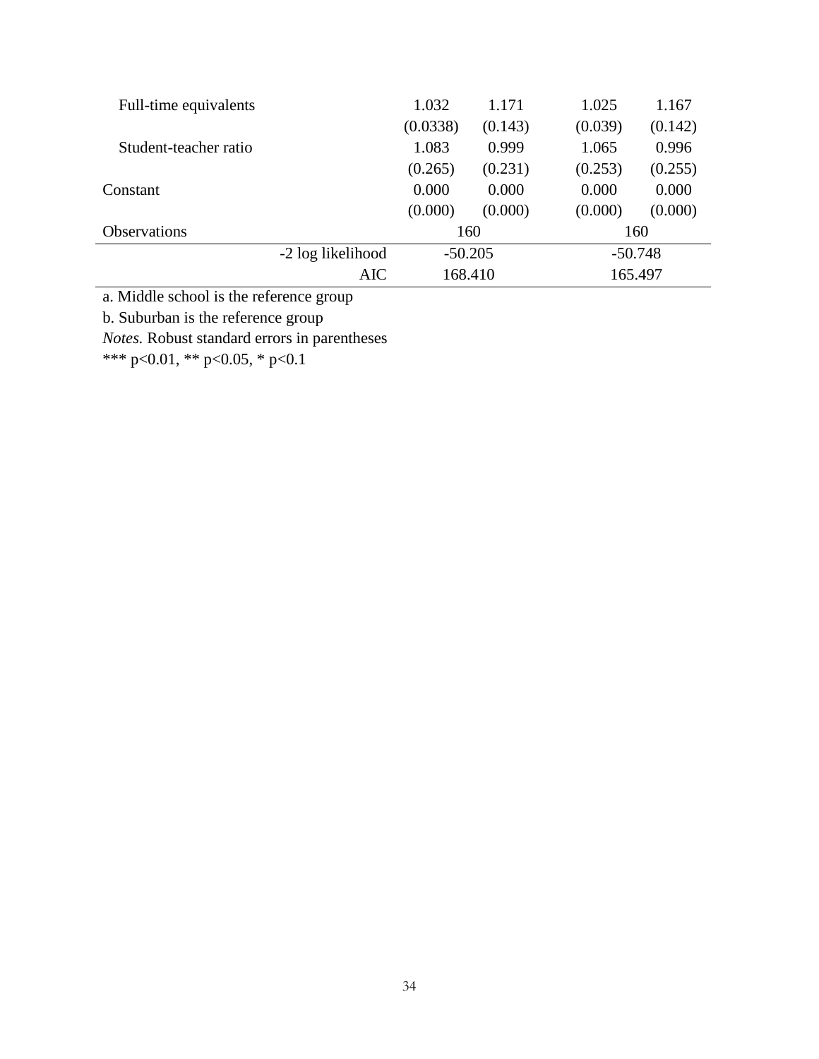| | | | | |
|---|---|---|---|---|
| Full-time equivalents | 1.032 | 1.171 | 1.025 | 1.167 |
| | (0.0338) | (0.143) | (0.039) | (0.142) |
| Student-teacher ratio | 1.083 | 0.999 | 1.065 | 0.996 |
| | (0.265) | (0.231) | (0.253) | (0.255) |
| Constant | 0.000 | 0.000 | 0.000 | 0.000 |
| | (0.000) | (0.000) | (0.000) | (0.000) |
| Observations | 160 | | 160 | |
| -2 log likelihood | -50.205 | | -50.748 | |
| AIC | 168.410 | | 165.497 | |

a. Middle school is the reference group

b. Suburban is the reference group

*Notes.* Robust standard errors in parentheses

*** p<0.01, ** p<0.05, * p<0.1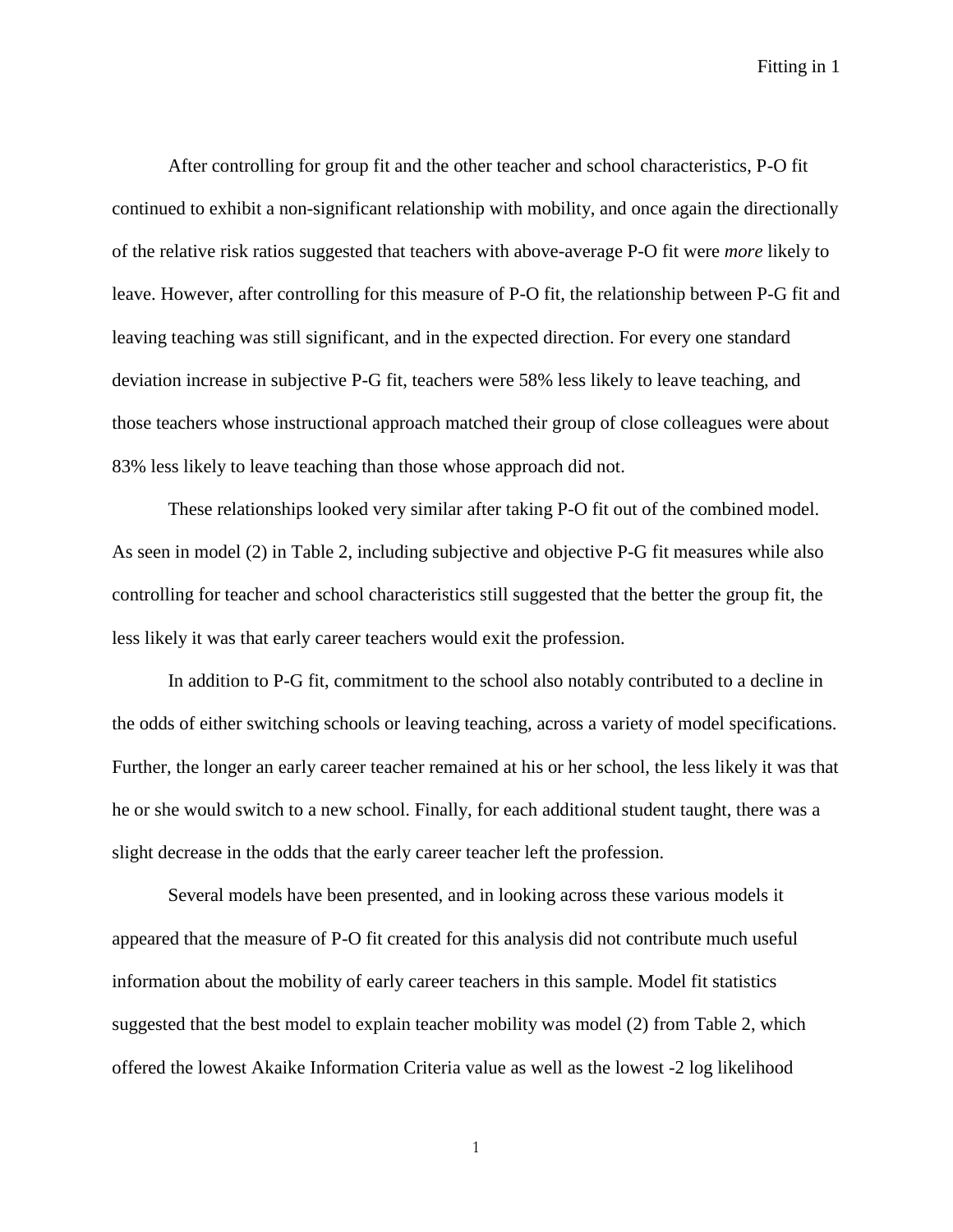After controlling for group fit and the other teacher and school characteristics, P-O fit continued to exhibit a non-significant relationship with mobility, and once again the directionally of the relative risk ratios suggested that teachers with above-average P-O fit were *more* likely to leave. However, after controlling for this measure of P-O fit, the relationship between P-G fit and leaving teaching was still significant, and in the expected direction. For every one standard deviation increase in subjective P-G fit, teachers were 58% less likely to leave teaching, and those teachers whose instructional approach matched their group of close colleagues were about 83% less likely to leave teaching than those whose approach did not.

These relationships looked very similar after taking P-O fit out of the combined model. As seen in model (2) in Table 2, including subjective and objective P-G fit measures while also controlling for teacher and school characteristics still suggested that the better the group fit, the less likely it was that early career teachers would exit the profession.

In addition to P-G fit, commitment to the school also notably contributed to a decline in the odds of either switching schools or leaving teaching, across a variety of model specifications. Further, the longer an early career teacher remained at his or her school, the less likely it was that he or she would switch to a new school. Finally, for each additional student taught, there was a slight decrease in the odds that the early career teacher left the profession.

Several models have been presented, and in looking across these various models it appeared that the measure of P-O fit created for this analysis did not contribute much useful information about the mobility of early career teachers in this sample. Model fit statistics suggested that the best model to explain teacher mobility was model (2) from Table 2, which offered the lowest Akaike Information Criteria value as well as the lowest -2 log likelihood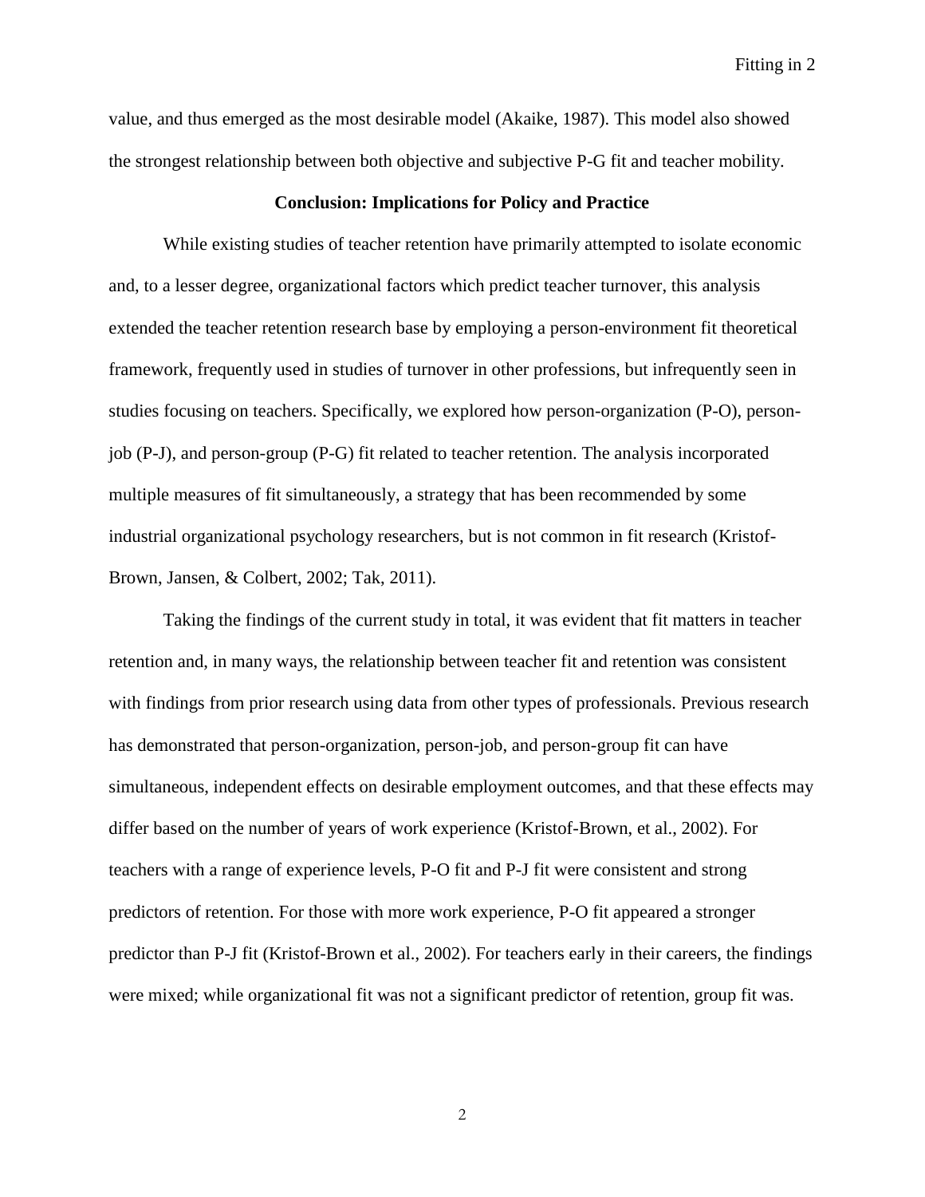value, and thus emerged as the most desirable model (Akaike, 1987). This model also showed the strongest relationship between both objective and subjective P-G fit and teacher mobility.

## Conclusion: Implications for Policy and Practice

While existing studies of teacher retention have primarily attempted to isolate economic and, to a lesser degree, organizational factors which predict teacher turnover, this analysis extended the teacher retention research base by employing a person-environment fit theoretical framework, frequently used in studies of turnover in other professions, but infrequently seen in studies focusing on teachers. Specifically, we explored how person-organization (P-O), person-job (P-J), and person-group (P-G) fit related to teacher retention. The analysis incorporated multiple measures of fit simultaneously, a strategy that has been recommended by some industrial organizational psychology researchers, but is not common in fit research (Kristof-Brown, Jansen, & Colbert, 2002; Tak, 2011).

Taking the findings of the current study in total, it was evident that fit matters in teacher retention and, in many ways, the relationship between teacher fit and retention was consistent with findings from prior research using data from other types of professionals. Previous research has demonstrated that person-organization, person-job, and person-group fit can have simultaneous, independent effects on desirable employment outcomes, and that these effects may differ based on the number of years of work experience (Kristof-Brown, et al., 2002). For teachers with a range of experience levels, P-O fit and P-J fit were consistent and strong predictors of retention. For those with more work experience, P-O fit appeared a stronger predictor than P-J fit (Kristof-Brown et al., 2002). For teachers early in their careers, the findings were mixed; while organizational fit was not a significant predictor of retention, group fit was.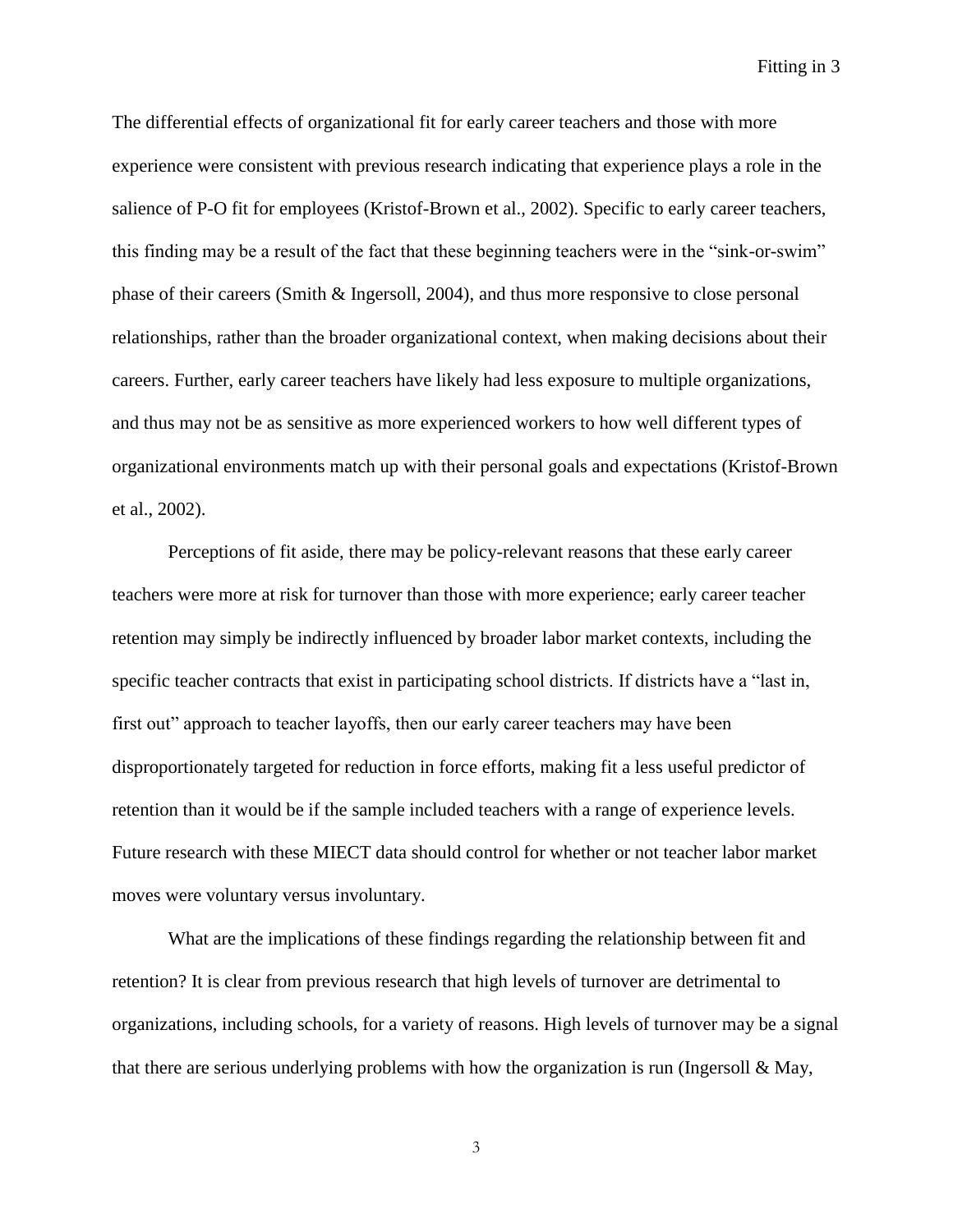The differential effects of organizational fit for early career teachers and those with more experience were consistent with previous research indicating that experience plays a role in the salience of P-O fit for employees (Kristof-Brown et al., 2002). Specific to early career teachers, this finding may be a result of the fact that these beginning teachers were in the "sink-or-swim" phase of their careers (Smith & Ingersoll, 2004), and thus more responsive to close personal relationships, rather than the broader organizational context, when making decisions about their careers. Further, early career teachers have likely had less exposure to multiple organizations, and thus may not be as sensitive as more experienced workers to how well different types of organizational environments match up with their personal goals and expectations (Kristof-Brown et al., 2002).

Perceptions of fit aside, there may be policy-relevant reasons that these early career teachers were more at risk for turnover than those with more experience; early career teacher retention may simply be indirectly influenced by broader labor market contexts, including the specific teacher contracts that exist in participating school districts. If districts have a "last in, first out" approach to teacher layoffs, then our early career teachers may have been disproportionately targeted for reduction in force efforts, making fit a less useful predictor of retention than it would be if the sample included teachers with a range of experience levels. Future research with these MIECT data should control for whether or not teacher labor market moves were voluntary versus involuntary.

What are the implications of these findings regarding the relationship between fit and retention? It is clear from previous research that high levels of turnover are detrimental to organizations, including schools, for a variety of reasons. High levels of turnover may be a signal that there are serious underlying problems with how the organization is run (Ingersoll & May,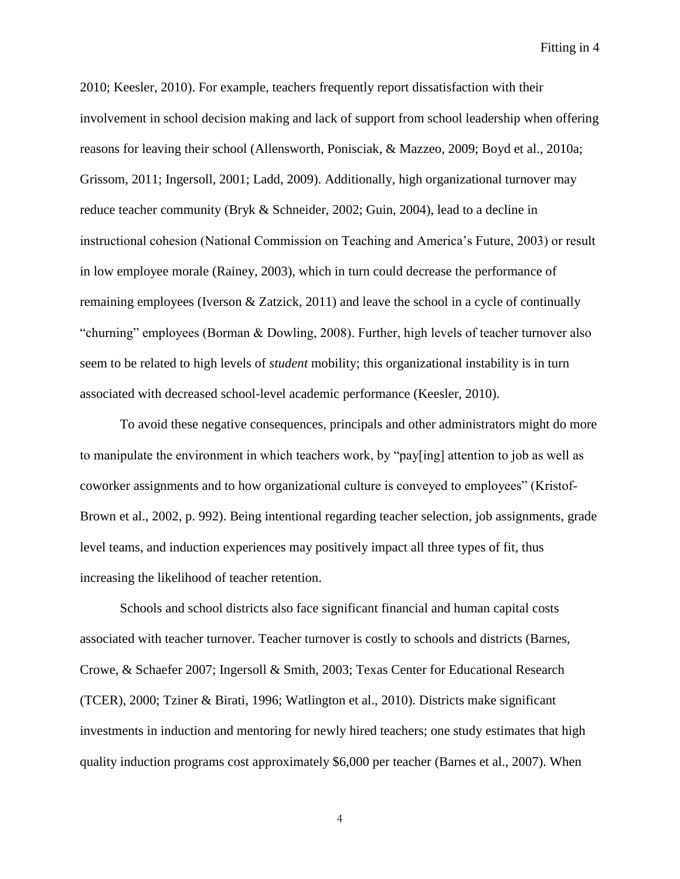2010; Keesler, 2010). For example, teachers frequently report dissatisfaction with their involvement in school decision making and lack of support from school leadership when offering reasons for leaving their school (Allensworth, Ponisciak, & Mazzeo, 2009; Boyd et al., 2010a; Grissom, 2011; Ingersoll, 2001; Ladd, 2009). Additionally, high organizational turnover may reduce teacher community (Bryk & Schneider, 2002; Guin, 2004), lead to a decline in instructional cohesion (National Commission on Teaching and America's Future, 2003) or result in low employee morale (Rainey, 2003), which in turn could decrease the performance of remaining employees (Iverson & Zatzick, 2011) and leave the school in a cycle of continually "churning" employees (Borman & Dowling, 2008). Further, high levels of teacher turnover also seem to be related to high levels of *student* mobility; this organizational instability is in turn associated with decreased school-level academic performance (Keesler, 2010).

To avoid these negative consequences, principals and other administrators might do more to manipulate the environment in which teachers work, by "pay[ing] attention to job as well as coworker assignments and to how organizational culture is conveyed to employees" (Kristof-Brown et al., 2002, p. 992). Being intentional regarding teacher selection, job assignments, grade level teams, and induction experiences may positively impact all three types of fit, thus increasing the likelihood of teacher retention.

Schools and school districts also face significant financial and human capital costs associated with teacher turnover. Teacher turnover is costly to schools and districts (Barnes, Crowe, & Schaefer 2007; Ingersoll & Smith, 2003; Texas Center for Educational Research (TCER), 2000; Tziner & Birati, 1996; Watlington et al., 2010). Districts make significant investments in induction and mentoring for newly hired teachers; one study estimates that high quality induction programs cost approximately $6,000 per teacher (Barnes et al., 2007). When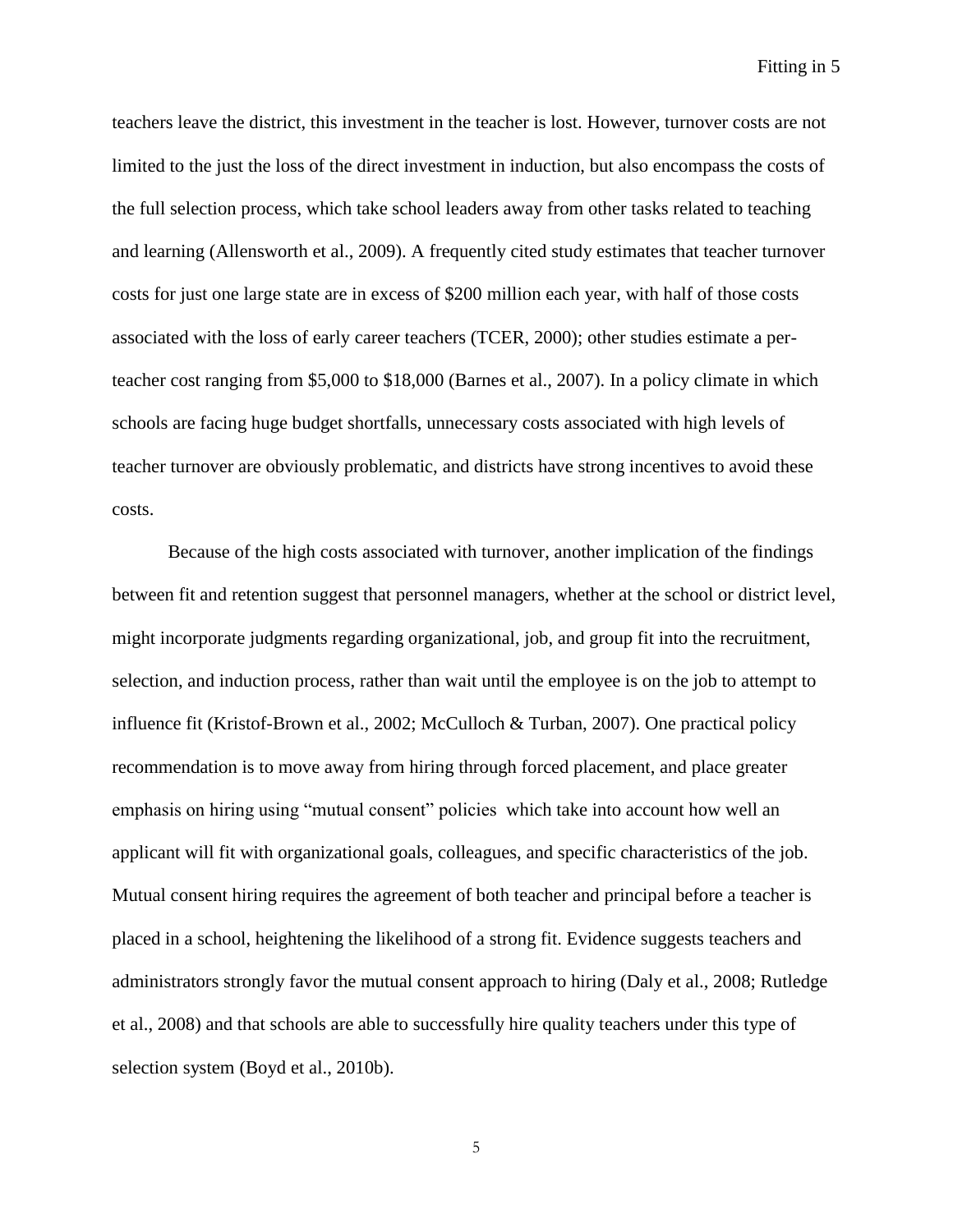teachers leave the district, this investment in the teacher is lost. However, turnover costs are not limited to the just the loss of the direct investment in induction, but also encompass the costs of the full selection process, which take school leaders away from other tasks related to teaching and learning (Allensworth et al., 2009). A frequently cited study estimates that teacher turnover costs for just one large state are in excess of $200 million each year, with half of those costs associated with the loss of early career teachers (TCER, 2000); other studies estimate a per-teacher cost ranging from $5,000 to $18,000 (Barnes et al., 2007). In a policy climate in which schools are facing huge budget shortfalls, unnecessary costs associated with high levels of teacher turnover are obviously problematic, and districts have strong incentives to avoid these costs.

Because of the high costs associated with turnover, another implication of the findings between fit and retention suggest that personnel managers, whether at the school or district level, might incorporate judgments regarding organizational, job, and group fit into the recruitment, selection, and induction process, rather than wait until the employee is on the job to attempt to influence fit (Kristof-Brown et al., 2002; McCulloch & Turban, 2007). One practical policy recommendation is to move away from hiring through forced placement, and place greater emphasis on hiring using "mutual consent" policies which take into account how well an applicant will fit with organizational goals, colleagues, and specific characteristics of the job. Mutual consent hiring requires the agreement of both teacher and principal before a teacher is placed in a school, heightening the likelihood of a strong fit. Evidence suggests teachers and administrators strongly favor the mutual consent approach to hiring (Daly et al., 2008; Rutledge et al., 2008) and that schools are able to successfully hire quality teachers under this type of selection system (Boyd et al., 2010b).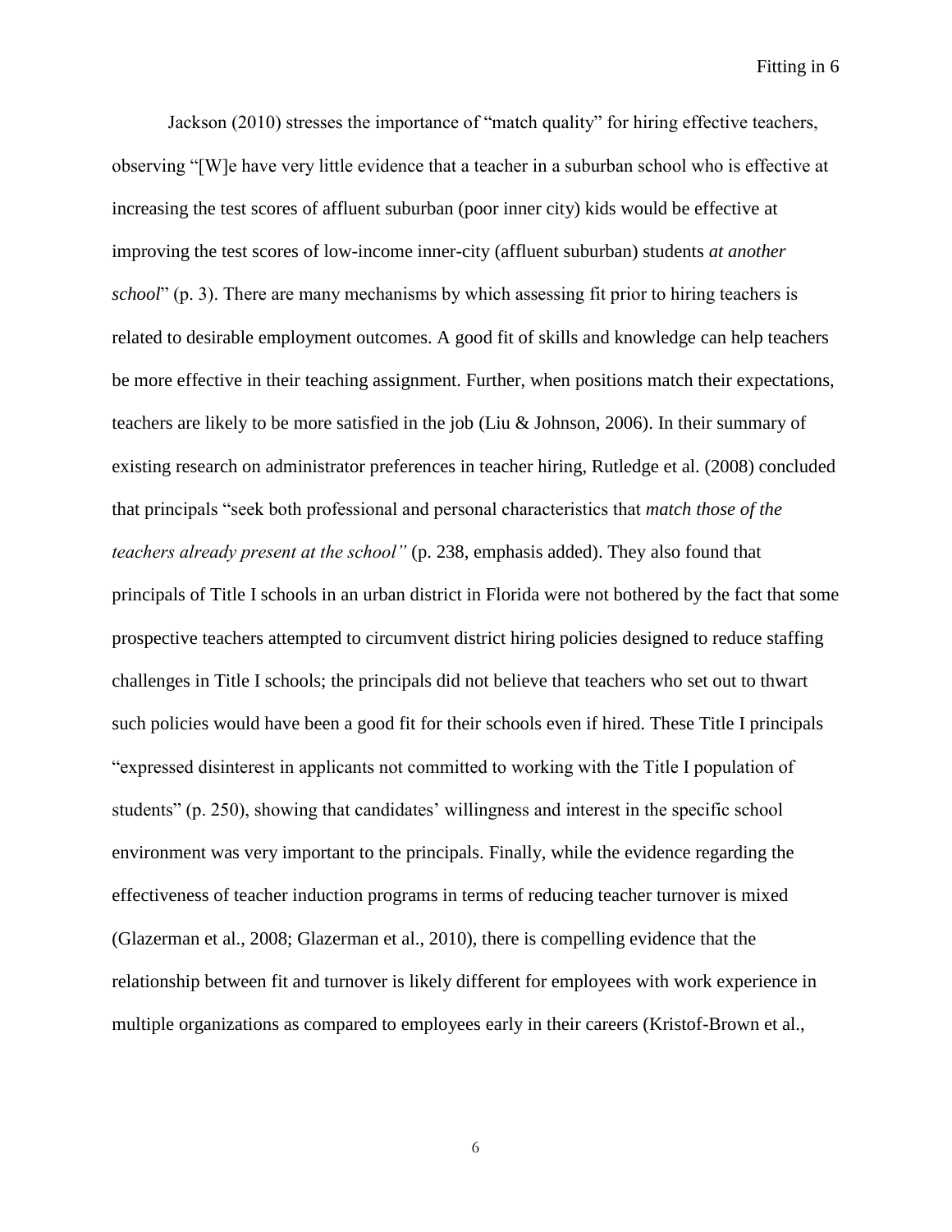Jackson (2010) stresses the importance of "match quality" for hiring effective teachers, observing "[W]e have very little evidence that a teacher in a suburban school who is effective at increasing the test scores of affluent suburban (poor inner city) kids would be effective at improving the test scores of low-income inner-city (affluent suburban) students *at another school*" (p. 3). There are many mechanisms by which assessing fit prior to hiring teachers is related to desirable employment outcomes. A good fit of skills and knowledge can help teachers be more effective in their teaching assignment. Further, when positions match their expectations, teachers are likely to be more satisfied in the job (Liu & Johnson, 2006). In their summary of existing research on administrator preferences in teacher hiring, Rutledge et al. (2008) concluded that principals "seek both professional and personal characteristics that *match those of the teachers already present at the school"* (p. 238, emphasis added). They also found that principals of Title I schools in an urban district in Florida were not bothered by the fact that some prospective teachers attempted to circumvent district hiring policies designed to reduce staffing challenges in Title I schools; the principals did not believe that teachers who set out to thwart such policies would have been a good fit for their schools even if hired. These Title I principals "expressed disinterest in applicants not committed to working with the Title I population of students" (p. 250), showing that candidates' willingness and interest in the specific school environment was very important to the principals. Finally, while the evidence regarding the effectiveness of teacher induction programs in terms of reducing teacher turnover is mixed (Glazerman et al., 2008; Glazerman et al., 2010), there is compelling evidence that the relationship between fit and turnover is likely different for employees with work experience in multiple organizations as compared to employees early in their careers (Kristof-Brown et al.,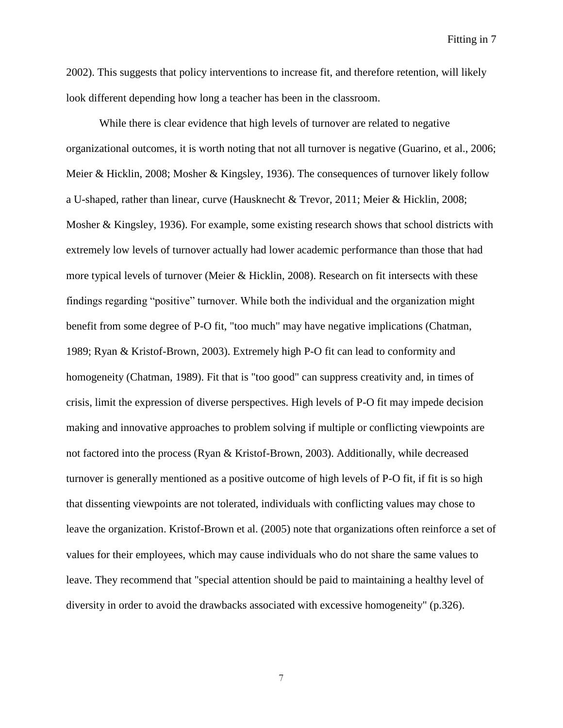2002). This suggests that policy interventions to increase fit, and therefore retention, will likely look different depending how long a teacher has been in the classroom.

While there is clear evidence that high levels of turnover are related to negative organizational outcomes, it is worth noting that not all turnover is negative (Guarino, et al., 2006; Meier & Hicklin, 2008; Mosher & Kingsley, 1936). The consequences of turnover likely follow a U-shaped, rather than linear, curve (Hausknecht & Trevor, 2011; Meier & Hicklin, 2008; Mosher & Kingsley, 1936). For example, some existing research shows that school districts with extremely low levels of turnover actually had lower academic performance than those that had more typical levels of turnover (Meier & Hicklin, 2008). Research on fit intersects with these findings regarding "positive" turnover. While both the individual and the organization might benefit from some degree of P-O fit, "too much" may have negative implications (Chatman, 1989; Ryan & Kristof-Brown, 2003). Extremely high P-O fit can lead to conformity and homogeneity (Chatman, 1989). Fit that is "too good" can suppress creativity and, in times of crisis, limit the expression of diverse perspectives. High levels of P-O fit may impede decision making and innovative approaches to problem solving if multiple or conflicting viewpoints are not factored into the process (Ryan & Kristof-Brown, 2003). Additionally, while decreased turnover is generally mentioned as a positive outcome of high levels of P-O fit, if fit is so high that dissenting viewpoints are not tolerated, individuals with conflicting values may chose to leave the organization. Kristof-Brown et al. (2005) note that organizations often reinforce a set of values for their employees, which may cause individuals who do not share the same values to leave. They recommend that "special attention should be paid to maintaining a healthy level of diversity in order to avoid the drawbacks associated with excessive homogeneity" (p.326).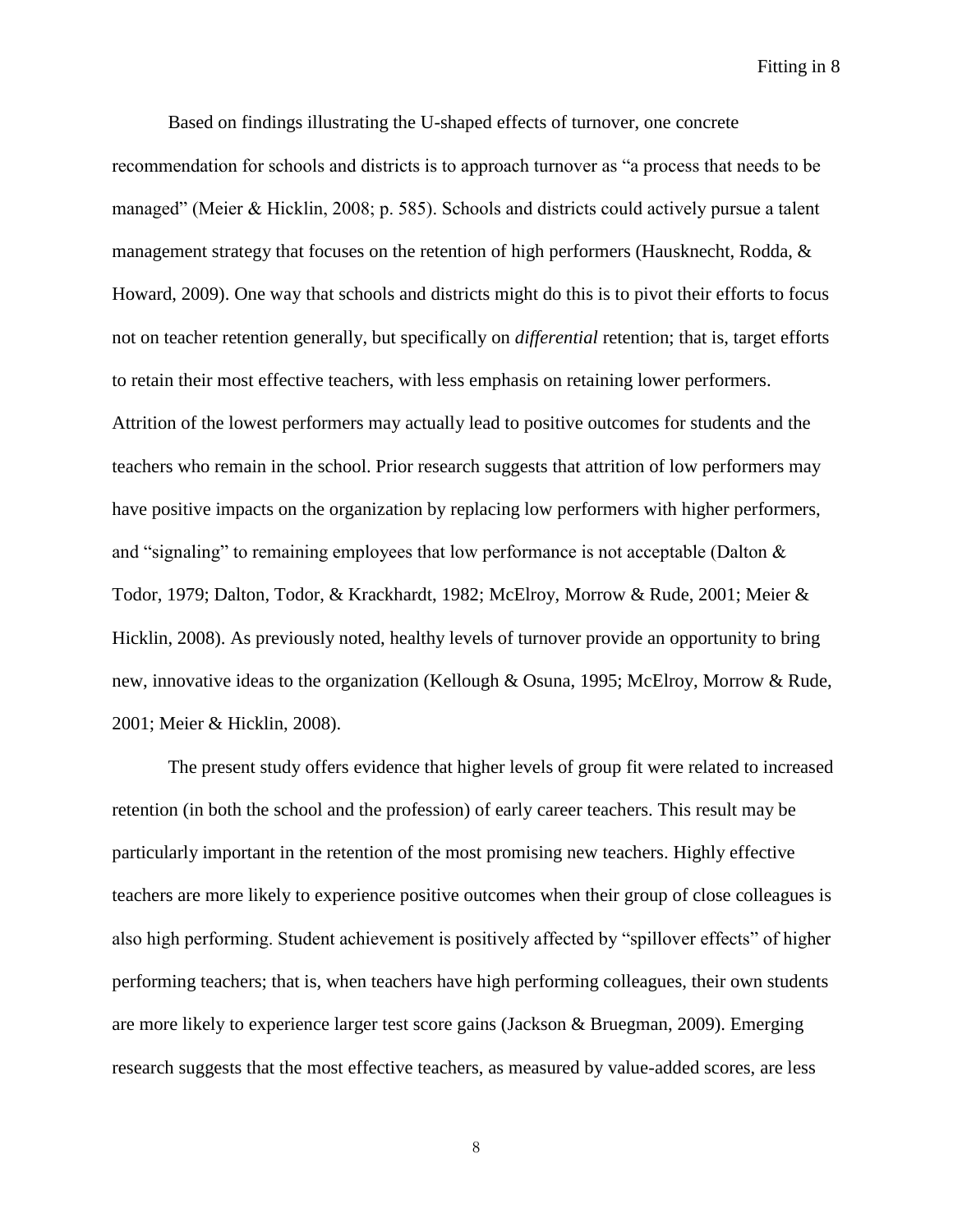Based on findings illustrating the U-shaped effects of turnover, one concrete recommendation for schools and districts is to approach turnover as "a process that needs to be managed" (Meier & Hicklin, 2008; p. 585). Schools and districts could actively pursue a talent management strategy that focuses on the retention of high performers (Hausknecht, Rodda, & Howard, 2009). One way that schools and districts might do this is to pivot their efforts to focus not on teacher retention generally, but specifically on *differential* retention; that is, target efforts to retain their most effective teachers, with less emphasis on retaining lower performers. Attrition of the lowest performers may actually lead to positive outcomes for students and the teachers who remain in the school. Prior research suggests that attrition of low performers may have positive impacts on the organization by replacing low performers with higher performers, and "signaling" to remaining employees that low performance is not acceptable (Dalton & Todor, 1979; Dalton, Todor, & Krackhardt, 1982; McElroy, Morrow & Rude, 2001; Meier & Hicklin, 2008). As previously noted, healthy levels of turnover provide an opportunity to bring new, innovative ideas to the organization (Kellough & Osuna, 1995; McElroy, Morrow & Rude, 2001; Meier & Hicklin, 2008).

The present study offers evidence that higher levels of group fit were related to increased retention (in both the school and the profession) of early career teachers. This result may be particularly important in the retention of the most promising new teachers. Highly effective teachers are more likely to experience positive outcomes when their group of close colleagues is also high performing. Student achievement is positively affected by "spillover effects" of higher performing teachers; that is, when teachers have high performing colleagues, their own students are more likely to experience larger test score gains (Jackson & Bruegman, 2009). Emerging research suggests that the most effective teachers, as measured by value-added scores, are less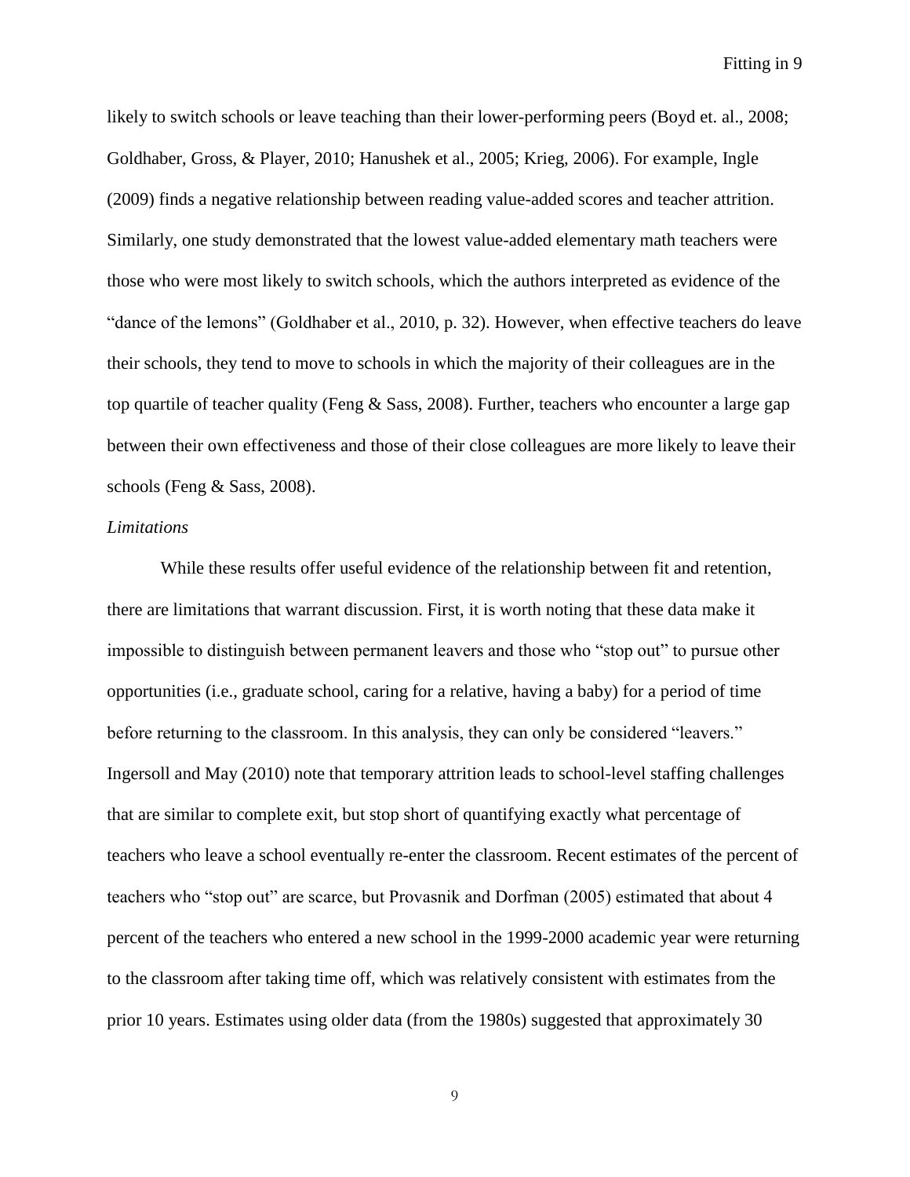likely to switch schools or leave teaching than their lower-performing peers (Boyd et. al., 2008; Goldhaber, Gross, & Player, 2010; Hanushek et al., 2005; Krieg, 2006). For example, Ingle (2009) finds a negative relationship between reading value-added scores and teacher attrition. Similarly, one study demonstrated that the lowest value-added elementary math teachers were those who were most likely to switch schools, which the authors interpreted as evidence of the "dance of the lemons" (Goldhaber et al., 2010, p. 32). However, when effective teachers do leave their schools, they tend to move to schools in which the majority of their colleagues are in the top quartile of teacher quality (Feng & Sass, 2008). Further, teachers who encounter a large gap between their own effectiveness and those of their close colleagues are more likely to leave their schools (Feng & Sass, 2008).

*Limitations*

While these results offer useful evidence of the relationship between fit and retention, there are limitations that warrant discussion. First, it is worth noting that these data make it impossible to distinguish between permanent leavers and those who "stop out" to pursue other opportunities (i.e., graduate school, caring for a relative, having a baby) for a period of time before returning to the classroom. In this analysis, they can only be considered "leavers." Ingersoll and May (2010) note that temporary attrition leads to school-level staffing challenges that are similar to complete exit, but stop short of quantifying exactly what percentage of teachers who leave a school eventually re-enter the classroom. Recent estimates of the percent of teachers who "stop out" are scarce, but Provasnik and Dorfman (2005) estimated that about 4 percent of the teachers who entered a new school in the 1999-2000 academic year were returning to the classroom after taking time off, which was relatively consistent with estimates from the prior 10 years. Estimates using older data (from the 1980s) suggested that approximately 30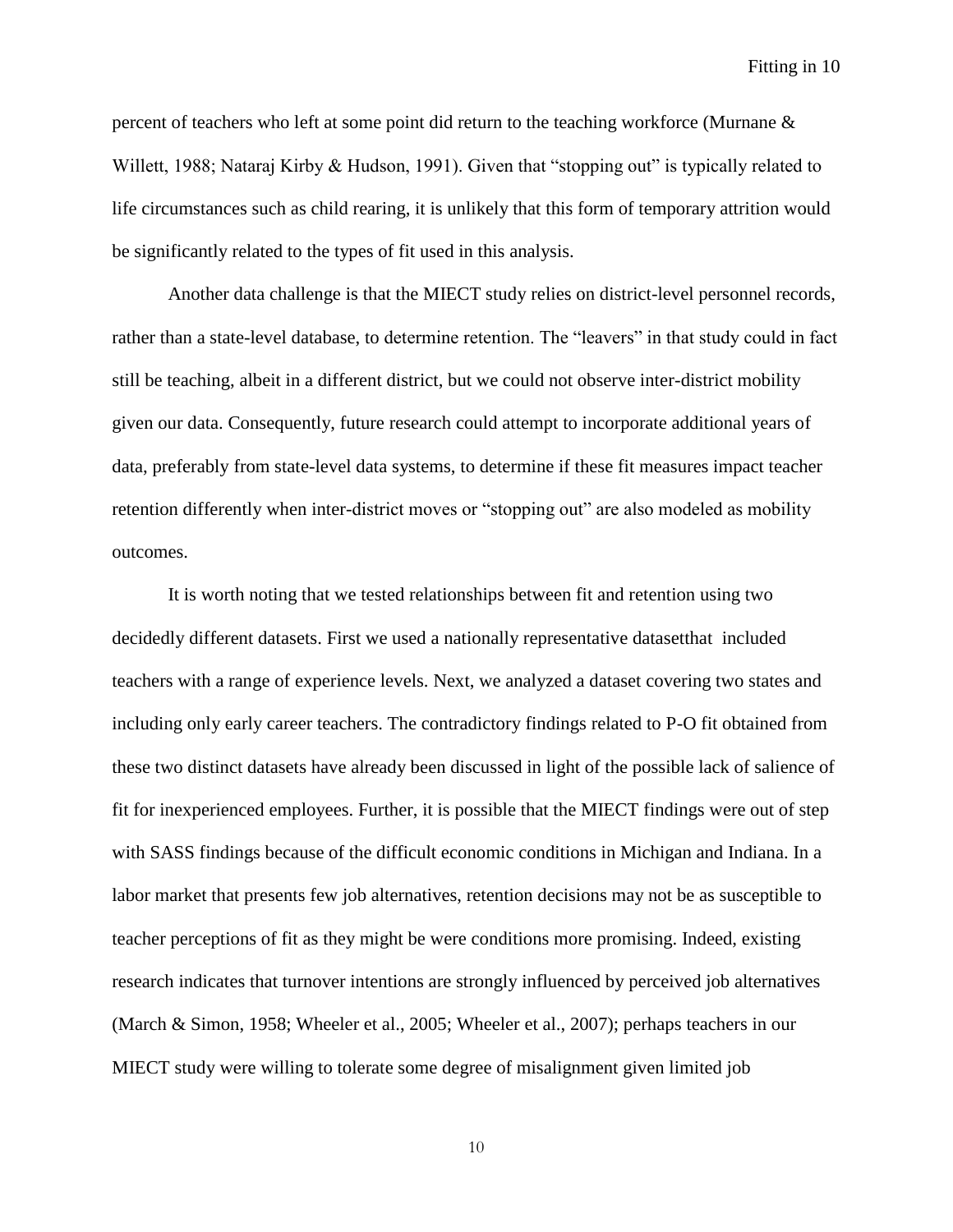percent of teachers who left at some point did return to the teaching workforce (Murnane & Willett, 1988; Nataraj Kirby & Hudson, 1991). Given that "stopping out" is typically related to life circumstances such as child rearing, it is unlikely that this form of temporary attrition would be significantly related to the types of fit used in this analysis.

Another data challenge is that the MIECT study relies on district-level personnel records, rather than a state-level database, to determine retention. The "leavers" in that study could in fact still be teaching, albeit in a different district, but we could not observe inter-district mobility given our data. Consequently, future research could attempt to incorporate additional years of data, preferably from state-level data systems, to determine if these fit measures impact teacher retention differently when inter-district moves or "stopping out" are also modeled as mobility outcomes.

It is worth noting that we tested relationships between fit and retention using two decidedly different datasets. First we used a nationally representative datasetthat included teachers with a range of experience levels. Next, we analyzed a dataset covering two states and including only early career teachers. The contradictory findings related to P-O fit obtained from these two distinct datasets have already been discussed in light of the possible lack of salience of fit for inexperienced employees. Further, it is possible that the MIECT findings were out of step with SASS findings because of the difficult economic conditions in Michigan and Indiana. In a labor market that presents few job alternatives, retention decisions may not be as susceptible to teacher perceptions of fit as they might be were conditions more promising. Indeed, existing research indicates that turnover intentions are strongly influenced by perceived job alternatives (March & Simon, 1958; Wheeler et al., 2005; Wheeler et al., 2007); perhaps teachers in our MIECT study were willing to tolerate some degree of misalignment given limited job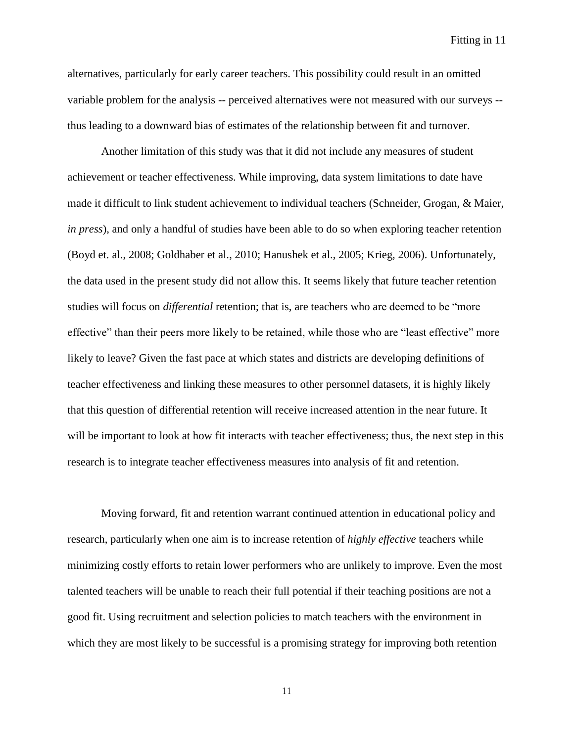alternatives, particularly for early career teachers. This possibility could result in an omitted variable problem for the analysis -- perceived alternatives were not measured with our surveys -- thus leading to a downward bias of estimates of the relationship between fit and turnover.

Another limitation of this study was that it did not include any measures of student achievement or teacher effectiveness. While improving, data system limitations to date have made it difficult to link student achievement to individual teachers (Schneider, Grogan, & Maier, *in press*), and only a handful of studies have been able to do so when exploring teacher retention (Boyd et. al., 2008; Goldhaber et al., 2010; Hanushek et al., 2005; Krieg, 2006). Unfortunately, the data used in the present study did not allow this. It seems likely that future teacher retention studies will focus on *differential* retention; that is, are teachers who are deemed to be "more effective" than their peers more likely to be retained, while those who are "least effective" more likely to leave? Given the fast pace at which states and districts are developing definitions of teacher effectiveness and linking these measures to other personnel datasets, it is highly likely that this question of differential retention will receive increased attention in the near future. It will be important to look at how fit interacts with teacher effectiveness; thus, the next step in this research is to integrate teacher effectiveness measures into analysis of fit and retention.

Moving forward, fit and retention warrant continued attention in educational policy and research, particularly when one aim is to increase retention of *highly effective* teachers while minimizing costly efforts to retain lower performers who are unlikely to improve. Even the most talented teachers will be unable to reach their full potential if their teaching positions are not a good fit. Using recruitment and selection policies to match teachers with the environment in which they are most likely to be successful is a promising strategy for improving both retention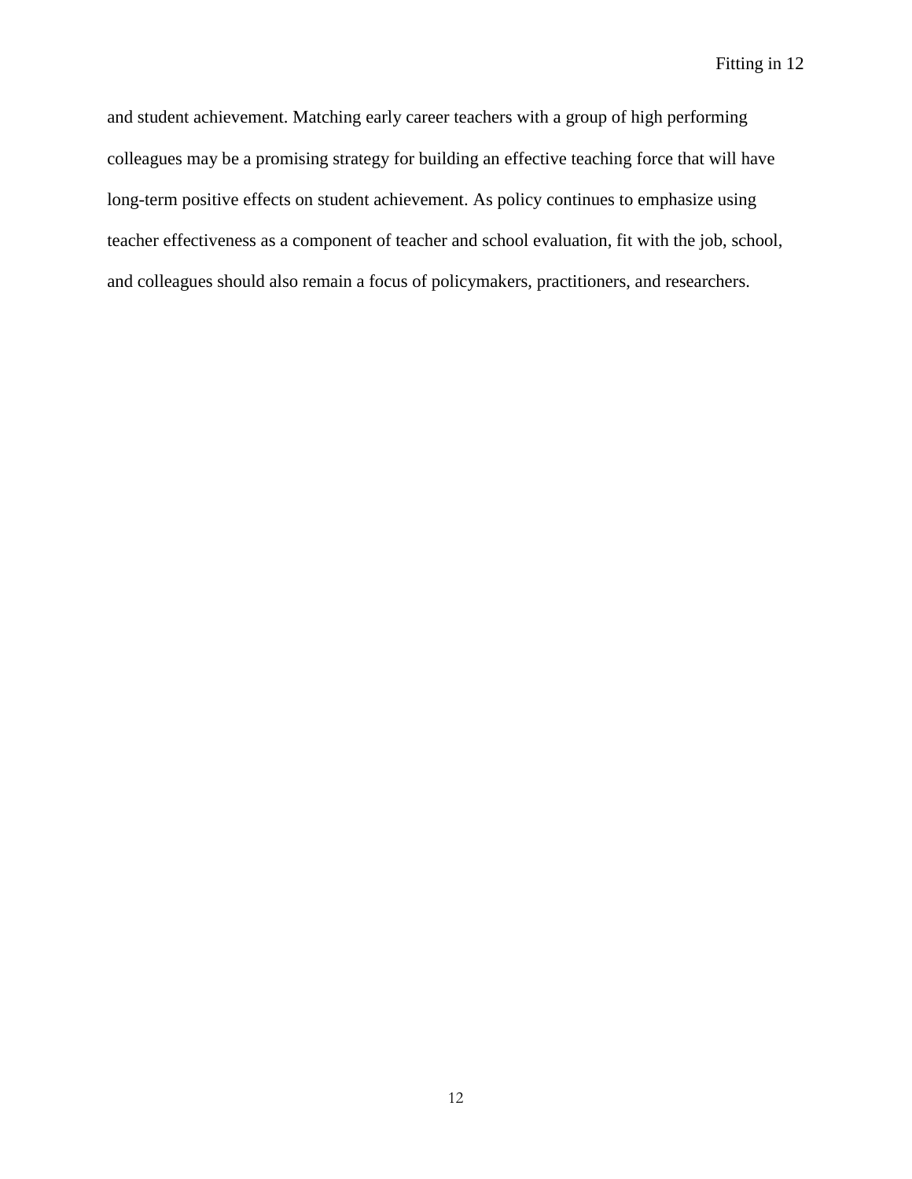and student achievement. Matching early career teachers with a group of high performing colleagues may be a promising strategy for building an effective teaching force that will have long-term positive effects on student achievement. As policy continues to emphasize using teacher effectiveness as a component of teacher and school evaluation, fit with the job, school, and colleagues should also remain a focus of policymakers, practitioners, and researchers.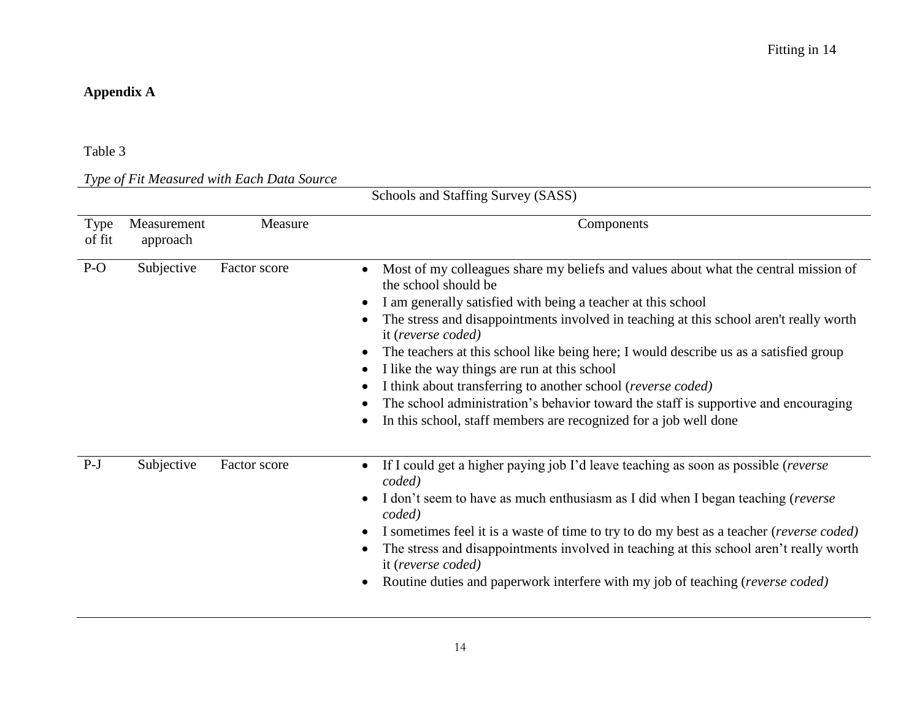## Appendix A

Table 3

*Type of Fit Measured with Each Data Source*

| Schools and Staffing Survey (SASS) | | | |
|---|---|---|---|
| Type of fit | Measurement approach | Measure | Components |
| P-O | Subjective | Factor score | • Most of my colleagues share my beliefs and values about what the central mission of the school should be<br>• I am generally satisfied with being a teacher at this school<br>• The stress and disappointments involved in teaching at this school aren't really worth it (*reverse coded)*<br>• The teachers at this school like being here; I would describe us as a satisfied group<br>• I like the way things are run at this school<br>• I think about transferring to another school (*reverse coded)*<br>• The school administration's behavior toward the staff is supportive and encouraging<br>• In this school, staff members are recognized for a job well done |
| P-J | Subjective | Factor score | • If I could get a higher paying job I'd leave teaching as soon as possible (*reverse coded)*<br>• I don't seem to have as much enthusiasm as I did when I began teaching (*reverse coded)*<br>• I sometimes feel it is a waste of time to try to do my best as a teacher (*reverse coded)*<br>• The stress and disappointments involved in teaching at this school aren't really worth it (*reverse coded)*<br>• Routine duties and paperwork interfere with my job of teaching (*reverse coded)* |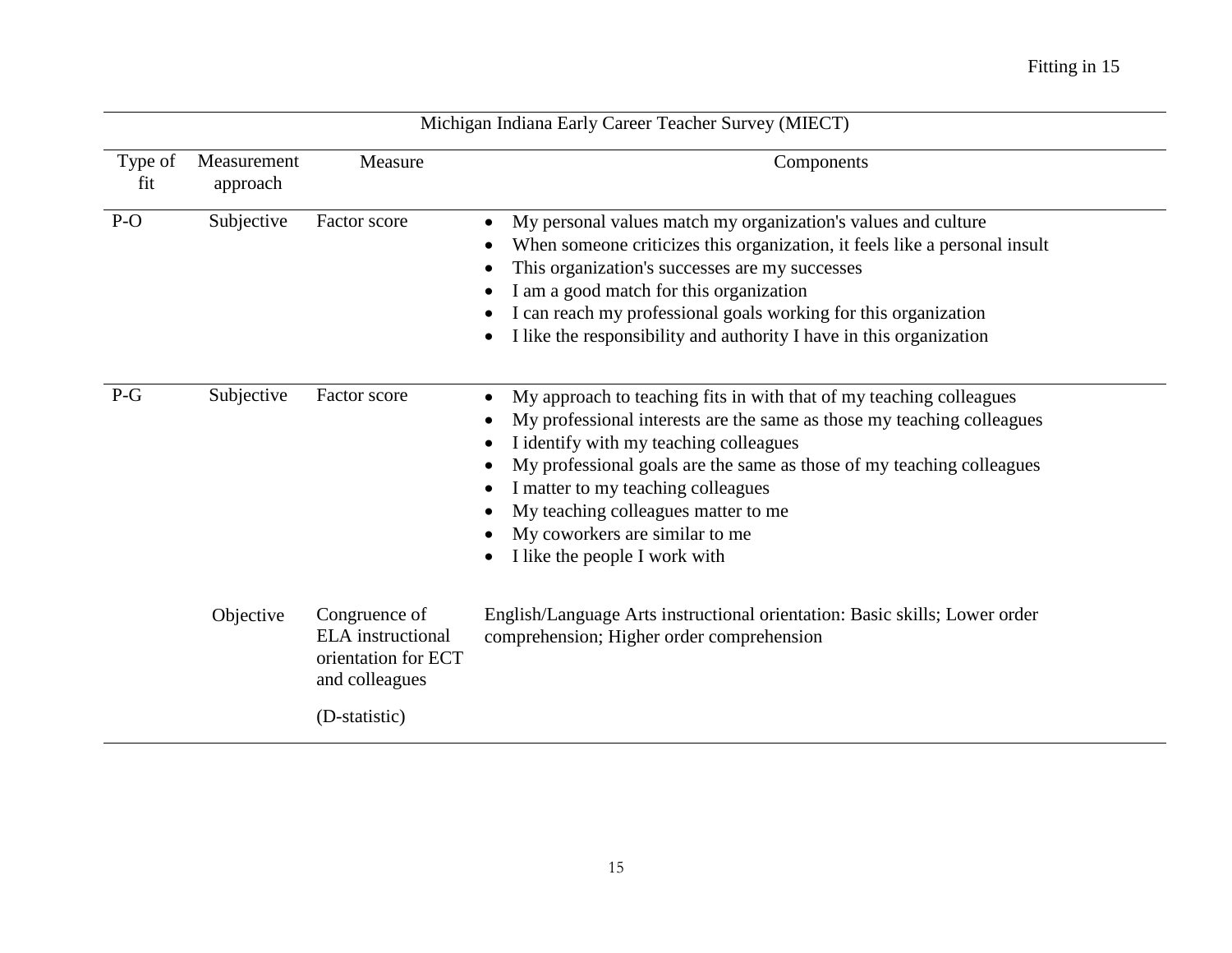| Michigan Indiana Early Career Teacher Survey (MIECT) | | | |
|---|---|---|---|
| Type of fit | Measurement approach | Measure | Components |
| P-O | Subjective | Factor score | • My personal values match my organization's values and culture<br>• When someone criticizes this organization, it feels like a personal insult<br>• This organization's successes are my successes<br>• I am a good match for this organization<br>• I can reach my professional goals working for this organization<br>• I like the responsibility and authority I have in this organization |
| P-G | Subjective | Factor score | • My approach to teaching fits in with that of my teaching colleagues<br>• My professional interests are the same as those my teaching colleagues<br>• I identify with my teaching colleagues<br>• My professional goals are the same as those of my teaching colleagues<br>• I matter to my teaching colleagues<br>• My teaching colleagues matter to me<br>• My coworkers are similar to me<br>• I like the people I work with |
| | Objective | Congruence of ELA instructional orientation for ECT and colleagues (D-statistic) | English/Language Arts instructional orientation: Basic skills; Lower order comprehension; Higher order comprehension |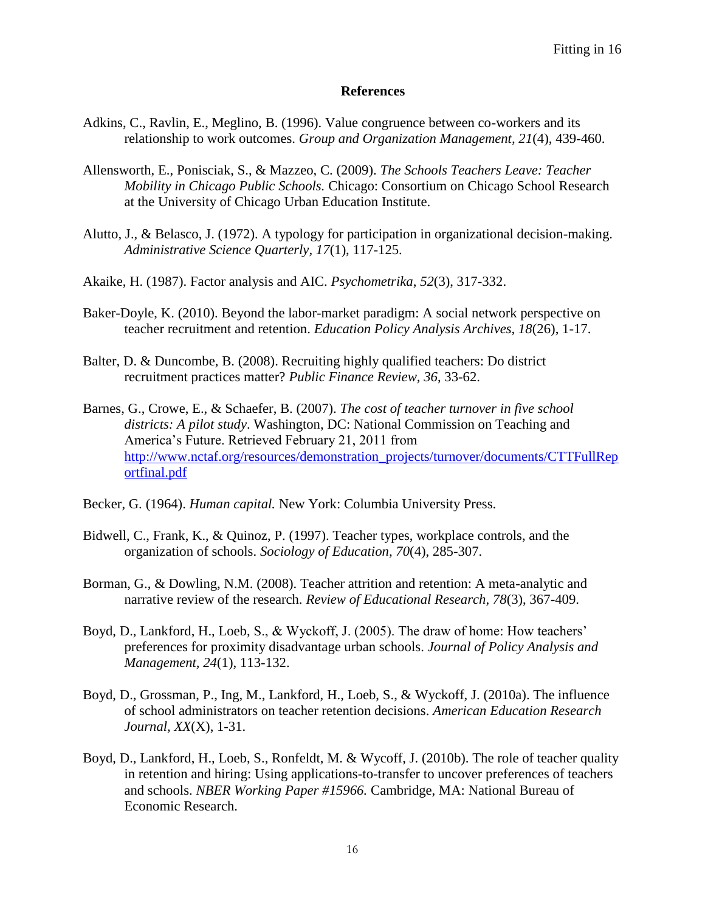## References

Adkins, C., Ravlin, E., Meglino, B. (1996). Value congruence between co-workers and its relationship to work outcomes. *Group and Organization Management, 21*(4), 439-460.

Allensworth, E., Ponisciak, S., & Mazzeo, C. (2009). *The Schools Teachers Leave: Teacher Mobility in Chicago Public Schools.* Chicago: Consortium on Chicago School Research at the University of Chicago Urban Education Institute.

Alutto, J., & Belasco, J. (1972). A typology for participation in organizational decision-making. *Administrative Science Quarterly, 17*(1), 117-125.

Akaike, H. (1987). Factor analysis and AIC. *Psychometrika*, *52*(3), 317-332.

Baker-Doyle, K. (2010). Beyond the labor-market paradigm: A social network perspective on teacher recruitment and retention. *Education Policy Analysis Archives, 18*(26), 1-17.

Balter, D. & Duncombe, B. (2008). Recruiting highly qualified teachers: Do district recruitment practices matter? *Public Finance Review, 36*, 33-62.

Barnes, G., Crowe, E., & Schaefer, B. (2007). *The cost of teacher turnover in five school districts: A pilot study*. Washington, DC: National Commission on Teaching and America's Future. Retrieved February 21, 2011 from http://www.nctaf.org/resources/demonstration_projects/turnover/documents/CTTFullReportfinal.pdf

Becker, G. (1964). *Human capital.* New York: Columbia University Press.

Bidwell, C., Frank, K., & Quinoz, P. (1997). Teacher types, workplace controls, and the organization of schools. *Sociology of Education, 70*(4), 285-307.

Borman, G., & Dowling, N.M. (2008). Teacher attrition and retention: A meta-analytic and narrative review of the research. *Review of Educational Research*, *78*(3), 367-409.

Boyd, D., Lankford, H., Loeb, S., & Wyckoff, J. (2005). The draw of home: How teachers' preferences for proximity disadvantage urban schools. *Journal of Policy Analysis and Management, 24*(1), 113-132.

Boyd, D., Grossman, P., Ing, M., Lankford, H., Loeb, S., & Wyckoff, J. (2010a). The influence of school administrators on teacher retention decisions. *American Education Research Journal, XX*(X), 1-31.

Boyd, D., Lankford, H., Loeb, S., Ronfeldt, M. & Wycoff, J. (2010b). The role of teacher quality in retention and hiring: Using applications-to-transfer to uncover preferences of teachers and schools. *NBER Working Paper #15966.* Cambridge, MA: National Bureau of Economic Research.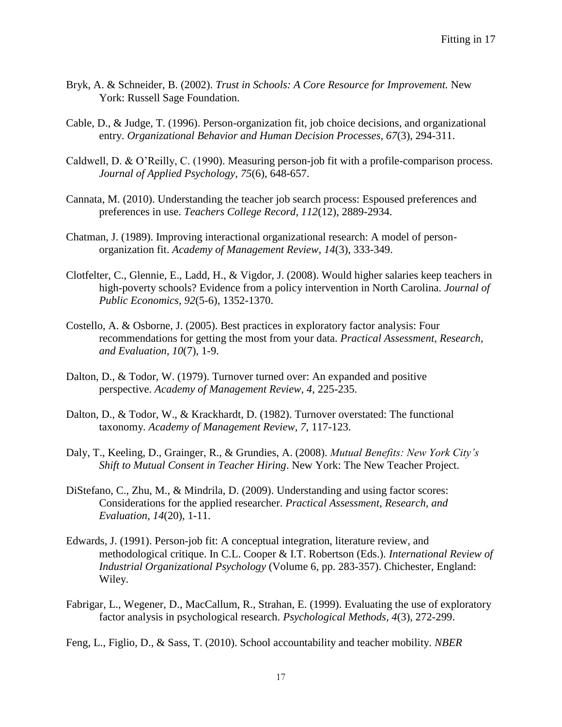Bryk, A. & Schneider, B. (2002). *Trust in Schools: A Core Resource for Improvement.* New York: Russell Sage Foundation.

Cable, D., & Judge, T. (1996). Person-organization fit, job choice decisions, and organizational entry. *Organizational Behavior and Human Decision Processes, 67*(3), 294-311.

Caldwell, D. & O'Reilly, C. (1990). Measuring person-job fit with a profile-comparison process. *Journal of Applied Psychology, 75*(6), 648-657.

Cannata, M. (2010). Understanding the teacher job search process: Espoused preferences and preferences in use. *Teachers College Record, 112*(12), 2889-2934.

Chatman, J. (1989). Improving interactional organizational research: A model of person-organization fit. *Academy of Management Review, 14*(3), 333-349.

Clotfelter, C., Glennie, E., Ladd, H., & Vigdor, J. (2008). Would higher salaries keep teachers in high-poverty schools? Evidence from a policy intervention in North Carolina. *Journal of Public Economics, 92*(5-6), 1352-1370.

Costello, A. & Osborne, J. (2005). Best practices in exploratory factor analysis: Four recommendations for getting the most from your data. *Practical Assessment, Research, and Evaluation, 10*(7), 1-9.

Dalton, D., & Todor, W. (1979). Turnover turned over: An expanded and positive perspective. *Academy of Management Review, 4*, 225-235.

Dalton, D., & Todor, W., & Krackhardt, D. (1982). Turnover overstated: The functional taxonomy. *Academy of Management Review, 7*, 117-123.

Daly, T., Keeling, D., Grainger, R., & Grundies, A. (2008). *Mutual Benefits: New York City's Shift to Mutual Consent in Teacher Hiring*. New York: The New Teacher Project.

DiStefano, C., Zhu, M., & Mindrila, D. (2009). Understanding and using factor scores: Considerations for the applied researcher. *Practical Assessment, Research, and Evaluation, 14*(20), 1-11.

Edwards, J. (1991). Person-job fit: A conceptual integration, literature review, and methodological critique. In C.L. Cooper & I.T. Robertson (Eds.). *International Review of Industrial Organizational Psychology* (Volume 6, pp. 283-357). Chichester, England: Wiley.

Fabrigar, L., Wegener, D., MacCallum, R., Strahan, E. (1999). Evaluating the use of exploratory factor analysis in psychological research. *Psychological Methods, 4*(3), 272-299.

Feng, L., Figlio, D., & Sass, T. (2010). School accountability and teacher mobility. *NBER*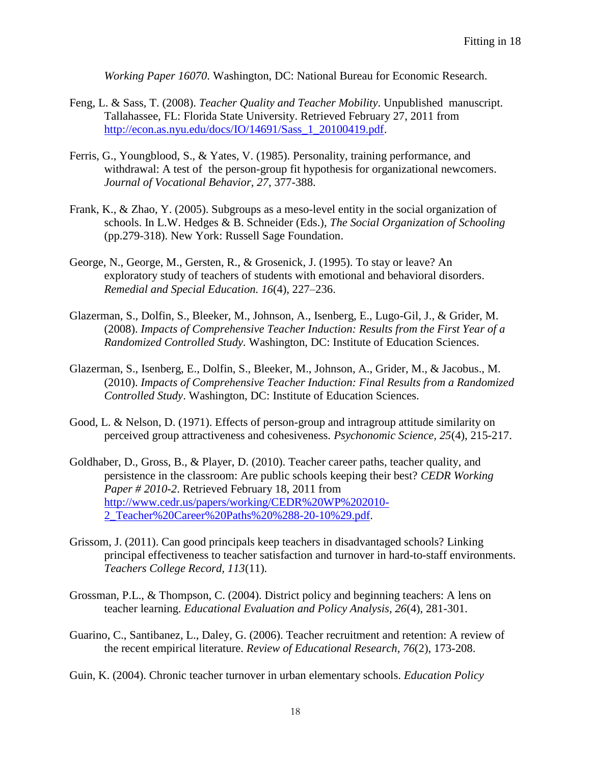*Working Paper 16070*. Washington, DC: National Bureau for Economic Research.

Feng, L. & Sass, T. (2008). *Teacher Quality and Teacher Mobility*. Unpublished manuscript. Tallahassee, FL: Florida State University. Retrieved February 27, 2011 from http://econ.as.nyu.edu/docs/IO/14691/Sass_1_20100419.pdf.

Ferris, G., Youngblood, S., & Yates, V. (1985). Personality, training performance, and withdrawal: A test of the person-group fit hypothesis for organizational newcomers. *Journal of Vocational Behavior, 27*, 377-388.

Frank, K., & Zhao, Y. (2005). Subgroups as a meso-level entity in the social organization of schools. In L.W. Hedges & B. Schneider (Eds.), *The Social Organization of Schooling* (pp.279-318). New York: Russell Sage Foundation.

George, N., George, M., Gersten, R., & Grosenick, J. (1995). To stay or leave? An exploratory study of teachers of students with emotional and behavioral disorders. *Remedial and Special Education. 16*(4), 227–236.

Glazerman, S., Dolfin, S., Bleeker, M., Johnson, A., Isenberg, E., Lugo-Gil, J., & Grider, M. (2008). *Impacts of Comprehensive Teacher Induction: Results from the First Year of a Randomized Controlled Study.* Washington, DC: Institute of Education Sciences.

Glazerman, S., Isenberg, E., Dolfin, S., Bleeker, M., Johnson, A., Grider, M., & Jacobus., M. (2010). *Impacts of Comprehensive Teacher Induction: Final Results from a Randomized Controlled Study*. Washington, DC: Institute of Education Sciences.

Good, L. & Nelson, D. (1971). Effects of person-group and intragroup attitude similarity on perceived group attractiveness and cohesiveness. *Psychonomic Science, 25*(4), 215-217.

Goldhaber, D., Gross, B., & Player, D. (2010). Teacher career paths, teacher quality, and persistence in the classroom: Are public schools keeping their best? *CEDR Working Paper # 2010-2*. Retrieved February 18, 2011 from http://www.cedr.us/papers/working/CEDR%20WP%202010-2_Teacher%20Career%20Paths%20%288-20-10%29.pdf.

Grissom, J. (2011). Can good principals keep teachers in disadvantaged schools? Linking principal effectiveness to teacher satisfaction and turnover in hard-to-staff environments. *Teachers College Record, 113*(11).

Grossman, P.L., & Thompson, C. (2004). District policy and beginning teachers: A lens on teacher learning. *Educational Evaluation and Policy Analysis, 26*(4), 281-301.

Guarino, C., Santibanez, L., Daley, G. (2006). Teacher recruitment and retention: A review of the recent empirical literature. *Review of Educational Research, 76*(2), 173-208.

Guin, K. (2004). Chronic teacher turnover in urban elementary schools. *Education Policy*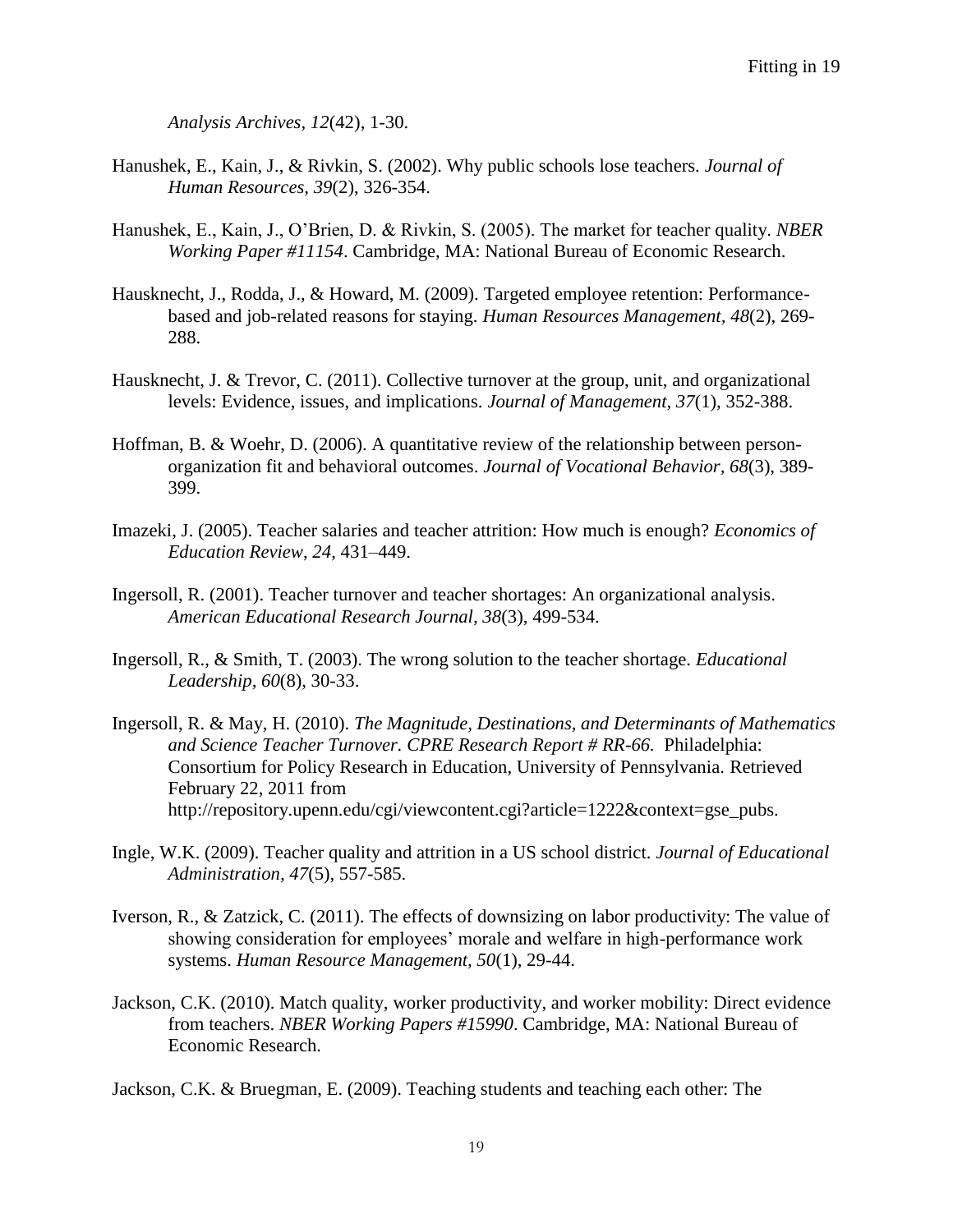*Analysis Archives, 12*(42), 1-30.

Hanushek, E., Kain, J., & Rivkin, S. (2002). Why public schools lose teachers. *Journal of Human Resources, 39*(2), 326-354.

Hanushek, E., Kain, J., O'Brien, D. & Rivkin, S. (2005). The market for teacher quality. *NBER Working Paper #11154*. Cambridge, MA: National Bureau of Economic Research.

Hausknecht, J., Rodda, J., & Howard, M. (2009). Targeted employee retention: Performance-based and job-related reasons for staying. *Human Resources Management, 48*(2), 269-288.

Hausknecht, J. & Trevor, C. (2011). Collective turnover at the group, unit, and organizational levels: Evidence, issues, and implications. *Journal of Management, 37*(1), 352-388.

Hoffman, B. & Woehr, D. (2006). A quantitative review of the relationship between person-organization fit and behavioral outcomes. *Journal of Vocational Behavior, 68*(3), 389-399.

Imazeki, J. (2005). Teacher salaries and teacher attrition: How much is enough? *Economics of Education Review*, *24*, 431–449.

Ingersoll, R. (2001). Teacher turnover and teacher shortages: An organizational analysis. *American Educational Research Journal, 38*(3), 499-534.

Ingersoll, R., & Smith, T. (2003). The wrong solution to the teacher shortage. *Educational Leadership, 60*(8), 30-33.

Ingersoll, R. & May, H. (2010). *The Magnitude, Destinations, and Determinants of Mathematics and Science Teacher Turnover. CPRE Research Report # RR-66.* Philadelphia: Consortium for Policy Research in Education, University of Pennsylvania. Retrieved February 22, 2011 from http://repository.upenn.edu/cgi/viewcontent.cgi?article=1222&context=gse_pubs.

Ingle, W.K. (2009). Teacher quality and attrition in a US school district. *Journal of Educational Administration, 47*(5), 557-585.

Iverson, R., & Zatzick, C. (2011). The effects of downsizing on labor productivity: The value of showing consideration for employees' morale and welfare in high-performance work systems. *Human Resource Management, 50*(1), 29-44.

Jackson, C.K. (2010). Match quality, worker productivity, and worker mobility: Direct evidence from teachers. *NBER Working Papers #15990*. Cambridge, MA: National Bureau of Economic Research.

Jackson, C.K. & Bruegman, E. (2009). Teaching students and teaching each other: The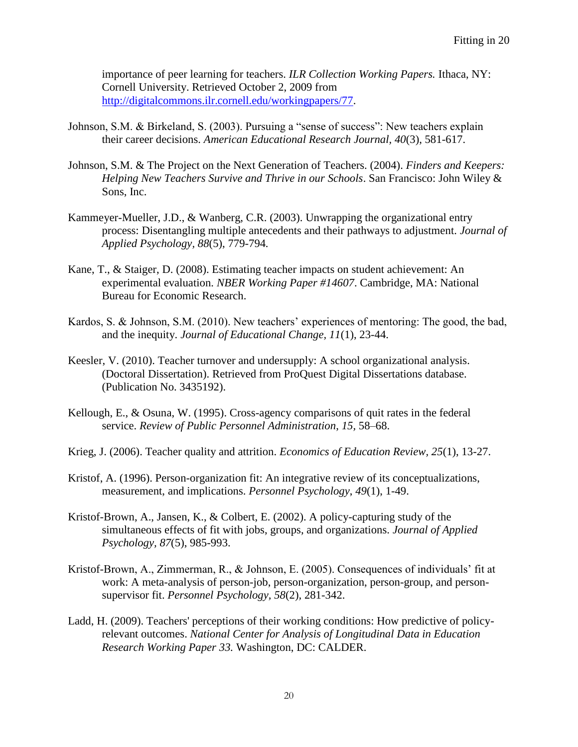importance of peer learning for teachers. *ILR Collection Working Papers.* Ithaca, NY: Cornell University. Retrieved October 2, 2009 from http://digitalcommons.ilr.cornell.edu/workingpapers/77.

Johnson, S.M. & Birkeland, S. (2003). Pursuing a "sense of success": New teachers explain their career decisions. *American Educational Research Journal, 40*(3), 581-617.

Johnson, S.M. & The Project on the Next Generation of Teachers. (2004). *Finders and Keepers: Helping New Teachers Survive and Thrive in our Schools*. San Francisco: John Wiley & Sons, Inc.

Kammeyer-Mueller, J.D., & Wanberg, C.R. (2003). Unwrapping the organizational entry process: Disentangling multiple antecedents and their pathways to adjustment. *Journal of Applied Psychology, 88*(5), 779-794.

Kane, T., & Staiger, D. (2008). Estimating teacher impacts on student achievement: An experimental evaluation. *NBER Working Paper #14607*. Cambridge, MA: National Bureau for Economic Research.

Kardos, S. & Johnson, S.M. (2010). New teachers' experiences of mentoring: The good, the bad, and the inequity. *Journal of Educational Change, 11*(1), 23-44.

Keesler, V. (2010). Teacher turnover and undersupply: A school organizational analysis. (Doctoral Dissertation). Retrieved from ProQuest Digital Dissertations database. (Publication No. 3435192).

Kellough, E., & Osuna, W. (1995). Cross-agency comparisons of quit rates in the federal service. *Review of Public Personnel Administration, 15,* 58–68.

Krieg, J. (2006). Teacher quality and attrition. *Economics of Education Review, 25*(1), 13-27.

Kristof, A. (1996). Person-organization fit: An integrative review of its conceptualizations, measurement, and implications. *Personnel Psychology*, *49*(1), 1-49.

Kristof-Brown, A., Jansen, K., & Colbert, E. (2002). A policy-capturing study of the simultaneous effects of fit with jobs, groups, and organizations. *Journal of Applied Psychology, 87*(5), 985-993.

Kristof-Brown, A., Zimmerman, R., & Johnson, E. (2005). Consequences of individuals' fit at work: A meta-analysis of person-job, person-organization, person-group, and person-supervisor fit. *Personnel Psychology, 58*(2), 281-342.

Ladd, H. (2009). Teachers' perceptions of their working conditions: How predictive of policy-relevant outcomes. *National Center for Analysis of Longitudinal Data in Education Research Working Paper 33.* Washington, DC: CALDER.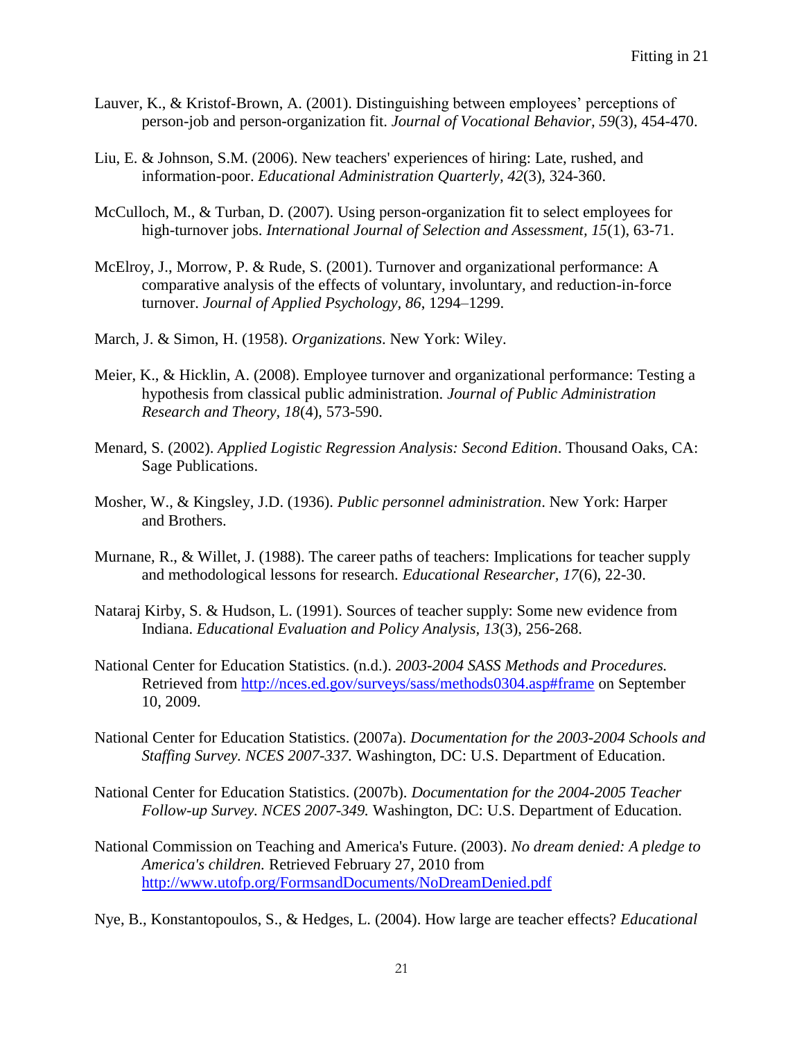Lauver, K., & Kristof-Brown, A. (2001). Distinguishing between employees' perceptions of person-job and person-organization fit. *Journal of Vocational Behavior, 59*(3), 454-470.

Liu, E. & Johnson, S.M. (2006). New teachers' experiences of hiring: Late, rushed, and information-poor. *Educational Administration Quarterly, 42*(3), 324-360.

McCulloch, M., & Turban, D. (2007). Using person-organization fit to select employees for high-turnover jobs. *International Journal of Selection and Assessment*, *15*(1), 63-71.

McElroy, J., Morrow, P. & Rude, S. (2001). Turnover and organizational performance: A comparative analysis of the effects of voluntary, involuntary, and reduction-in-force turnover. *Journal of Applied Psychology, 86*, 1294–1299.

March, J. & Simon, H. (1958). *Organizations*. New York: Wiley.

Meier, K., & Hicklin, A. (2008). Employee turnover and organizational performance: Testing a hypothesis from classical public administration. *Journal of Public Administration Research and Theory, 18*(4), 573-590.

Menard, S. (2002). *Applied Logistic Regression Analysis: Second Edition*. Thousand Oaks, CA: Sage Publications.

Mosher, W., & Kingsley, J.D. (1936). *Public personnel administration*. New York: Harper and Brothers.

Murnane, R., & Willet, J. (1988). The career paths of teachers: Implications for teacher supply and methodological lessons for research. *Educational Researcher, 17*(6), 22-30.

Nataraj Kirby, S. & Hudson, L. (1991). Sources of teacher supply: Some new evidence from Indiana. *Educational Evaluation and Policy Analysis, 13*(3), 256-268.

National Center for Education Statistics. (n.d.). *2003-2004 SASS Methods and Procedures.* Retrieved from http://nces.ed.gov/surveys/sass/methods0304.asp#frame on September 10, 2009.

National Center for Education Statistics. (2007a). *Documentation for the 2003-2004 Schools and Staffing Survey. NCES 2007-337.* Washington, DC: U.S. Department of Education.

National Center for Education Statistics. (2007b). *Documentation for the 2004-2005 Teacher Follow-up Survey. NCES 2007-349.* Washington, DC: U.S. Department of Education.

National Commission on Teaching and America's Future. (2003). *No dream denied: A pledge to America's children.* Retrieved February 27, 2010 from http://www.utofp.org/FormsandDocuments/NoDreamDenied.pdf

Nye, B., Konstantopoulos, S., & Hedges, L. (2004). How large are teacher effects? *Educational*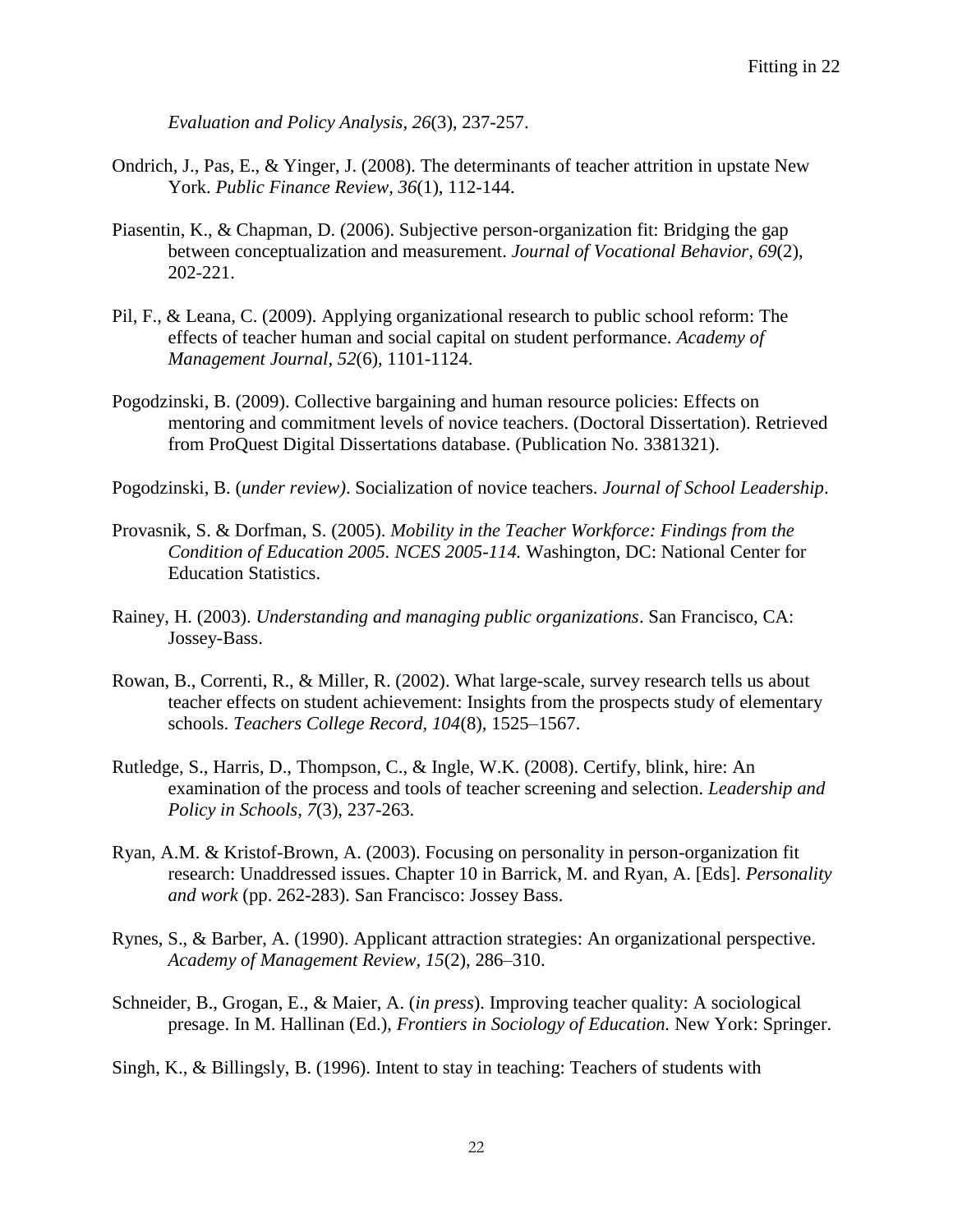*Evaluation and Policy Analysis, 26*(3), 237-257.

Ondrich, J., Pas, E., & Yinger, J. (2008). The determinants of teacher attrition in upstate New York. *Public Finance Review, 36*(1), 112-144.

Piasentin, K., & Chapman, D. (2006). Subjective person-organization fit: Bridging the gap between conceptualization and measurement. *Journal of Vocational Behavior, 69*(2), 202-221.

Pil, F., & Leana, C. (2009). Applying organizational research to public school reform: The effects of teacher human and social capital on student performance. *Academy of Management Journal*, *52*(6), 1101-1124.

Pogodzinski, B. (2009). Collective bargaining and human resource policies: Effects on mentoring and commitment levels of novice teachers. (Doctoral Dissertation). Retrieved from ProQuest Digital Dissertations database. (Publication No. 3381321).

Pogodzinski, B. (*under review)*. Socialization of novice teachers. *Journal of School Leadership*.

Provasnik, S. & Dorfman, S. (2005). *Mobility in the Teacher Workforce: Findings from the Condition of Education 2005. NCES 2005-114.* Washington, DC: National Center for Education Statistics.

Rainey, H. (2003). *Understanding and managing public organizations*. San Francisco, CA: Jossey-Bass.

Rowan, B., Correnti, R., & Miller, R. (2002). What large-scale, survey research tells us about teacher effects on student achievement: Insights from the prospects study of elementary schools. *Teachers College Record, 104*(8), 1525–1567.

Rutledge, S., Harris, D., Thompson, C., & Ingle, W.K. (2008). Certify, blink, hire: An examination of the process and tools of teacher screening and selection. *Leadership and Policy in Schools, 7*(3), 237-263.

Ryan, A.M. & Kristof-Brown, A. (2003). Focusing on personality in person-organization fit research: Unaddressed issues. Chapter 10 in Barrick, M. and Ryan, A. [Eds]. *Personality and work* (pp. 262-283). San Francisco: Jossey Bass.

Rynes, S., & Barber, A. (1990). Applicant attraction strategies: An organizational perspective. *Academy of Management Review, 15*(2), 286–310.

Schneider, B., Grogan, E., & Maier, A. (*in press*). Improving teacher quality: A sociological presage. In M. Hallinan (Ed.), *Frontiers in Sociology of Education.* New York: Springer.

Singh, K., & Billingsly, B. (1996). Intent to stay in teaching: Teachers of students with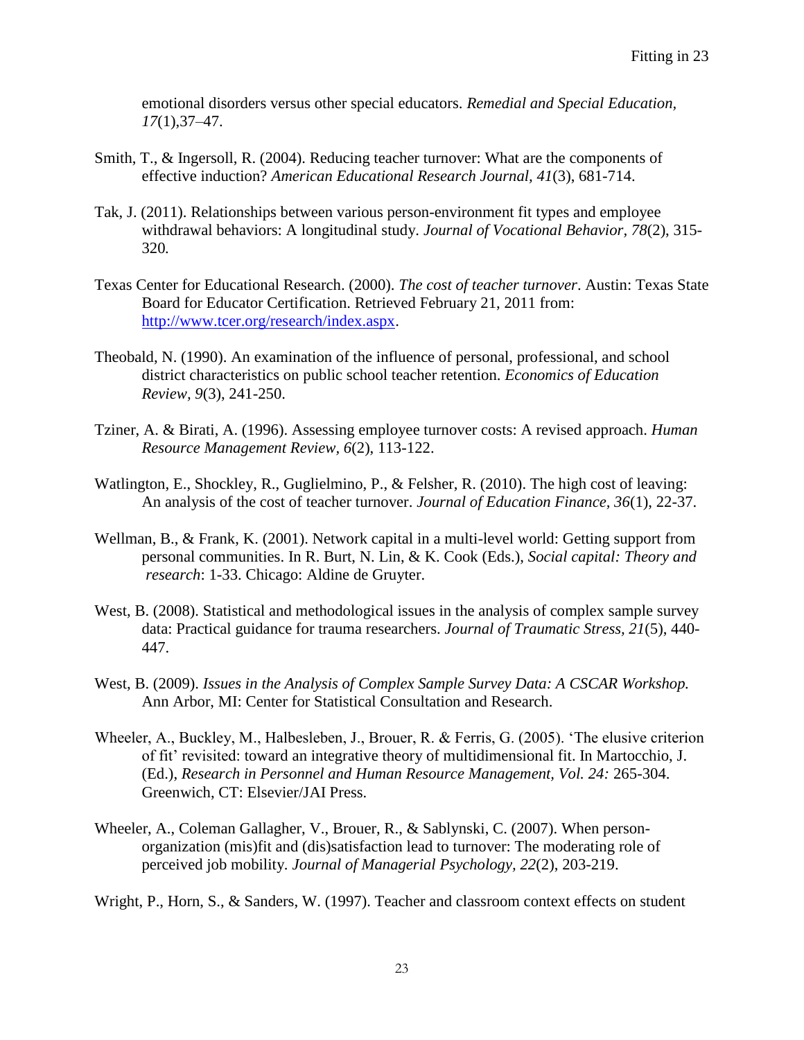emotional disorders versus other special educators. *Remedial and Special Education, 17*(1),37–47.

Smith, T., & Ingersoll, R. (2004). Reducing teacher turnover: What are the components of effective induction? *American Educational Research Journal, 41*(3), 681-714.

Tak, J. (2011). Relationships between various person-environment fit types and employee withdrawal behaviors: A longitudinal study. *Journal of Vocational Behavior, 78*(2), 315-320*.*

Texas Center for Educational Research. (2000). *The cost of teacher turnover*. Austin: Texas State Board for Educator Certification. Retrieved February 21, 2011 from: http://www.tcer.org/research/index.aspx.

Theobald, N. (1990). An examination of the influence of personal, professional, and school district characteristics on public school teacher retention. *Economics of Education Review, 9*(3), 241-250.

Tziner, A. & Birati, A. (1996). Assessing employee turnover costs: A revised approach. *Human Resource Management Review, 6*(2), 113-122.

Watlington, E., Shockley, R., Guglielmino, P., & Felsher, R. (2010). The high cost of leaving: An analysis of the cost of teacher turnover. *Journal of Education Finance, 36*(1), 22-37.

Wellman, B., & Frank, K. (2001). Network capital in a multi-level world: Getting support from personal communities. In R. Burt, N. Lin, & K. Cook (Eds.), *Social capital: Theory and research*: 1-33. Chicago: Aldine de Gruyter.

West, B. (2008). Statistical and methodological issues in the analysis of complex sample survey data: Practical guidance for trauma researchers. *Journal of Traumatic Stress, 21*(5), 440-447.

West, B. (2009). *Issues in the Analysis of Complex Sample Survey Data: A CSCAR Workshop.* Ann Arbor, MI: Center for Statistical Consultation and Research.

Wheeler, A., Buckley, M., Halbesleben, J., Brouer, R. & Ferris, G. (2005). 'The elusive criterion of fit' revisited: toward an integrative theory of multidimensional fit. In Martocchio, J. (Ed.), *Research in Personnel and Human Resource Management, Vol. 24:* 265-304. Greenwich, CT: Elsevier/JAI Press.

Wheeler, A., Coleman Gallagher, V., Brouer, R., & Sablynski, C. (2007). When person-organization (mis)fit and (dis)satisfaction lead to turnover: The moderating role of perceived job mobility. *Journal of Managerial Psychology, 22*(2), 203-219.

Wright, P., Horn, S., & Sanders, W. (1997). Teacher and classroom context effects on student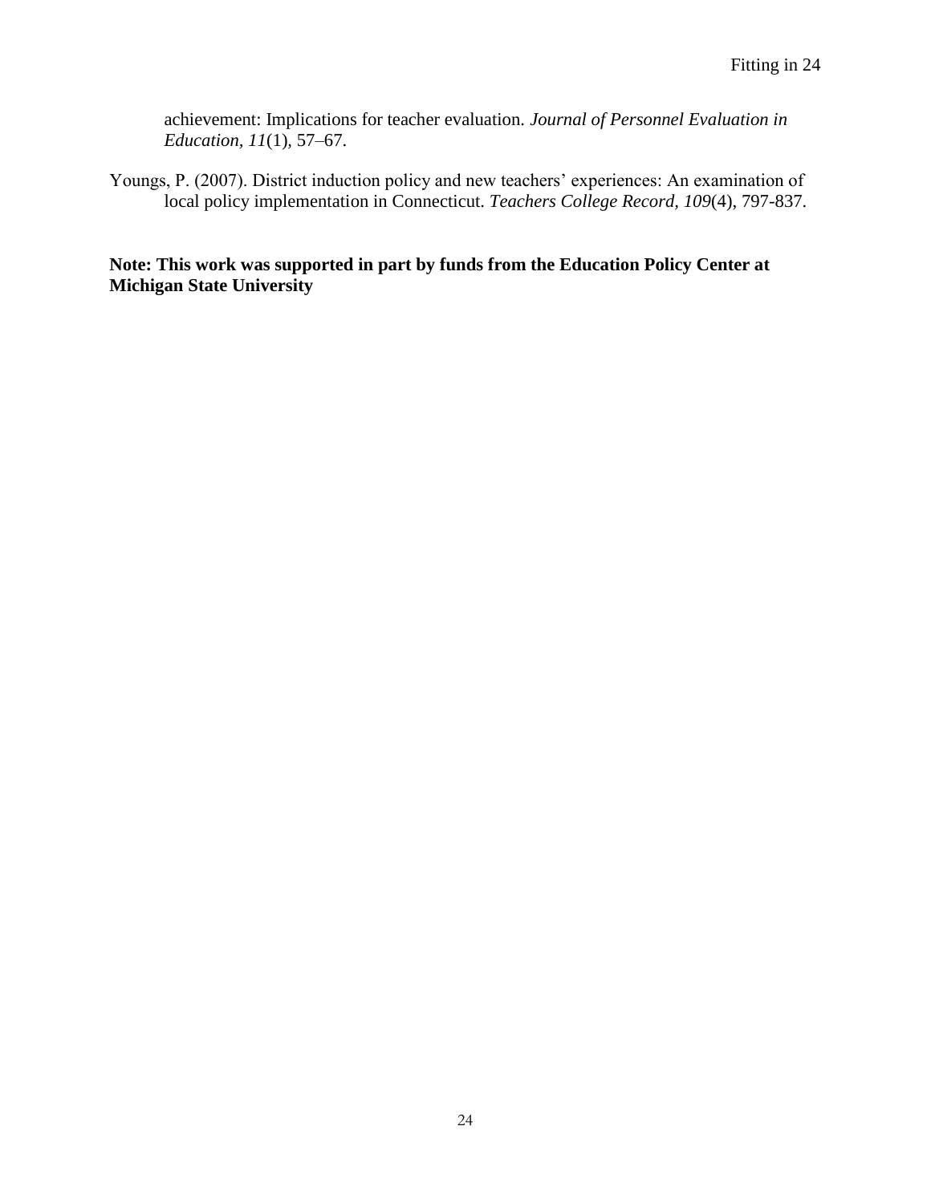achievement: Implications for teacher evaluation. *Journal of Personnel Evaluation in Education, 11*(1), 57–67.

Youngs, P. (2007). District induction policy and new teachers' experiences: An examination of local policy implementation in Connecticut. *Teachers College Record, 109*(4), 797-837.

**Note: This work was supported in part by funds from the Education Policy Center at Michigan State University**